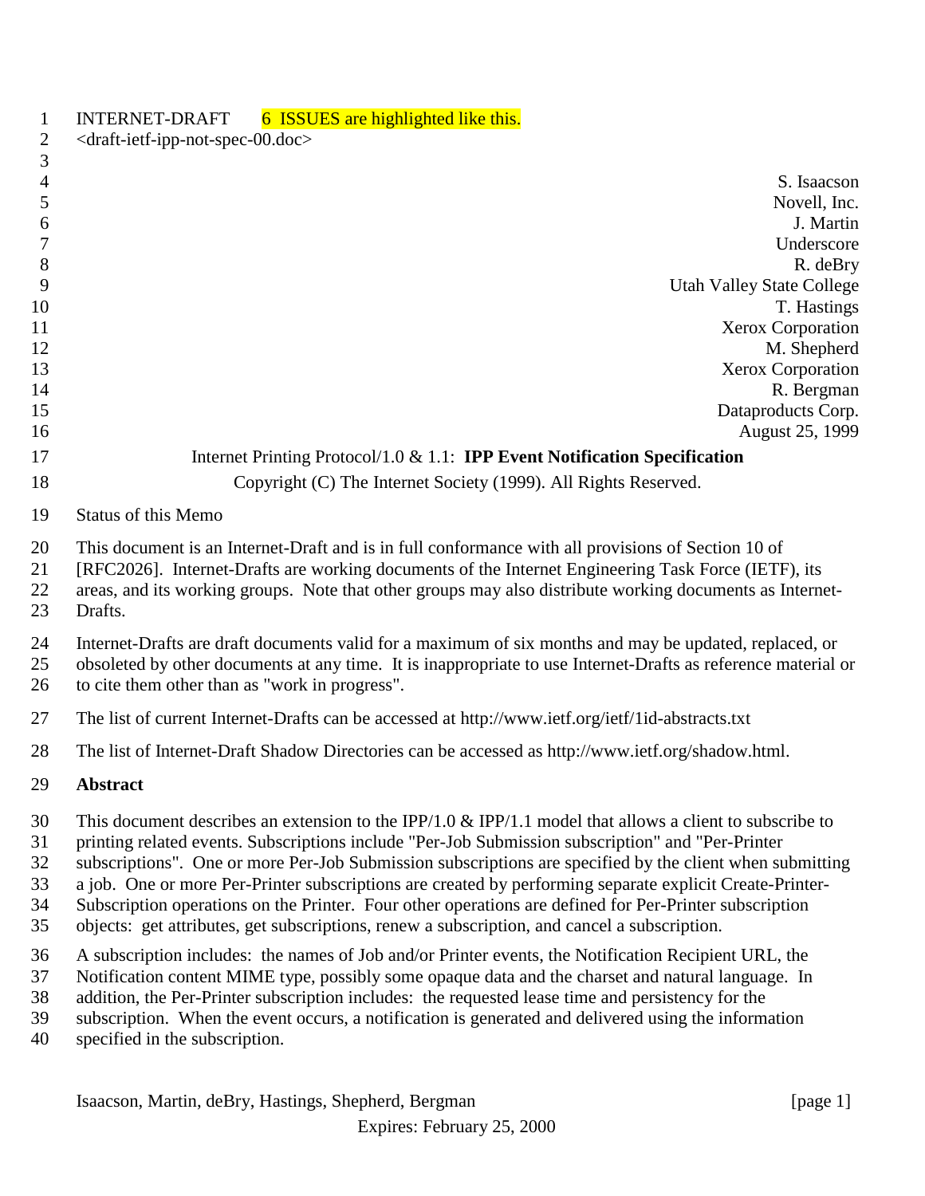INTERNET-DRAFT 6 ISSUES are highlighted like this.
<draft-ietf-ipp-not-spec-00.doc>

S. Isaacson
Novell, Inc.
J. Martin
Underscore
R. deBry
Utah Valley State College
T. Hastings
Xerox Corporation
M. Shepherd
Xerox Corporation
R. Bergman
Dataproducts Corp.
August 25, 1999

Internet Printing Protocol/1.0 & 1.1: **IPP Event Notification Specification**

Copyright (C) The Internet Society (1999). All Rights Reserved.

Status of this Memo

This document is an Internet-Draft and is in full conformance with all provisions of Section 10 of [RFC2026]. Internet-Drafts are working documents of the Internet Engineering Task Force (IETF), its areas, and its working groups. Note that other groups may also distribute working documents as Internet-Drafts.

Internet-Drafts are draft documents valid for a maximum of six months and may be updated, replaced, or obsoleted by other documents at any time. It is inappropriate to use Internet-Drafts as reference material or to cite them other than as "work in progress".

The list of current Internet-Drafts can be accessed at http://www.ietf.org/ietf/1id-abstracts.txt

The list of Internet-Draft Shadow Directories can be accessed as http://www.ietf.org/shadow.html.

**Abstract**

This document describes an extension to the IPP/1.0 & IPP/1.1 model that allows a client to subscribe to printing related events. Subscriptions include "Per-Job Submission subscription" and "Per-Printer subscriptions". One or more Per-Job Submission subscriptions are specified by the client when submitting a job. One or more Per-Printer subscriptions are created by performing separate explicit Create-Printer-Subscription operations on the Printer. Four other operations are defined for Per-Printer subscription objects: get attributes, get subscriptions, renew a subscription, and cancel a subscription.

A subscription includes: the names of Job and/or Printer events, the Notification Recipient URL, the Notification content MIME type, possibly some opaque data and the charset and natural language. In addition, the Per-Printer subscription includes: the requested lease time and persistency for the subscription. When the event occurs, a notification is generated and delivered using the information specified in the subscription.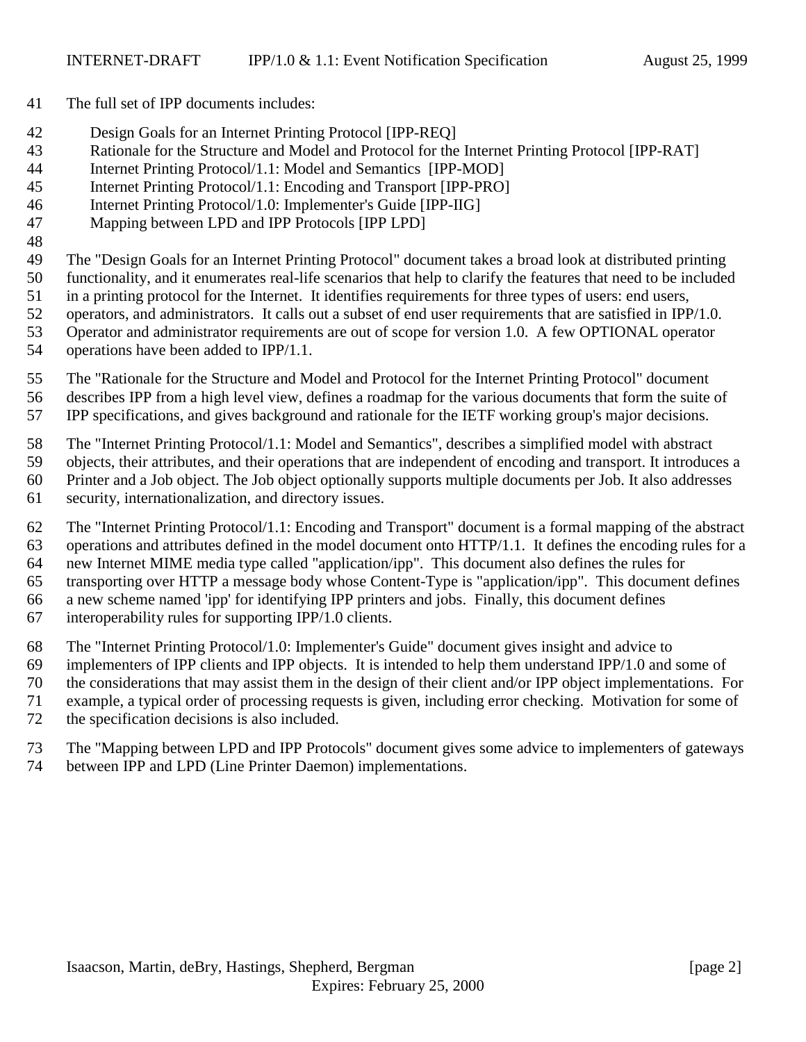The full set of IPP documents includes:

- Design Goals for an Internet Printing Protocol [IPP-REQ]
- Rationale for the Structure and Model and Protocol for the Internet Printing Protocol [IPP-RAT]
- Internet Printing Protocol/1.1: Model and Semantics [IPP-MOD]
- Internet Printing Protocol/1.1: Encoding and Transport [IPP-PRO]
- Internet Printing Protocol/1.0: Implementer's Guide [IPP-IIG]
- Mapping between LPD and IPP Protocols [IPP LPD]

The "Design Goals for an Internet Printing Protocol" document takes a broad look at distributed printing functionality, and it enumerates real-life scenarios that help to clarify the features that need to be included in a printing protocol for the Internet. It identifies requirements for three types of users: end users, operators, and administrators. It calls out a subset of end user requirements that are satisfied in IPP/1.0. Operator and administrator requirements are out of scope for version 1.0. A few OPTIONAL operator operations have been added to IPP/1.1.

The "Rationale for the Structure and Model and Protocol for the Internet Printing Protocol" document describes IPP from a high level view, defines a roadmap for the various documents that form the suite of IPP specifications, and gives background and rationale for the IETF working group's major decisions.

The "Internet Printing Protocol/1.1: Model and Semantics", describes a simplified model with abstract objects, their attributes, and their operations that are independent of encoding and transport. It introduces a Printer and a Job object. The Job object optionally supports multiple documents per Job. It also addresses security, internationalization, and directory issues.

The "Internet Printing Protocol/1.1: Encoding and Transport" document is a formal mapping of the abstract operations and attributes defined in the model document onto HTTP/1.1. It defines the encoding rules for a new Internet MIME media type called "application/ipp". This document also defines the rules for transporting over HTTP a message body whose Content-Type is "application/ipp". This document defines a new scheme named 'ipp' for identifying IPP printers and jobs. Finally, this document defines interoperability rules for supporting IPP/1.0 clients.

The "Internet Printing Protocol/1.0: Implementer's Guide" document gives insight and advice to implementers of IPP clients and IPP objects. It is intended to help them understand IPP/1.0 and some of the considerations that may assist them in the design of their client and/or IPP object implementations. For example, a typical order of processing requests is given, including error checking. Motivation for some of the specification decisions is also included.

The "Mapping between LPD and IPP Protocols" document gives some advice to implementers of gateways between IPP and LPD (Line Printer Daemon) implementations.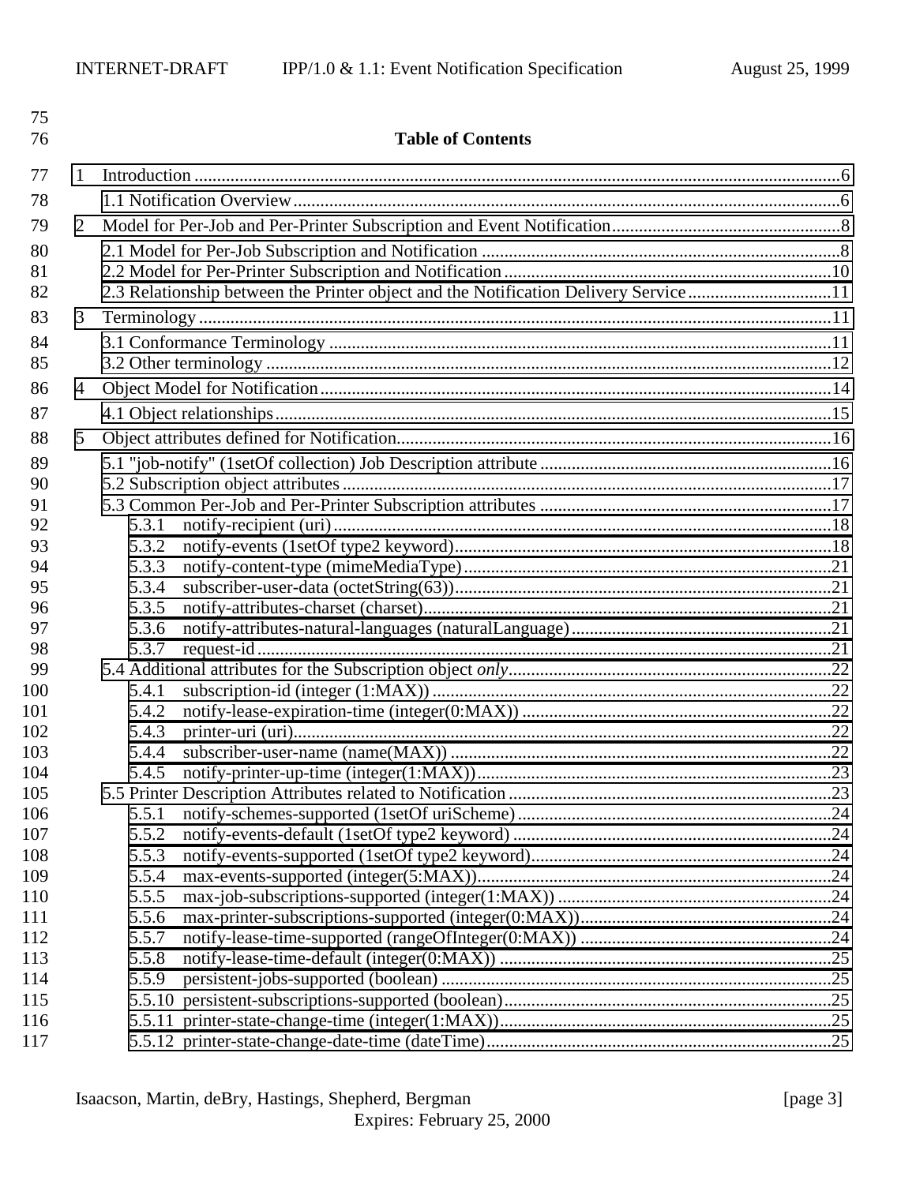## Table of Contents

1 Introduction ....6

1.1 Notification Overview ....6

2 Model for Per-Job and Per-Printer Subscription and Event Notification ....8

2.1 Model for Per-Job Subscription and Notification ....8

2.2 Model for Per-Printer Subscription and Notification ....10

2.3 Relationship between the Printer object and the Notification Delivery Service ....11

3 Terminology ....11

3.1 Conformance Terminology ....11

3.2 Other terminology ....12

4 Object Model for Notification ....14

4.1 Object relationships ....15

5 Object attributes defined for Notification ....16

5.1 "job-notify" (1setOf collection) Job Description attribute ....16

5.2 Subscription object attributes ....17

5.3 Common Per-Job and Per-Printer Subscription attributes ....17

- 5.3.1 notify-recipient (uri) ....18
- 5.3.2 notify-events (1setOf type2 keyword) ....18
- 5.3.3 notify-content-type (mimeMediaType) ....21
- 5.3.4 subscriber-user-data (octetString(63)) ....21
- 5.3.5 notify-attributes-charset (charset) ....21
- 5.3.6 notify-attributes-natural-languages (naturalLanguage) ....21
- 5.3.7 request-id ....21

5.4 Additional attributes for the Subscription object *only* ....22

- 5.4.1 subscription-id (integer (1:MAX)) ....22
- 5.4.2 notify-lease-expiration-time (integer(0:MAX)) ....22
- 5.4.3 printer-uri (uri) ....22
- 5.4.4 subscriber-user-name (name(MAX)) ....22
- 5.4.5 notify-printer-up-time (integer(1:MAX)) ....23

5.5 Printer Description Attributes related to Notification ....23

- 5.5.1 notify-schemes-supported (1setOf uriScheme) ....24
- 5.5.2 notify-events-default (1setOf type2 keyword) ....24
- 5.5.3 notify-events-supported (1setOf type2 keyword) ....24
- 5.5.4 max-events-supported (integer(5:MAX)) ....24
- 5.5.5 max-job-subscriptions-supported (integer(1:MAX)) ....24
- 5.5.6 max-printer-subscriptions-supported (integer(0:MAX)) ....24
- 5.5.7 notify-lease-time-supported (rangeOfInteger(0:MAX)) ....24
- 5.5.8 notify-lease-time-default (integer(0:MAX)) ....25
- 5.5.9 persistent-jobs-supported (boolean) ....25
- 5.5.10 persistent-subscriptions-supported (boolean) ....25
- 5.5.11 printer-state-change-time (integer(1:MAX)) ....25
- 5.5.12 printer-state-change-date-time (dateTime) ....25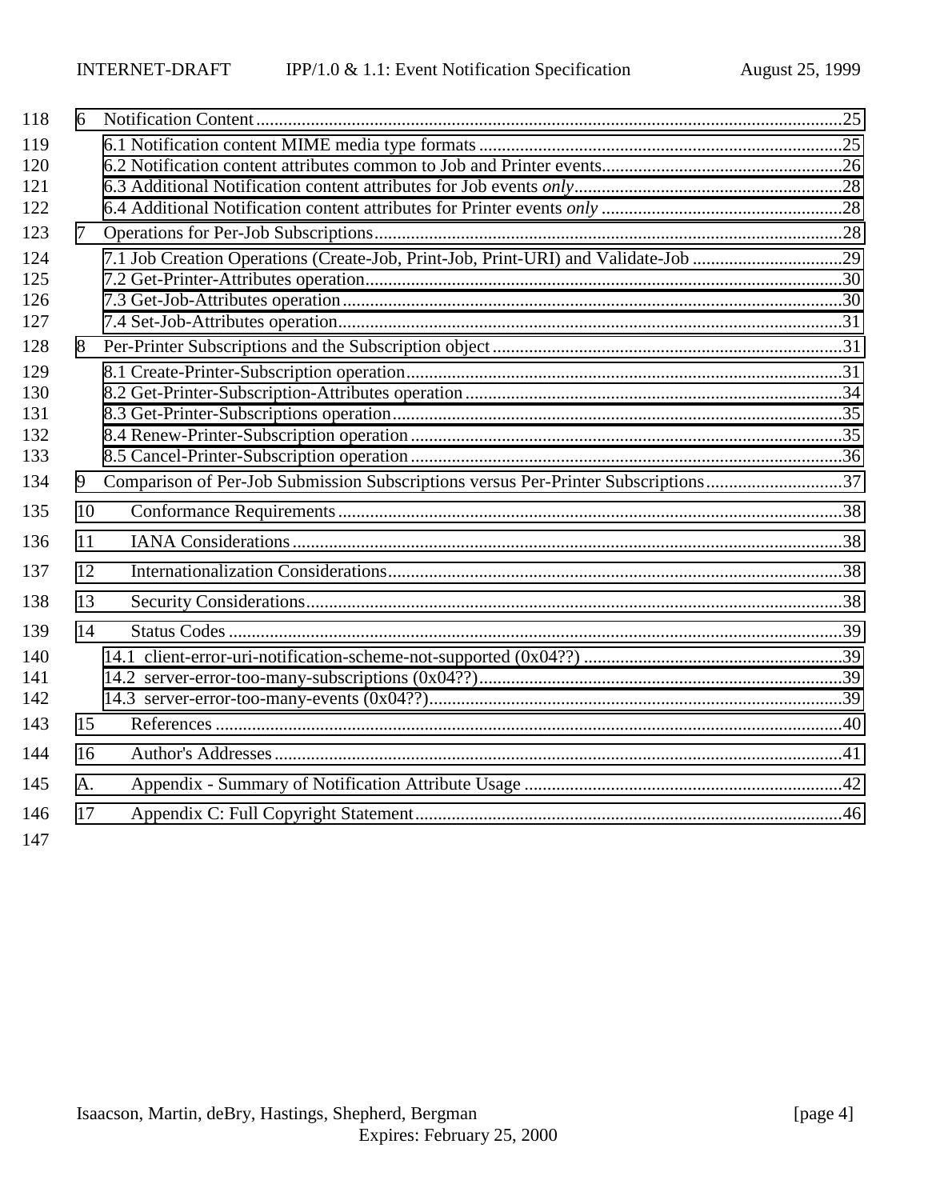6 Notification Content ........................................................................................................................25

6.1 Notification content MIME media type formats ................................................................................25

6.2 Notification content attributes common to Job and Printer events......................................................26

6.3 Additional Notification content attributes for Job events *only*...........................................................28

6.4 Additional Notification content attributes for Printer events *only* ......................................................28

7 Operations for Per-Job Subscriptions.......................................................................................................28

7.1 Job Creation Operations (Create-Job, Print-Job, Print-URI) and Validate-Job .................................29

7.2 Get-Printer-Attributes operation.........................................................................................................30

7.3 Get-Job-Attributes operation..............................................................................................................30

7.4 Set-Job-Attributes operation...............................................................................................................31

8 Per-Printer Subscriptions and the Subscription object .............................................................................31

8.1 Create-Printer-Subscription operation................................................................................................31

8.2 Get-Printer-Subscription-Attributes operation ...................................................................................34

8.3 Get-Printer-Subscriptions operation...................................................................................................35

8.4 Renew-Printer-Subscription operation ...............................................................................................35

8.5 Cancel-Printer-Subscription operation ...............................................................................................36

9 Comparison of Per-Job Submission Subscriptions versus Per-Printer Subscriptions..............................37

10 Conformance Requirements ...............................................................................................................38

11 IANA Considerations .........................................................................................................................38

12 Internationalization Considerations....................................................................................................38

13 Security Considerations......................................................................................................................38

14 Status Codes .......................................................................................................................................39

14.1 client-error-uri-notification-scheme-not-supported (0x04??) .........................................................39

14.2 server-error-too-many-subscriptions (0x04??)................................................................................39

14.3 server-error-too-many-events (0x04??)...........................................................................................39

15 References ..........................................................................................................................................40

16 Author's Addresses.............................................................................................................................41

A. Appendix - Summary of Notification Attribute Usage ......................................................................42

17 Appendix C: Full Copyright Statement..............................................................................................46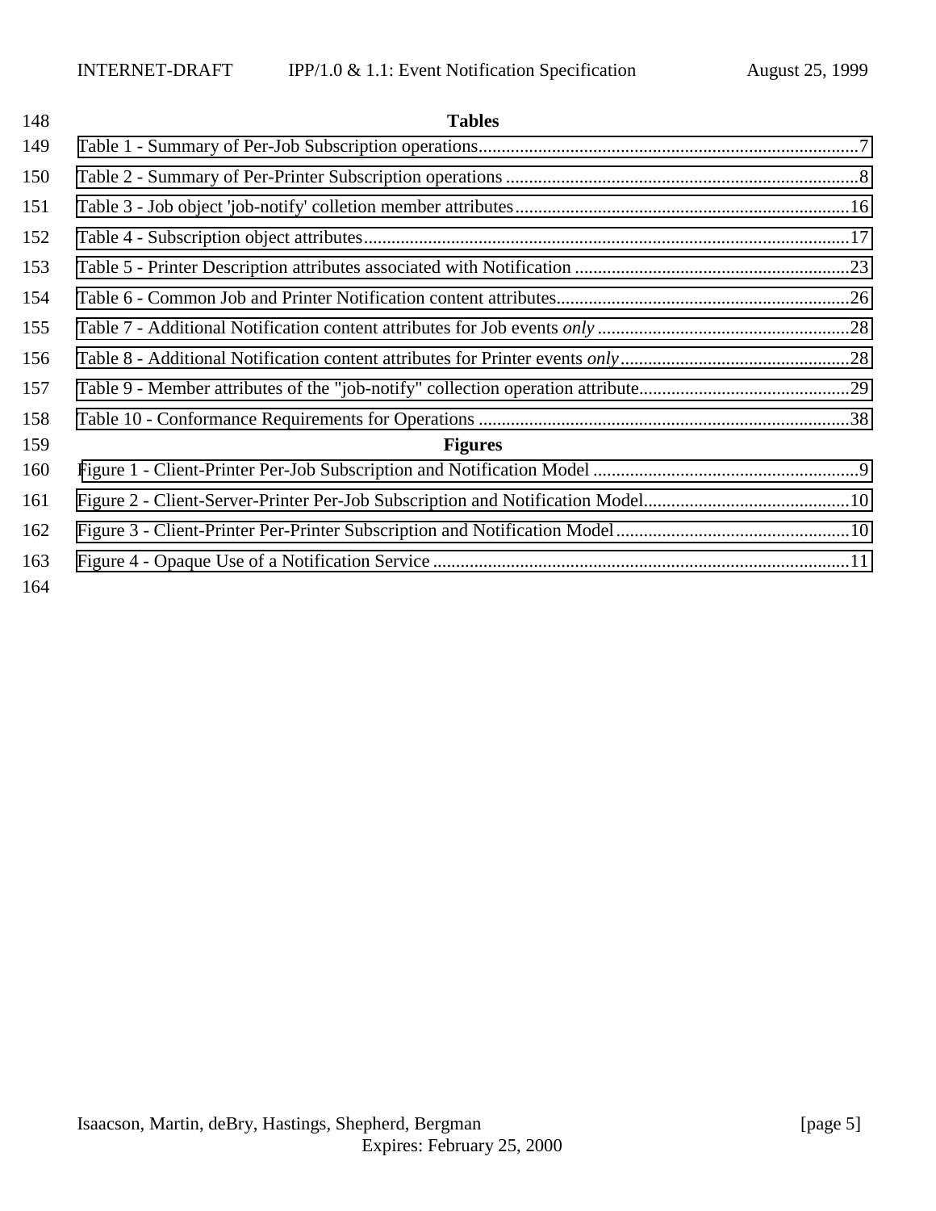## Tables

Table 1 - Summary of Per-Job Subscription operations....................................................................................7

Table 2 - Summary of Per-Printer Subscription operations .............................................................................8

Table 3 - Job object 'job-notify' colletion member attributes.........................................................................16

Table 4 - Subscription object attributes..........................................................................................................17

Table 5 - Printer Description attributes associated with Notification ............................................................23

Table 6 - Common Job and Printer Notification content attributes................................................................26

Table 7 - Additional Notification content attributes for Job events *only* .......................................................28

Table 8 - Additional Notification content attributes for Printer events *only*..................................................28

Table 9 - Member attributes of the "job-notify" collection operation attribute..............................................29

Table 10 - Conformance Requirements for Operations .................................................................................38

## Figures

Figure 1 - Client-Printer Per-Job Subscription and Notification Model ..........................................................9

Figure 2 - Client-Server-Printer Per-Job Subscription and Notification Model.............................................10

Figure 3 - Client-Printer Per-Printer Subscription and Notification Model...................................................10

Figure 4 - Opaque Use of a Notification Service ...........................................................................................11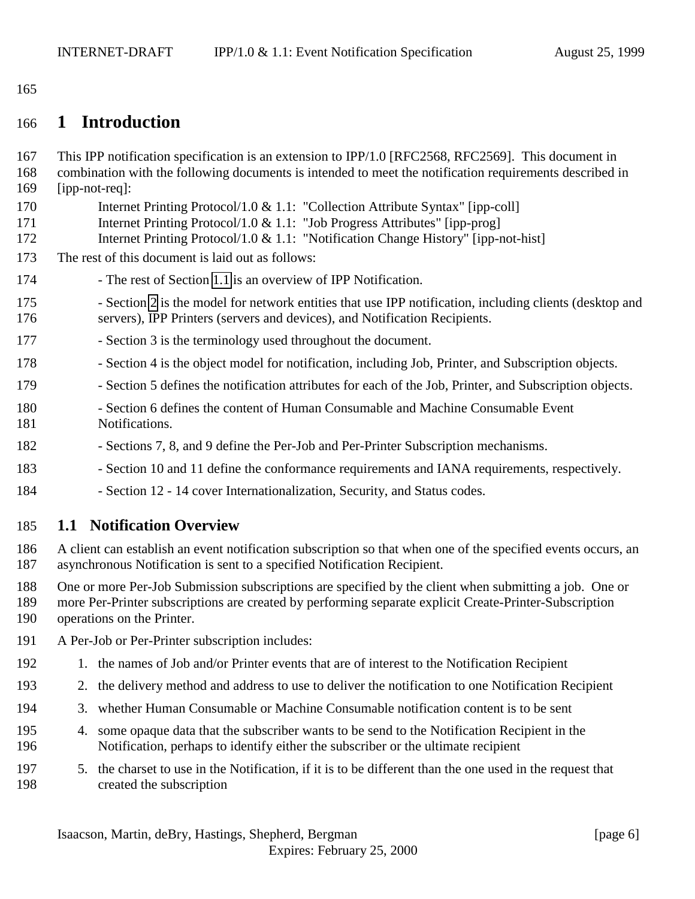# 1 Introduction

This IPP notification specification is an extension to IPP/1.0 [RFC2568, RFC2569]. This document in combination with the following documents is intended to meet the notification requirements described in [ipp-not-req]:

Internet Printing Protocol/1.0 & 1.1: "Collection Attribute Syntax" [ipp-coll]
Internet Printing Protocol/1.0 & 1.1: "Job Progress Attributes" [ipp-prog]
Internet Printing Protocol/1.0 & 1.1: "Notification Change History" [ipp-not-hist]

The rest of this document is laid out as follows:

- The rest of Section 1.1 is an overview of IPP Notification.
- Section 2 is the model for network entities that use IPP notification, including clients (desktop and servers), IPP Printers (servers and devices), and Notification Recipients.
- Section 3 is the terminology used throughout the document.
- Section 4 is the object model for notification, including Job, Printer, and Subscription objects.
- Section 5 defines the notification attributes for each of the Job, Printer, and Subscription objects.
- Section 6 defines the content of Human Consumable and Machine Consumable Event Notifications.
- Sections 7, 8, and 9 define the Per-Job and Per-Printer Subscription mechanisms.
- Section 10 and 11 define the conformance requirements and IANA requirements, respectively.
- Section 12 - 14 cover Internationalization, Security, and Status codes.

## 1.1 Notification Overview

A client can establish an event notification subscription so that when one of the specified events occurs, an asynchronous Notification is sent to a specified Notification Recipient.

One or more Per-Job Submission subscriptions are specified by the client when submitting a job. One or more Per-Printer subscriptions are created by performing separate explicit Create-Printer-Subscription operations on the Printer.

A Per-Job or Per-Printer subscription includes:

1. the names of Job and/or Printer events that are of interest to the Notification Recipient
2. the delivery method and address to use to deliver the notification to one Notification Recipient
3. whether Human Consumable or Machine Consumable notification content is to be sent
4. some opaque data that the subscriber wants to be send to the Notification Recipient in the Notification, perhaps to identify either the subscriber or the ultimate recipient
5. the charset to use in the Notification, if it is to be different than the one used in the request that created the subscription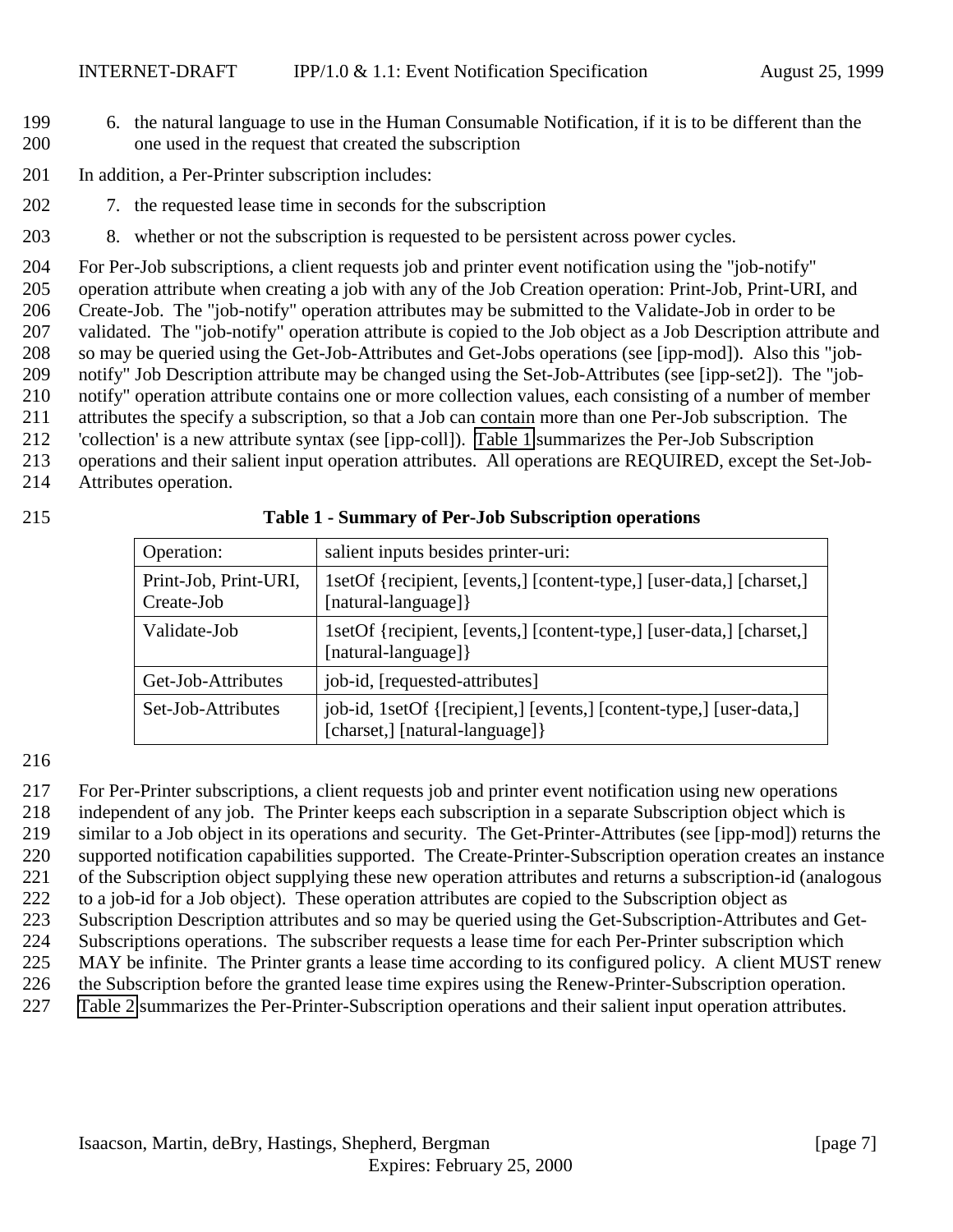6. the natural language to use in the Human Consumable Notification, if it is to be different than the one used in the request that created the subscription

In addition, a Per-Printer subscription includes:

7. the requested lease time in seconds for the subscription
8. whether or not the subscription is requested to be persistent across power cycles.

For Per-Job subscriptions, a client requests job and printer event notification using the "job-notify" operation attribute when creating a job with any of the Job Creation operation: Print-Job, Print-URI, and Create-Job. The "job-notify" operation attributes may be submitted to the Validate-Job in order to be validated. The "job-notify" operation attribute is copied to the Job object as a Job Description attribute and so may be queried using the Get-Job-Attributes and Get-Jobs operations (see [ipp-mod]). Also this "job-notify" Job Description attribute may be changed using the Set-Job-Attributes (see [ipp-set2]). The "job-notify" operation attribute contains one or more collection values, each consisting of a number of member attributes the specify a subscription, so that a Job can contain more than one Per-Job subscription. The 'collection' is a new attribute syntax (see [ipp-coll]). Table 1 summarizes the Per-Job Subscription operations and their salient input operation attributes. All operations are REQUIRED, except the Set-Job-Attributes operation.

**Table 1 - Summary of Per-Job Subscription operations**

| Operation: | salient inputs besides printer-uri: |
|---|---|
| Print-Job, Print-URI, Create-Job | 1setOf {recipient, [events,] [content-type,] [user-data,] [charset,] [natural-language]} |
| Validate-Job | 1setOf {recipient, [events,] [content-type,] [user-data,] [charset,] [natural-language]} |
| Get-Job-Attributes | job-id, [requested-attributes] |
| Set-Job-Attributes | job-id, 1setOf {[recipient,] [events,] [content-type,] [user-data,] [charset,] [natural-language]} |

For Per-Printer subscriptions, a client requests job and printer event notification using new operations independent of any job. The Printer keeps each subscription in a separate Subscription object which is similar to a Job object in its operations and security. The Get-Printer-Attributes (see [ipp-mod]) returns the supported notification capabilities supported. The Create-Printer-Subscription operation creates an instance of the Subscription object supplying these new operation attributes and returns a subscription-id (analogous to a job-id for a Job object). These operation attributes are copied to the Subscription object as Subscription Description attributes and so may be queried using the Get-Subscription-Attributes and Get-Subscriptions operations. The subscriber requests a lease time for each Per-Printer subscription which MAY be infinite. The Printer grants a lease time according to its configured policy. A client MUST renew the Subscription before the granted lease time expires using the Renew-Printer-Subscription operation. Table 2 summarizes the Per-Printer-Subscription operations and their salient input operation attributes.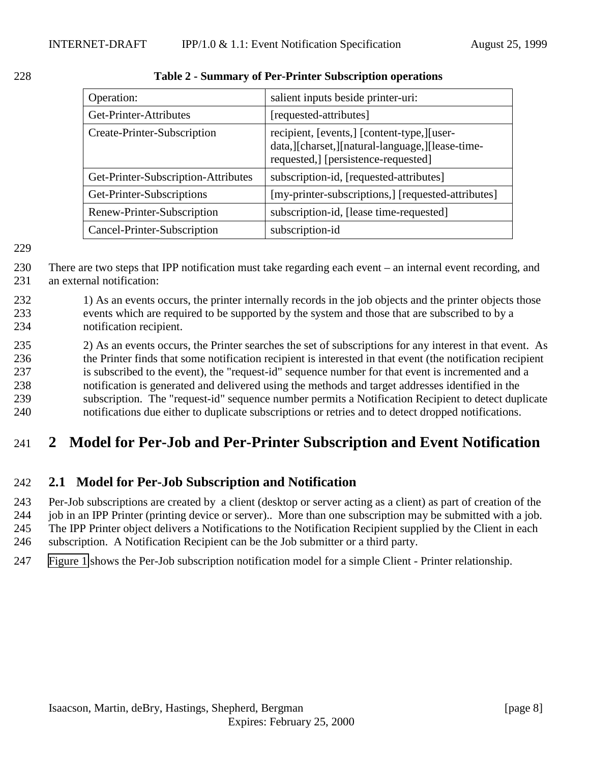**Table 2 - Summary of Per-Printer Subscription operations**

| Operation: | salient inputs beside printer-uri: |
|---|---|
| Get-Printer-Attributes | [requested-attributes] |
| Create-Printer-Subscription | recipient, [events,] [content-type,][user-data,][charset,][natural-language,][lease-time-requested,] [persistence-requested] |
| Get-Printer-Subscription-Attributes | subscription-id, [requested-attributes] |
| Get-Printer-Subscriptions | [my-printer-subscriptions,] [requested-attributes] |
| Renew-Printer-Subscription | subscription-id, [lease time-requested] |
| Cancel-Printer-Subscription | subscription-id |

There are two steps that IPP notification must take regarding each event – an internal event recording, and an external notification:

1) As an events occurs, the printer internally records in the job objects and the printer objects those events which are required to be supported by the system and those that are subscribed to by a notification recipient.

2) As an events occurs, the Printer searches the set of subscriptions for any interest in that event. As the Printer finds that some notification recipient is interested in that event (the notification recipient is subscribed to the event), the "request-id" sequence number for that event is incremented and a notification is generated and delivered using the methods and target addresses identified in the subscription. The "request-id" sequence number permits a Notification Recipient to detect duplicate notifications due either to duplicate subscriptions or retries and to detect dropped notifications.

# 2 Model for Per-Job and Per-Printer Subscription and Event Notification

## 2.1 Model for Per-Job Subscription and Notification

Per-Job subscriptions are created by a client (desktop or server acting as a client) as part of creation of the job in an IPP Printer (printing device or server).. More than one subscription may be submitted with a job. The IPP Printer object delivers a Notifications to the Notification Recipient supplied by the Client in each subscription. A Notification Recipient can be the Job submitter or a third party.

Figure 1 shows the Per-Job subscription notification model for a simple Client - Printer relationship.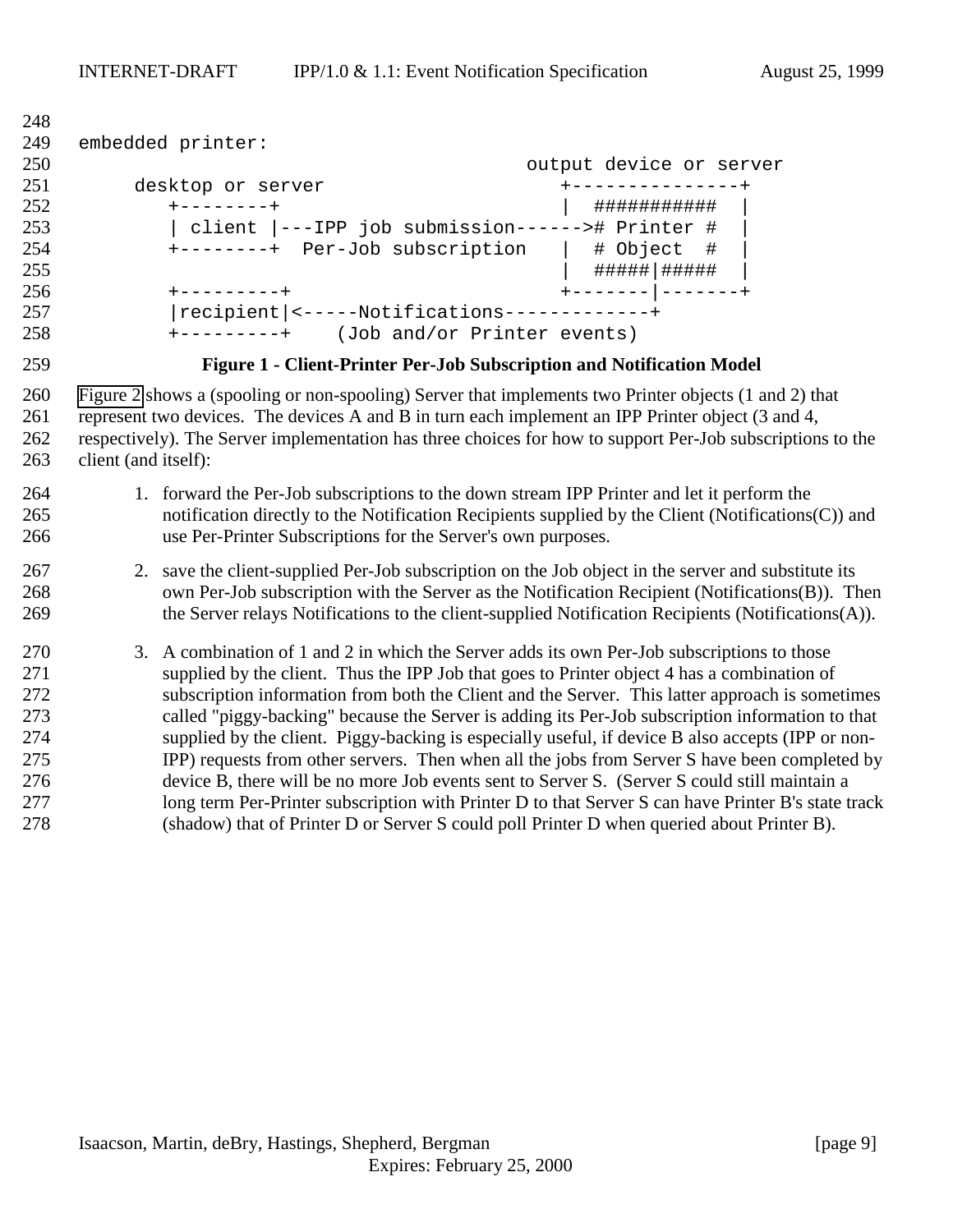```
embedded printer:
                                               output device or server
     desktop or server                            +---------------+
        +--------+                                |  ###########  |
        | client |---IPP job submission------># Printer #  |
        +--------+  Per-Job subscription    |  # Object  #  |
                                                  |  #####|#####  |
        +---------+                               +-------|-------+
        |recipient|<-----Notifications-------------+
        +---------+    (Job and/or Printer events)
```

**Figure 1 - Client-Printer Per-Job Subscription and Notification Model**

Figure 2 shows a (spooling or non-spooling) Server that implements two Printer objects (1 and 2) that represent two devices. The devices A and B in turn each implement an IPP Printer object (3 and 4, respectively). The Server implementation has three choices for how to support Per-Job subscriptions to the client (and itself):

1. forward the Per-Job subscriptions to the down stream IPP Printer and let it perform the notification directly to the Notification Recipients supplied by the Client (Notifications(C)) and use Per-Printer Subscriptions for the Server's own purposes.

2. save the client-supplied Per-Job subscription on the Job object in the server and substitute its own Per-Job subscription with the Server as the Notification Recipient (Notifications(B)). Then the Server relays Notifications to the client-supplied Notification Recipients (Notifications(A)).

3. A combination of 1 and 2 in which the Server adds its own Per-Job subscriptions to those supplied by the client. Thus the IPP Job that goes to Printer object 4 has a combination of subscription information from both the Client and the Server. This latter approach is sometimes called "piggy-backing" because the Server is adding its Per-Job subscription information to that supplied by the client. Piggy-backing is especially useful, if device B also accepts (IPP or non-IPP) requests from other servers. Then when all the jobs from Server S have been completed by device B, there will be no more Job events sent to Server S. (Server S could still maintain a long term Per-Printer subscription with Printer D to that Server S can have Printer B's state track (shadow) that of Printer D or Server S could poll Printer D when queried about Printer B).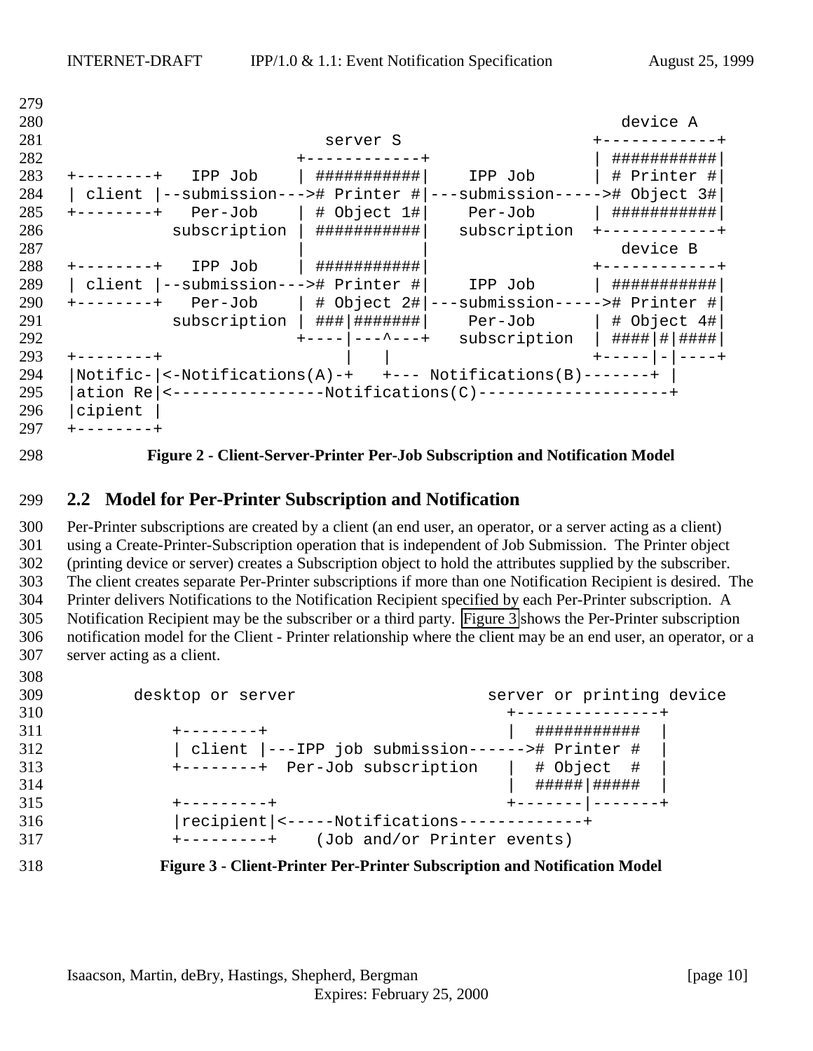```
                                                                   device A
                               server S                          +------------+
                            +------------+                       | ###########|
+--------+   IPP Job        | ###########|    IPP Job            | # Printer #|
| client |--submission--->  # Printer #|---submission----->      # Object 3#|
+--------+   Per-Job        | # Object 1#|    Per-Job            | ###########|
           subscription     | ###########|   subscription        +------------+
                            |            |                          device B
+--------+   IPP Job        | ###########|                       +------------+
| client |--submission--->  # Printer #|    IPP Job              | ###########|
+--------+   Per-Job        | # Object 2#|---submission----->    # Printer #|
           subscription     | ###|#######|    Per-Job            | # Object 4#|
                            +----|---^---+   subscription        | ####|#|####|
+--------+                       |   |                           +-----|-|----+
|Notific-|<-Notifications(A)-+   +--- Notifications(B)-------+ |
|ation Re|<----------------Notifications(C)--------------------+
|cipient |
+--------+
```

**Figure 2 - Client-Server-Printer Per-Job Subscription and Notification Model**

## 2.2 Model for Per-Printer Subscription and Notification

Per-Printer subscriptions are created by a client (an end user, an operator, or a server acting as a client) using a Create-Printer-Subscription operation that is independent of Job Submission. The Printer object (printing device or server) creates a Subscription object to hold the attributes supplied by the subscriber. The client creates separate Per-Printer subscriptions if more than one Notification Recipient is desired. The Printer delivers Notifications to the Notification Recipient specified by each Per-Printer subscription. A Notification Recipient may be the subscriber or a third party. Figure 3 shows the Per-Printer subscription notification model for the Client - Printer relationship where the client may be an end user, an operator, or a server acting as a client.

```
       desktop or server                     server or printing device
                                               +---------------+
          +--------+                           |  ###########  |
          | client |---IPP job submission------># Printer #   |
          +--------+  Per-Job subscription     |  # Object  #  |
                                               |  #####|#####  |
          +---------+                          +-------|-------+
          |recipient|<-----Notifications-------------+
          +---------+    (Job and/or Printer events)
```

**Figure 3 - Client-Printer Per-Printer Subscription and Notification Model**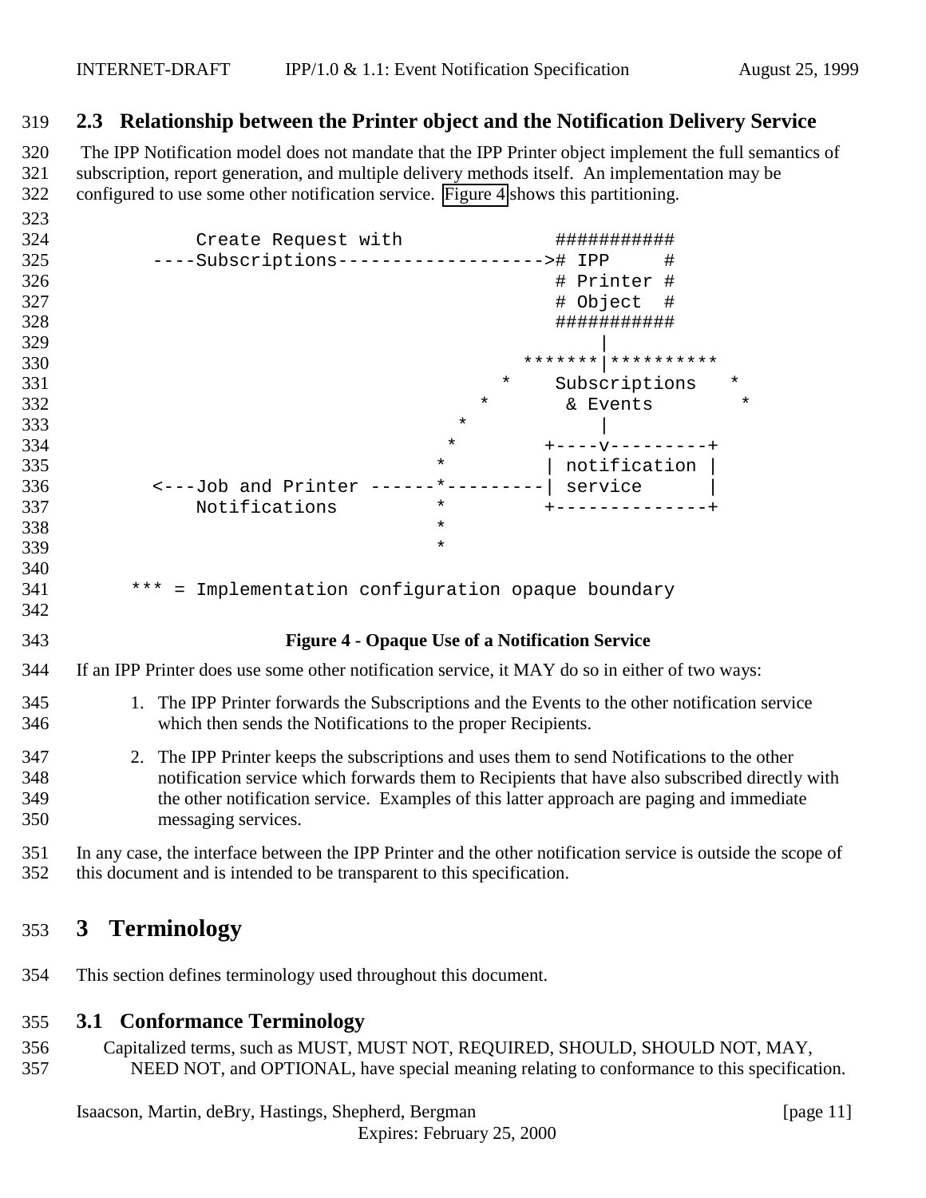## 2.3 Relationship between the Printer object and the Notification Delivery Service

The IPP Notification model does not mandate that the IPP Printer object implement the full semantics of subscription, report generation, and multiple delivery methods itself. An implementation may be configured to use some other notification service. Figure 4 shows this partitioning.

```
              Create Request with              ###########
          ----Subscriptions------------------># IPP      #
                                               # Printer #
                                               # Object  #
                                               ###########
                                                    |
                                            *******|**********
                                          *    Subscriptions   *
                                        *       & Events        *
                                      *             |
                                     *        +----v---------+
                                    *         | notification |
          <---Job and Printer ------*---------| service      |
              Notifications         *         +--------------+
                                    *
                                    *

        *** = Implementation configuration opaque boundary
```

**Figure 4 - Opaque Use of a Notification Service**

If an IPP Printer does use some other notification service, it MAY do so in either of two ways:

1. The IPP Printer forwards the Subscriptions and the Events to the other notification service which then sends the Notifications to the proper Recipients.

2. The IPP Printer keeps the subscriptions and uses them to send Notifications to the other notification service which forwards them to Recipients that have also subscribed directly with the other notification service. Examples of this latter approach are paging and immediate messaging services.

In any case, the interface between the IPP Printer and the other notification service is outside the scope of this document and is intended to be transparent to this specification.

# 3 Terminology

This section defines terminology used throughout this document.

## 3.1 Conformance Terminology

Capitalized terms, such as MUST, MUST NOT, REQUIRED, SHOULD, SHOULD NOT, MAY, NEED NOT, and OPTIONAL, have special meaning relating to conformance to this specification.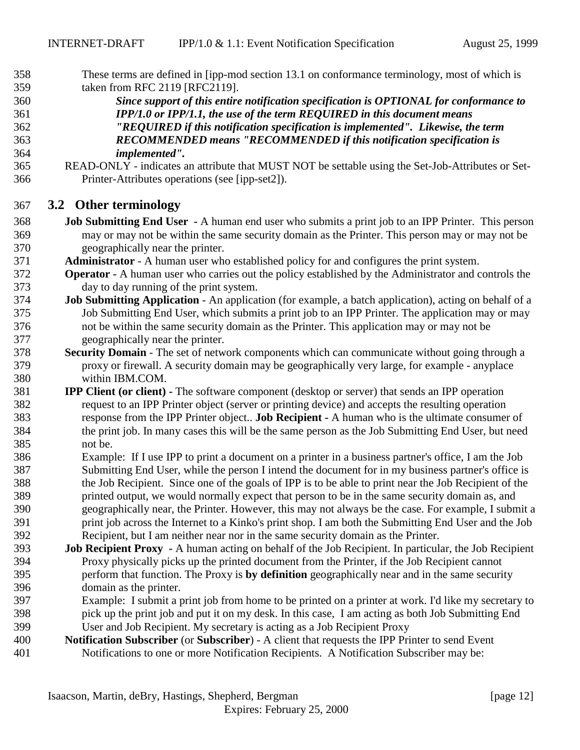These terms are defined in [ipp-mod section 13.1 on conformance terminology, most of which is taken from RFC 2119 [RFC2119].

***Since support of this entire notification specification is OPTIONAL for conformance to IPP/1.0 or IPP/1.1, the use of the term REQUIRED in this document means "REQUIRED if this notification specification is implemented". Likewise, the term RECOMMENDED means "RECOMMENDED if this notification specification is implemented".***

READ-ONLY - indicates an attribute that MUST NOT be settable using the Set-Job-Attributes or Set-Printer-Attributes operations (see [ipp-set2]).

## 3.2 Other terminology

**Job Submitting End User** - A human end user who submits a print job to an IPP Printer. This person may or may not be within the same security domain as the Printer. This person may or may not be geographically near the printer.

**Administrator** - A human user who established policy for and configures the print system.

**Operator -** A human user who carries out the policy established by the Administrator and controls the day to day running of the print system.

**Job Submitting Application** - An application (for example, a batch application), acting on behalf of a Job Submitting End User, which submits a print job to an IPP Printer. The application may or may not be within the same security domain as the Printer. This application may or may not be geographically near the printer.

**Security Domain** - The set of network components which can communicate without going through a proxy or firewall. A security domain may be geographically very large, for example - anyplace within IBM.COM.

**IPP Client (or client) -** The software component (desktop or server) that sends an IPP operation request to an IPP Printer object (server or printing device) and accepts the resulting operation response from the IPP Printer object.. **Job Recipient -** A human who is the ultimate consumer of the print job. In many cases this will be the same person as the Job Submitting End User, but need not be.

Example: If I use IPP to print a document on a printer in a business partner's office, I am the Job Submitting End User, while the person I intend the document for in my business partner's office is the Job Recipient. Since one of the goals of IPP is to be able to print near the Job Recipient of the printed output, we would normally expect that person to be in the same security domain as, and geographically near, the Printer. However, this may not always be the case. For example, I submit a print job across the Internet to a Kinko's print shop. I am both the Submitting End User and the Job Recipient, but I am neither near nor in the same security domain as the Printer.

**Job Recipient Proxy** - A human acting on behalf of the Job Recipient. In particular, the Job Recipient Proxy physically picks up the printed document from the Printer, if the Job Recipient cannot perform that function. The Proxy is **by definition** geographically near and in the same security domain as the printer.

Example: I submit a print job from home to be printed on a printer at work. I'd like my secretary to pick up the print job and put it on my desk. In this case, I am acting as both Job Submitting End User and Job Recipient. My secretary is acting as a Job Recipient Proxy

**Notification Subscriber** (or **Subscriber**) - A client that requests the IPP Printer to send Event Notifications to one or more Notification Recipients. A Notification Subscriber may be: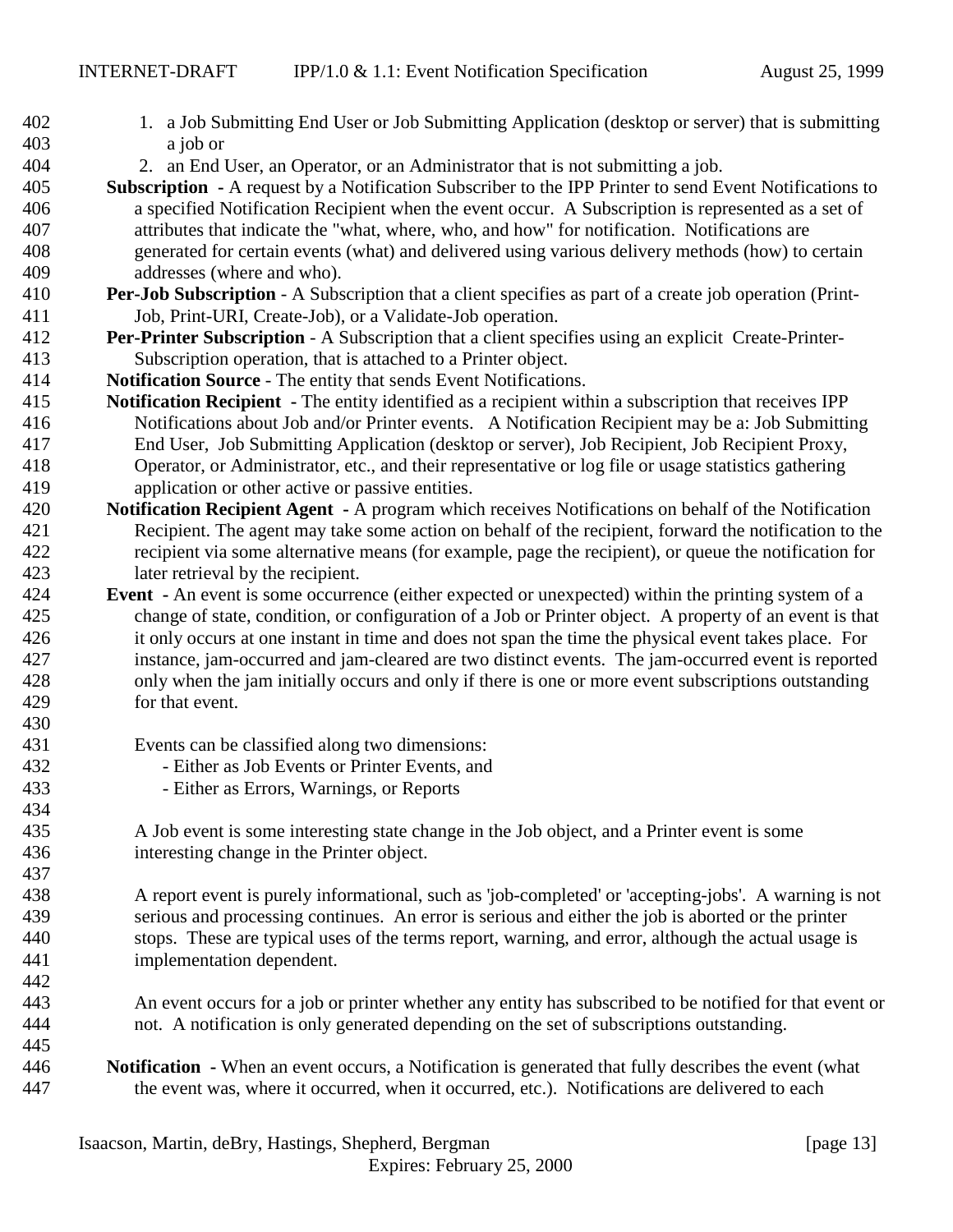1. a Job Submitting End User or Job Submitting Application (desktop or server) that is submitting a job or
2. an End User, an Operator, or an Administrator that is not submitting a job.

**Subscription** - A request by a Notification Subscriber to the IPP Printer to send Event Notifications to a specified Notification Recipient when the event occur. A Subscription is represented as a set of attributes that indicate the "what, where, who, and how" for notification. Notifications are generated for certain events (what) and delivered using various delivery methods (how) to certain addresses (where and who).

**Per-Job Subscription** - A Subscription that a client specifies as part of a create job operation (Print-Job, Print-URI, Create-Job), or a Validate-Job operation.

**Per-Printer Subscription** - A Subscription that a client specifies using an explicit Create-Printer-Subscription operation, that is attached to a Printer object.

**Notification Source** - The entity that sends Event Notifications.

**Notification Recipient** - The entity identified as a recipient within a subscription that receives IPP Notifications about Job and/or Printer events. A Notification Recipient may be a: Job Submitting End User, Job Submitting Application (desktop or server), Job Recipient, Job Recipient Proxy, Operator, or Administrator, etc., and their representative or log file or usage statistics gathering application or other active or passive entities.

**Notification Recipient Agent** - A program which receives Notifications on behalf of the Notification Recipient. The agent may take some action on behalf of the recipient, forward the notification to the recipient via some alternative means (for example, page the recipient), or queue the notification for later retrieval by the recipient.

**Event** - An event is some occurrence (either expected or unexpected) within the printing system of a change of state, condition, or configuration of a Job or Printer object. A property of an event is that it only occurs at one instant in time and does not span the time the physical event takes place. For instance, jam-occurred and jam-cleared are two distinct events. The jam-occurred event is reported only when the jam initially occurs and only if there is one or more event subscriptions outstanding for that event.

Events can be classified along two dimensions:
- Either as Job Events or Printer Events, and
- Either as Errors, Warnings, or Reports

A Job event is some interesting state change in the Job object, and a Printer event is some interesting change in the Printer object.

A report event is purely informational, such as 'job-completed' or 'accepting-jobs'. A warning is not serious and processing continues. An error is serious and either the job is aborted or the printer stops. These are typical uses of the terms report, warning, and error, although the actual usage is implementation dependent.

An event occurs for a job or printer whether any entity has subscribed to be notified for that event or not. A notification is only generated depending on the set of subscriptions outstanding.

**Notification** - When an event occurs, a Notification is generated that fully describes the event (what the event was, where it occurred, when it occurred, etc.). Notifications are delivered to each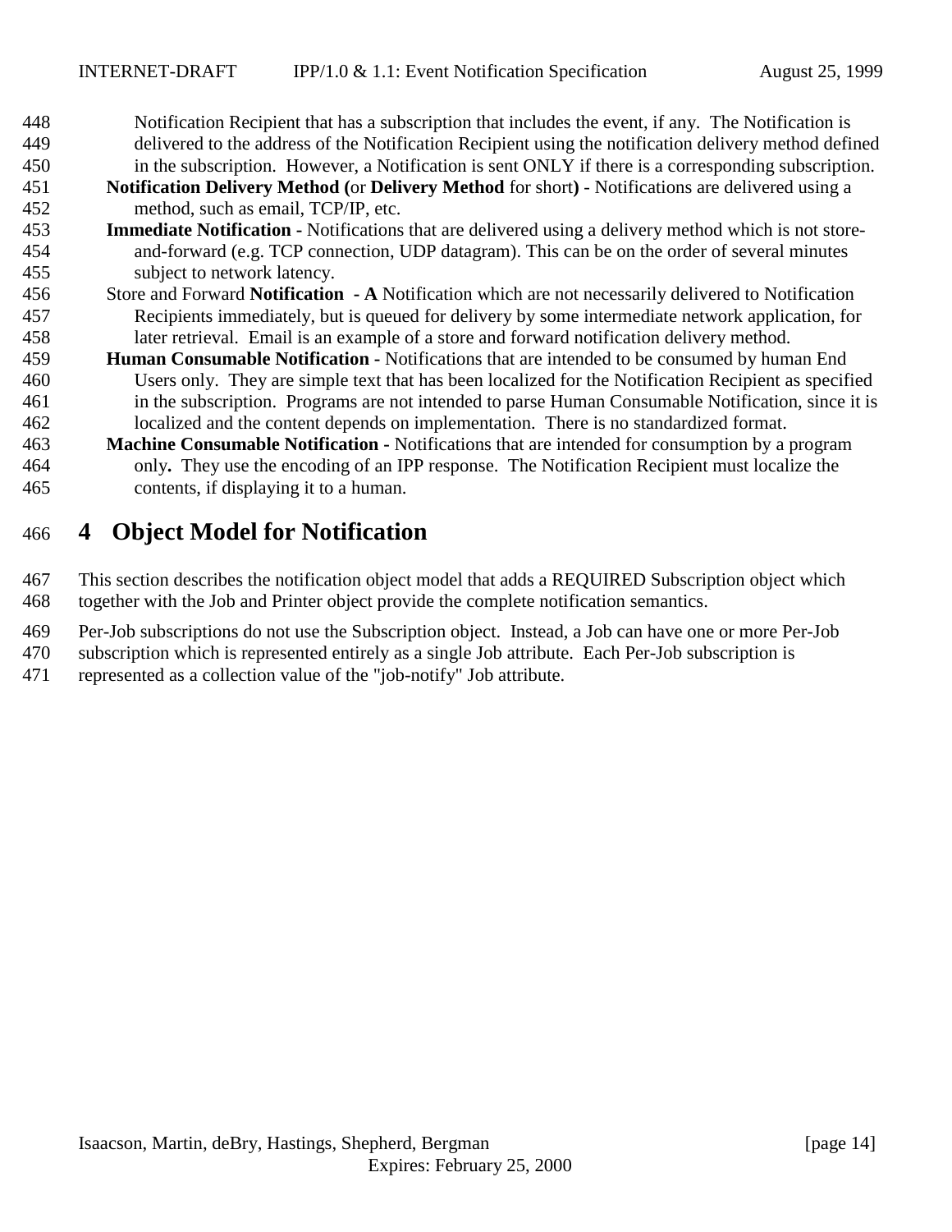Notification Recipient that has a subscription that includes the event, if any. The Notification is delivered to the address of the Notification Recipient using the notification delivery method defined in the subscription. However, a Notification is sent ONLY if there is a corresponding subscription.

**Notification Delivery Method (**or **Delivery Method** for short**)** - Notifications are delivered using a method, such as email, TCP/IP, etc.

**Immediate Notification -** Notifications that are delivered using a delivery method which is not store-and-forward (e.g. TCP connection, UDP datagram). This can be on the order of several minutes subject to network latency.

Store and Forward **Notification - A** Notification which are not necessarily delivered to Notification Recipients immediately, but is queued for delivery by some intermediate network application, for later retrieval. Email is an example of a store and forward notification delivery method.

**Human Consumable Notification -** Notifications that are intended to be consumed by human End Users only. They are simple text that has been localized for the Notification Recipient as specified in the subscription. Programs are not intended to parse Human Consumable Notification, since it is localized and the content depends on implementation. There is no standardized format.

**Machine Consumable Notification -** Notifications that are intended for consumption by a program only**.** They use the encoding of an IPP response. The Notification Recipient must localize the contents, if displaying it to a human.

# 4 Object Model for Notification

This section describes the notification object model that adds a REQUIRED Subscription object which together with the Job and Printer object provide the complete notification semantics.

Per-Job subscriptions do not use the Subscription object. Instead, a Job can have one or more Per-Job subscription which is represented entirely as a single Job attribute. Each Per-Job subscription is represented as a collection value of the "job-notify" Job attribute.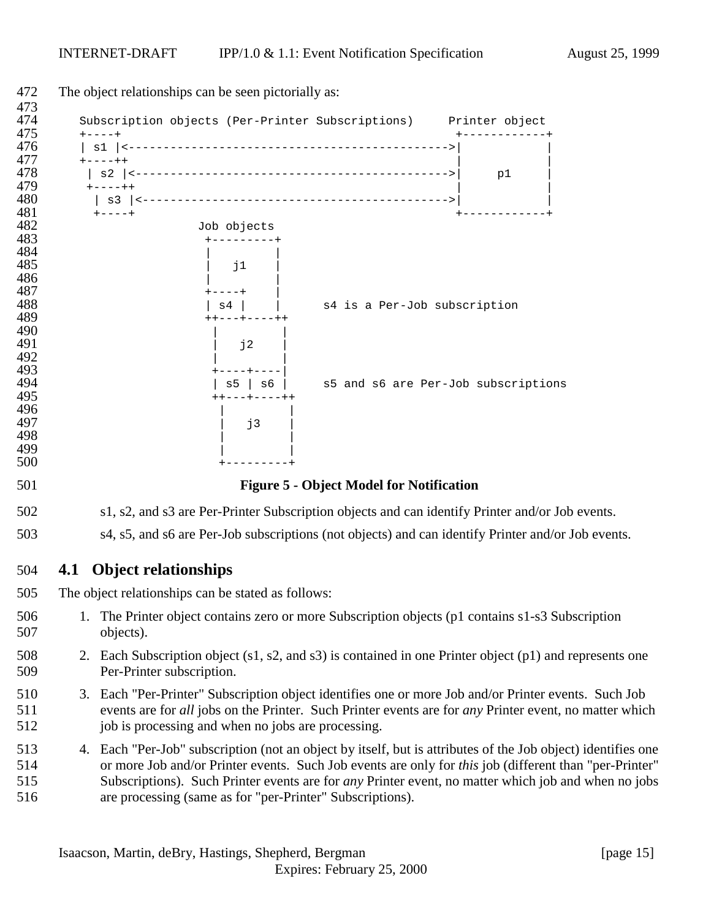The object relationships can be seen pictorially as:

```
   Subscription objects (Per-Printer Subscriptions)     Printer object
   +----+                                                +------------+
   | s1 |<------------------------------------------->|            |
   +----++                                               |            |
    | s2 |<------------------------------------------->|     p1     |
    +----++                                              |            |
     | s3 |<----------------------------------------->|            |
     +----+                                              +------------+
                    Job objects
                     +---------+
                     |         |
                     |   j1    |
                     |         |
                     +----+    |
                     | s4 |    |      s4 is a Per-Job subscription
                     ++---+----++
                      |         |
                      |   j2    |
                      |         |
                      +----+----|
                      | s5 | s6 |     s5 and s6 are Per-Job subscriptions
                      ++---+----++
                       |         |
                       |   j3    |
                       |         |
                       |         |
                       +---------+
```

**Figure 5 - Object Model for Notification**

s1, s2, and s3 are Per-Printer Subscription objects and can identify Printer and/or Job events.

s4, s5, and s6 are Per-Job subscriptions (not objects) and can identify Printer and/or Job events.

## 4.1 Object relationships

The object relationships can be stated as follows:

1. The Printer object contains zero or more Subscription objects (p1 contains s1-s3 Subscription objects).
2. Each Subscription object (s1, s2, and s3) is contained in one Printer object (p1) and represents one Per-Printer subscription.
3. Each "Per-Printer" Subscription object identifies one or more Job and/or Printer events. Such Job events are for *all* jobs on the Printer. Such Printer events are for *any* Printer event, no matter which job is processing and when no jobs are processing.
4. Each "Per-Job" subscription (not an object by itself, but is attributes of the Job object) identifies one or more Job and/or Printer events. Such Job events are only for *this* job (different than "per-Printer" Subscriptions). Such Printer events are for *any* Printer event, no matter which job and when no jobs are processing (same as for "per-Printer" Subscriptions).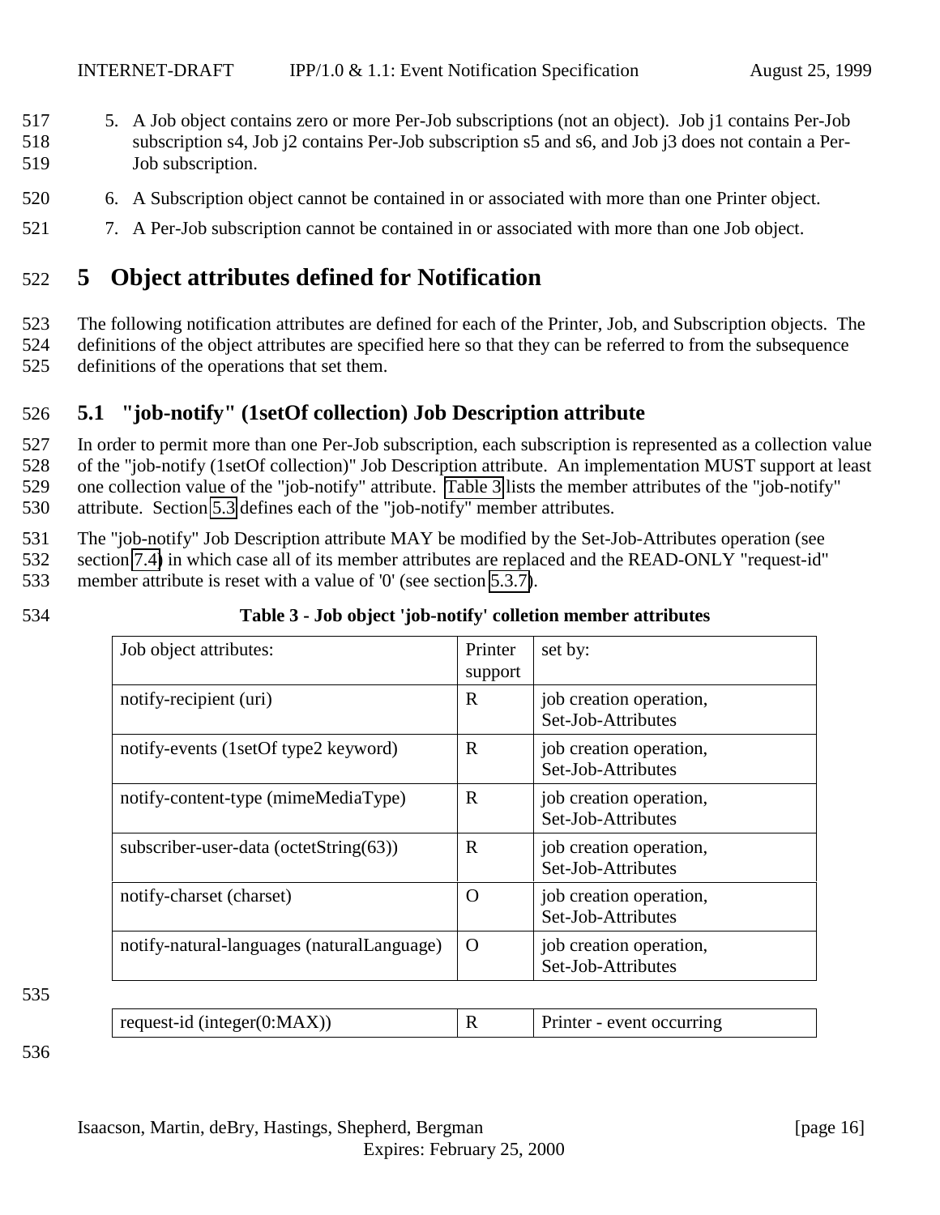5. A Job object contains zero or more Per-Job subscriptions (not an object). Job j1 contains Per-Job subscription s4, Job j2 contains Per-Job subscription s5 and s6, and Job j3 does not contain a Per-Job subscription.
6. A Subscription object cannot be contained in or associated with more than one Printer object.
7. A Per-Job subscription cannot be contained in or associated with more than one Job object.

# 5 Object attributes defined for Notification

The following notification attributes are defined for each of the Printer, Job, and Subscription objects. The definitions of the object attributes are specified here so that they can be referred to from the subsequence definitions of the operations that set them.

## 5.1 "job-notify" (1setOf collection) Job Description attribute

In order to permit more than one Per-Job subscription, each subscription is represented as a collection value of the "job-notify (1setOf collection)" Job Description attribute. An implementation MUST support at least one collection value of the "job-notify" attribute. Table 3 lists the member attributes of the "job-notify" attribute. Section 5.3 defines each of the "job-notify" member attributes.

The "job-notify" Job Description attribute MAY be modified by the Set-Job-Attributes operation (see section 7.4) in which case all of its member attributes are replaced and the READ-ONLY "request-id" member attribute is reset with a value of '0' (see section 5.3.7).

**Table 3 - Job object 'job-notify' colletion member attributes**

| Job object attributes: | Printer support | set by: |
|---|---|---|
| notify-recipient (uri) | R | job creation operation, Set-Job-Attributes |
| notify-events (1setOf type2 keyword) | R | job creation operation, Set-Job-Attributes |
| notify-content-type (mimeMediaType) | R | job creation operation, Set-Job-Attributes |
| subscriber-user-data (octetString(63)) | R | job creation operation, Set-Job-Attributes |
| notify-charset (charset) | O | job creation operation, Set-Job-Attributes |
| notify-natural-languages (naturalLanguage) | O | job creation operation, Set-Job-Attributes |
| request-id (integer(0:MAX)) | R | Printer - event occurring |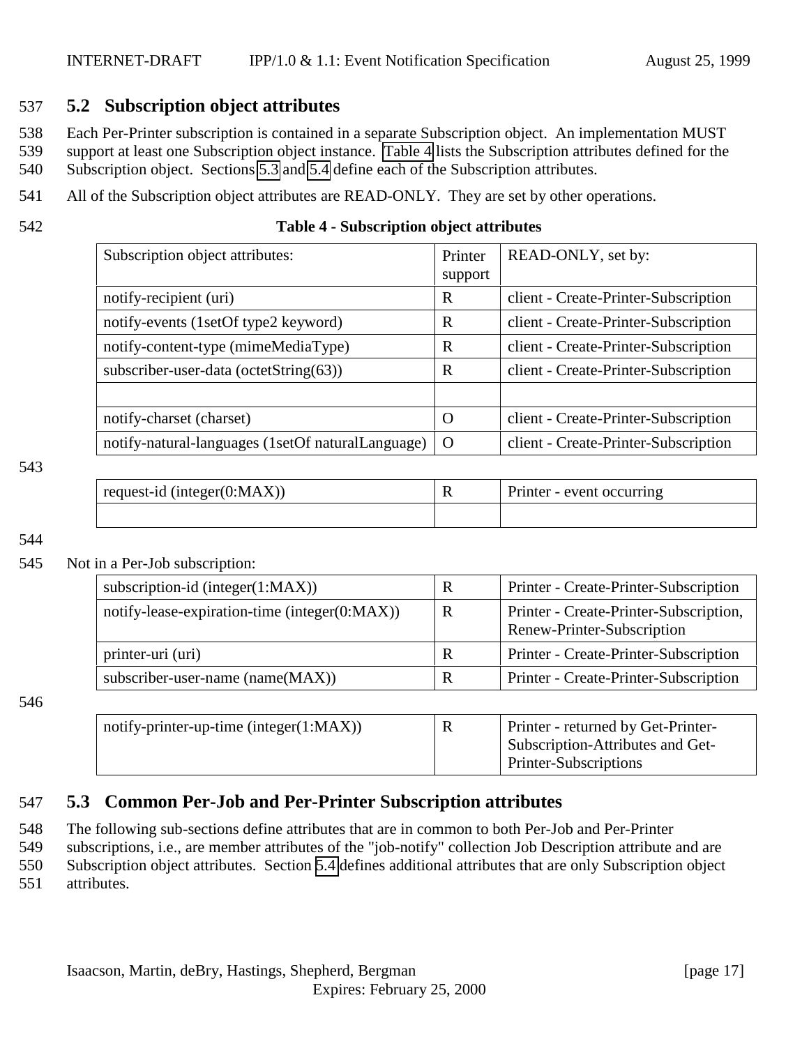## 5.2 Subscription object attributes

Each Per-Printer subscription is contained in a separate Subscription object. An implementation MUST support at least one Subscription object instance. Table 4 lists the Subscription attributes defined for the Subscription object. Sections 5.3 and 5.4 define each of the Subscription attributes.

All of the Subscription object attributes are READ-ONLY. They are set by other operations.

**Table 4 - Subscription object attributes**

| Subscription object attributes: | Printer support | READ-ONLY, set by: |
|---|---|---|
| notify-recipient (uri) | R | client - Create-Printer-Subscription |
| notify-events (1setOf type2 keyword) | R | client - Create-Printer-Subscription |
| notify-content-type (mimeMediaType) | R | client - Create-Printer-Subscription |
| subscriber-user-data (octetString(63)) | R | client - Create-Printer-Subscription |
| | | |
| notify-charset (charset) | O | client - Create-Printer-Subscription |
| notify-natural-languages (1setOf naturalLanguage) | O | client - Create-Printer-Subscription |

| | | |
|---|---|---|
| request-id (integer(0:MAX)) | R | Printer - event occurring |
| | | |

Not in a Per-Job subscription:

| | | |
|---|---|---|
| subscription-id (integer(1:MAX)) | R | Printer - Create-Printer-Subscription |
| notify-lease-expiration-time (integer(0:MAX)) | R | Printer - Create-Printer-Subscription, Renew-Printer-Subscription |
| printer-uri (uri) | R | Printer - Create-Printer-Subscription |
| subscriber-user-name (name(MAX)) | R | Printer - Create-Printer-Subscription |

| | | |
|---|---|---|
| notify-printer-up-time (integer(1:MAX)) | R | Printer - returned by Get-Printer-Subscription-Attributes and Get-Printer-Subscriptions |

## 5.3 Common Per-Job and Per-Printer Subscription attributes

The following sub-sections define attributes that are in common to both Per-Job and Per-Printer subscriptions, i.e., are member attributes of the "job-notify" collection Job Description attribute and are Subscription object attributes. Section 5.4 defines additional attributes that are only Subscription object attributes.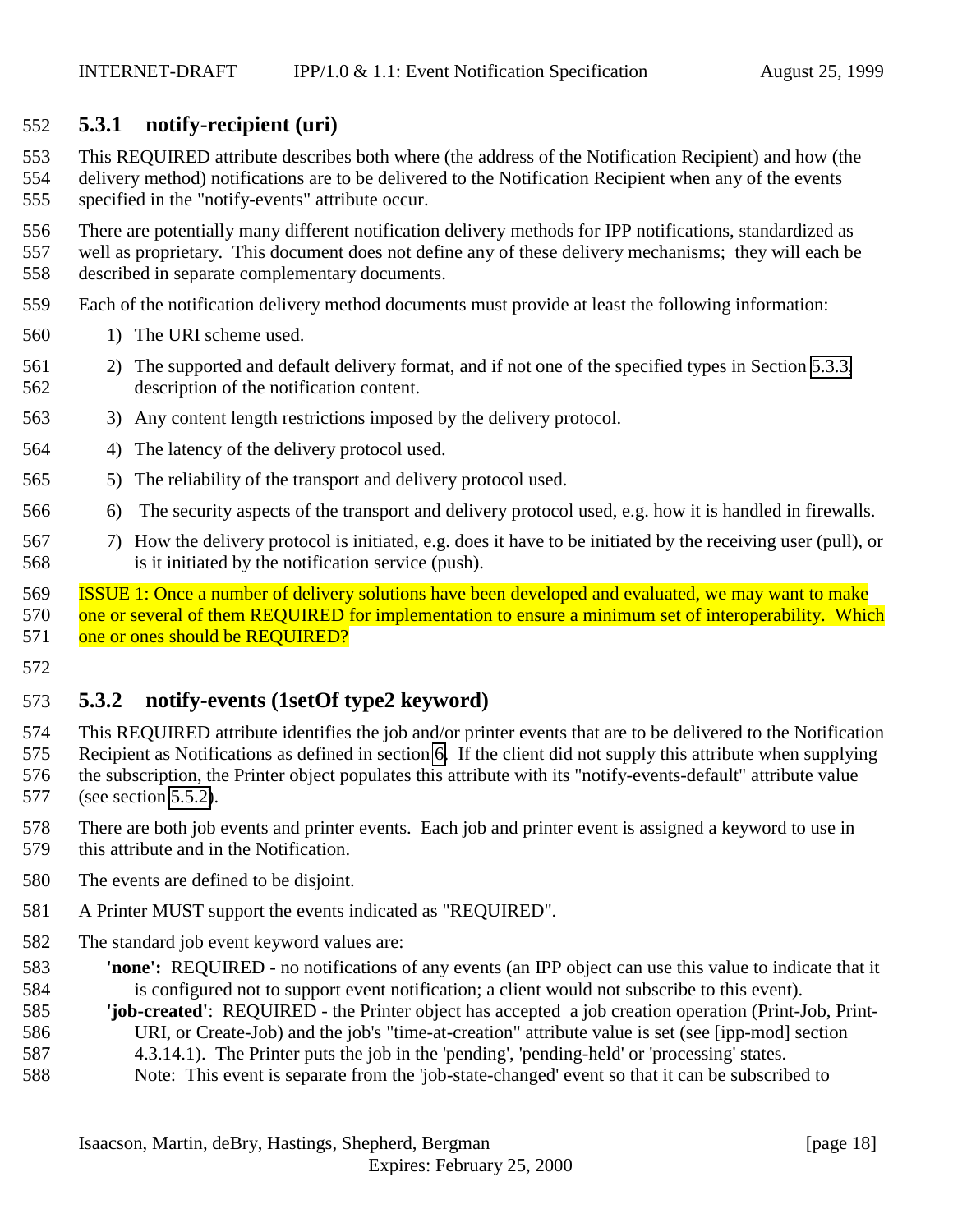### 5.3.1 notify-recipient (uri)

This REQUIRED attribute describes both where (the address of the Notification Recipient) and how (the delivery method) notifications are to be delivered to the Notification Recipient when any of the events specified in the "notify-events" attribute occur.

There are potentially many different notification delivery methods for IPP notifications, standardized as well as proprietary. This document does not define any of these delivery mechanisms; they will each be described in separate complementary documents.

Each of the notification delivery method documents must provide at least the following information:

1) The URI scheme used.
2) The supported and default delivery format, and if not one of the specified types in Section 5.3.3, description of the notification content.
3) Any content length restrictions imposed by the delivery protocol.
4) The latency of the delivery protocol used.
5) The reliability of the transport and delivery protocol used.
6) The security aspects of the transport and delivery protocol used, e.g. how it is handled in firewalls.
7) How the delivery protocol is initiated, e.g. does it have to be initiated by the receiving user (pull), or is it initiated by the notification service (push).

ISSUE 1: Once a number of delivery solutions have been developed and evaluated, we may want to make one or several of them REQUIRED for implementation to ensure a minimum set of interoperability. Which one or ones should be REQUIRED?

### 5.3.2 notify-events (1setOf type2 keyword)

This REQUIRED attribute identifies the job and/or printer events that are to be delivered to the Notification Recipient as Notifications as defined in section 6. If the client did not supply this attribute when supplying the subscription, the Printer object populates this attribute with its "notify-events-default" attribute value (see section 5.5.2).

There are both job events and printer events. Each job and printer event is assigned a keyword to use in this attribute and in the Notification.

The events are defined to be disjoint.

A Printer MUST support the events indicated as "REQUIRED".

The standard job event keyword values are:

**'none':** REQUIRED - no notifications of any events (an IPP object can use this value to indicate that it is configured not to support event notification; a client would not subscribe to this event).

**'job-created'**: REQUIRED - the Printer object has accepted a job creation operation (Print-Job, Print-URI, or Create-Job) and the job's "time-at-creation" attribute value is set (see [ipp-mod] section 4.3.14.1). The Printer puts the job in the 'pending', 'pending-held' or 'processing' states.
Note: This event is separate from the 'job-state-changed' event so that it can be subscribed to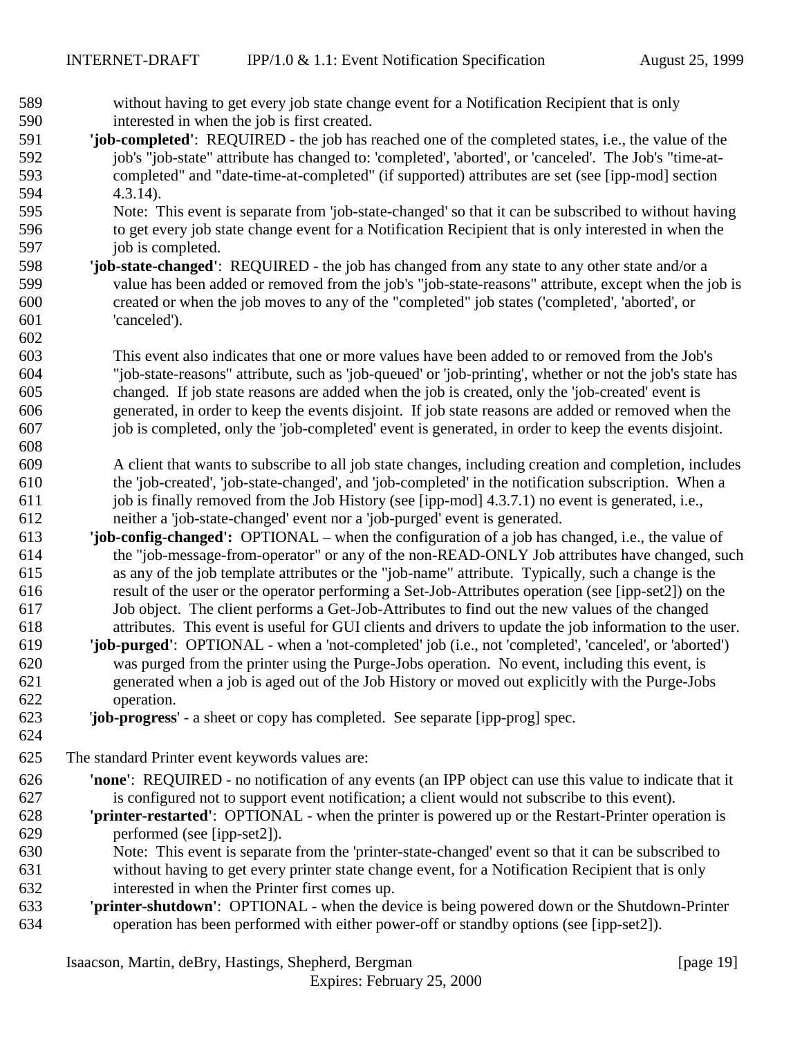without having to get every job state change event for a Notification Recipient that is only interested in when the job is first created.

**'job-completed'**: REQUIRED - the job has reached one of the completed states, i.e., the value of the job's "job-state" attribute has changed to: 'completed', 'aborted', or 'canceled'. The Job's "time-at-completed" and "date-time-at-completed" (if supported) attributes are set (see [ipp-mod] section 4.3.14).

Note: This event is separate from 'job-state-changed' so that it can be subscribed to without having to get every job state change event for a Notification Recipient that is only interested in when the job is completed.

**'job-state-changed'**: REQUIRED - the job has changed from any state to any other state and/or a value has been added or removed from the job's "job-state-reasons" attribute, except when the job is created or when the job moves to any of the "completed" job states ('completed', 'aborted', or 'canceled').

This event also indicates that one or more values have been added to or removed from the Job's "job-state-reasons" attribute, such as 'job-queued' or 'job-printing', whether or not the job's state has changed. If job state reasons are added when the job is created, only the 'job-created' event is generated, in order to keep the events disjoint. If job state reasons are added or removed when the job is completed, only the 'job-completed' event is generated, in order to keep the events disjoint.

A client that wants to subscribe to all job state changes, including creation and completion, includes the 'job-created', 'job-state-changed', and 'job-completed' in the notification subscription. When a job is finally removed from the Job History (see [ipp-mod] 4.3.7.1) no event is generated, i.e., neither a 'job-state-changed' event nor a 'job-purged' event is generated.

**'job-config-changed':** OPTIONAL – when the configuration of a job has changed, i.e., the value of the "job-message-from-operator" or any of the non-READ-ONLY Job attributes have changed, such as any of the job template attributes or the "job-name" attribute. Typically, such a change is the result of the user or the operator performing a Set-Job-Attributes operation (see [ipp-set2]) on the Job object. The client performs a Get-Job-Attributes to find out the new values of the changed attributes. This event is useful for GUI clients and drivers to update the job information to the user.

**'job-purged'**: OPTIONAL - when a 'not-completed' job (i.e., not 'completed', 'canceled', or 'aborted') was purged from the printer using the Purge-Jobs operation. No event, including this event, is generated when a job is aged out of the Job History or moved out explicitly with the Purge-Jobs operation.

'**job-progress**' - a sheet or copy has completed. See separate [ipp-prog] spec.

The standard Printer event keywords values are:

**'none'**: REQUIRED - no notification of any events (an IPP object can use this value to indicate that it is configured not to support event notification; a client would not subscribe to this event).

**'printer-restarted'**: OPTIONAL - when the printer is powered up or the Restart-Printer operation is performed (see [ipp-set2]).

Note: This event is separate from the 'printer-state-changed' event so that it can be subscribed to without having to get every printer state change event, for a Notification Recipient that is only interested in when the Printer first comes up.

**'printer-shutdown'**: OPTIONAL - when the device is being powered down or the Shutdown-Printer operation has been performed with either power-off or standby options (see [ipp-set2]).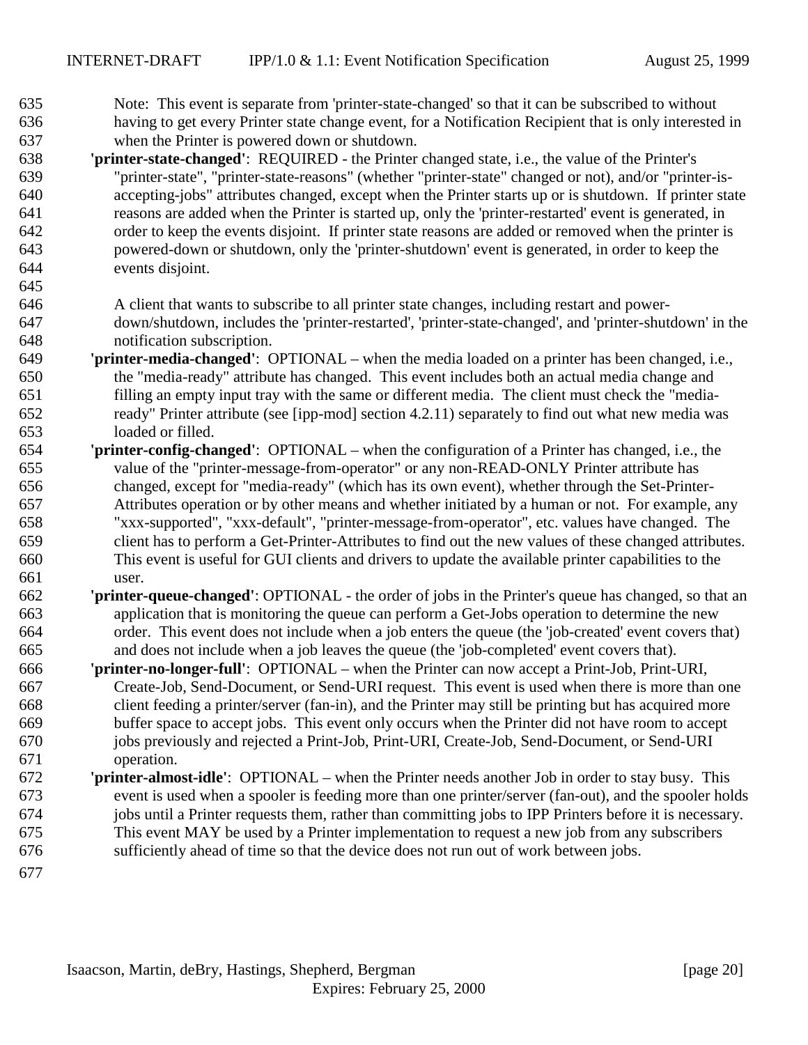Note: This event is separate from 'printer-state-changed' so that it can be subscribed to without having to get every Printer state change event, for a Notification Recipient that is only interested in when the Printer is powered down or shutdown.

**'printer-state-changed'**: REQUIRED - the Printer changed state, i.e., the value of the Printer's "printer-state", "printer-state-reasons" (whether "printer-state" changed or not), and/or "printer-is-accepting-jobs" attributes changed, except when the Printer starts up or is shutdown. If printer state reasons are added when the Printer is started up, only the 'printer-restarted' event is generated, in order to keep the events disjoint. If printer state reasons are added or removed when the printer is powered-down or shutdown, only the 'printer-shutdown' event is generated, in order to keep the events disjoint.

A client that wants to subscribe to all printer state changes, including restart and power-down/shutdown, includes the 'printer-restarted', 'printer-state-changed', and 'printer-shutdown' in the notification subscription.

**'printer-media-changed'**: OPTIONAL – when the media loaded on a printer has been changed, i.e., the "media-ready" attribute has changed. This event includes both an actual media change and filling an empty input tray with the same or different media. The client must check the "media-ready" Printer attribute (see [ipp-mod] section 4.2.11) separately to find out what new media was loaded or filled.

**'printer-config-changed'**: OPTIONAL – when the configuration of a Printer has changed, i.e., the value of the "printer-message-from-operator" or any non-READ-ONLY Printer attribute has changed, except for "media-ready" (which has its own event), whether through the Set-Printer-Attributes operation or by other means and whether initiated by a human or not. For example, any "xxx-supported", "xxx-default", "printer-message-from-operator", etc. values have changed. The client has to perform a Get-Printer-Attributes to find out the new values of these changed attributes. This event is useful for GUI clients and drivers to update the available printer capabilities to the user.

**'printer-queue-changed'**: OPTIONAL - the order of jobs in the Printer's queue has changed, so that an application that is monitoring the queue can perform a Get-Jobs operation to determine the new order. This event does not include when a job enters the queue (the 'job-created' event covers that) and does not include when a job leaves the queue (the 'job-completed' event covers that).

**'printer-no-longer-full'**: OPTIONAL – when the Printer can now accept a Print-Job, Print-URI, Create-Job, Send-Document, or Send-URI request. This event is used when there is more than one client feeding a printer/server (fan-in), and the Printer may still be printing but has acquired more buffer space to accept jobs. This event only occurs when the Printer did not have room to accept jobs previously and rejected a Print-Job, Print-URI, Create-Job, Send-Document, or Send-URI operation.

**'printer-almost-idle'**: OPTIONAL – when the Printer needs another Job in order to stay busy. This event is used when a spooler is feeding more than one printer/server (fan-out), and the spooler holds jobs until a Printer requests them, rather than committing jobs to IPP Printers before it is necessary. This event MAY be used by a Printer implementation to request a new job from any subscribers sufficiently ahead of time so that the device does not run out of work between jobs.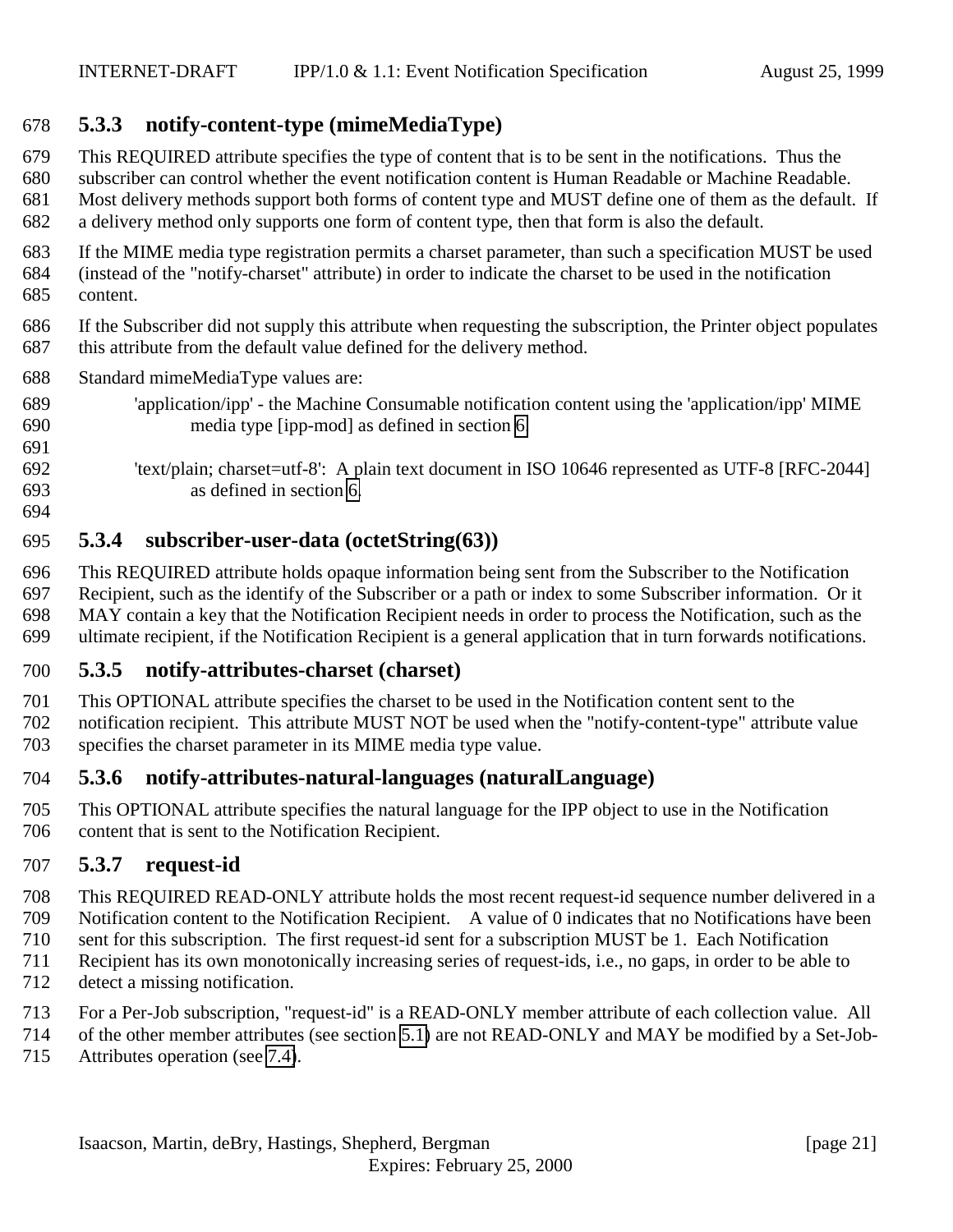### 5.3.3 notify-content-type (mimeMediaType)

This REQUIRED attribute specifies the type of content that is to be sent in the notifications. Thus the subscriber can control whether the event notification content is Human Readable or Machine Readable. Most delivery methods support both forms of content type and MUST define one of them as the default. If a delivery method only supports one form of content type, then that form is also the default.

If the MIME media type registration permits a charset parameter, than such a specification MUST be used (instead of the "notify-charset" attribute) in order to indicate the charset to be used in the notification content.

If the Subscriber did not supply this attribute when requesting the subscription, the Printer object populates this attribute from the default value defined for the delivery method.

Standard mimeMediaType values are:

'application/ipp' - the Machine Consumable notification content using the 'application/ipp' MIME media type [ipp-mod] as defined in section 6

'text/plain; charset=utf-8': A plain text document in ISO 10646 represented as UTF-8 [RFC-2044] as defined in section 6.

### 5.3.4 subscriber-user-data (octetString(63))

This REQUIRED attribute holds opaque information being sent from the Subscriber to the Notification Recipient, such as the identify of the Subscriber or a path or index to some Subscriber information. Or it MAY contain a key that the Notification Recipient needs in order to process the Notification, such as the ultimate recipient, if the Notification Recipient is a general application that in turn forwards notifications.

### 5.3.5 notify-attributes-charset (charset)

This OPTIONAL attribute specifies the charset to be used in the Notification content sent to the notification recipient. This attribute MUST NOT be used when the "notify-content-type" attribute value specifies the charset parameter in its MIME media type value.

### 5.3.6 notify-attributes-natural-languages (naturalLanguage)

This OPTIONAL attribute specifies the natural language for the IPP object to use in the Notification content that is sent to the Notification Recipient.

### 5.3.7 request-id

This REQUIRED READ-ONLY attribute holds the most recent request-id sequence number delivered in a Notification content to the Notification Recipient. A value of 0 indicates that no Notifications have been sent for this subscription. The first request-id sent for a subscription MUST be 1. Each Notification Recipient has its own monotonically increasing series of request-ids, i.e., no gaps, in order to be able to detect a missing notification.

For a Per-Job subscription, "request-id" is a READ-ONLY member attribute of each collection value. All of the other member attributes (see section 5.1) are not READ-ONLY and MAY be modified by a Set-Job-Attributes operation (see 7.4).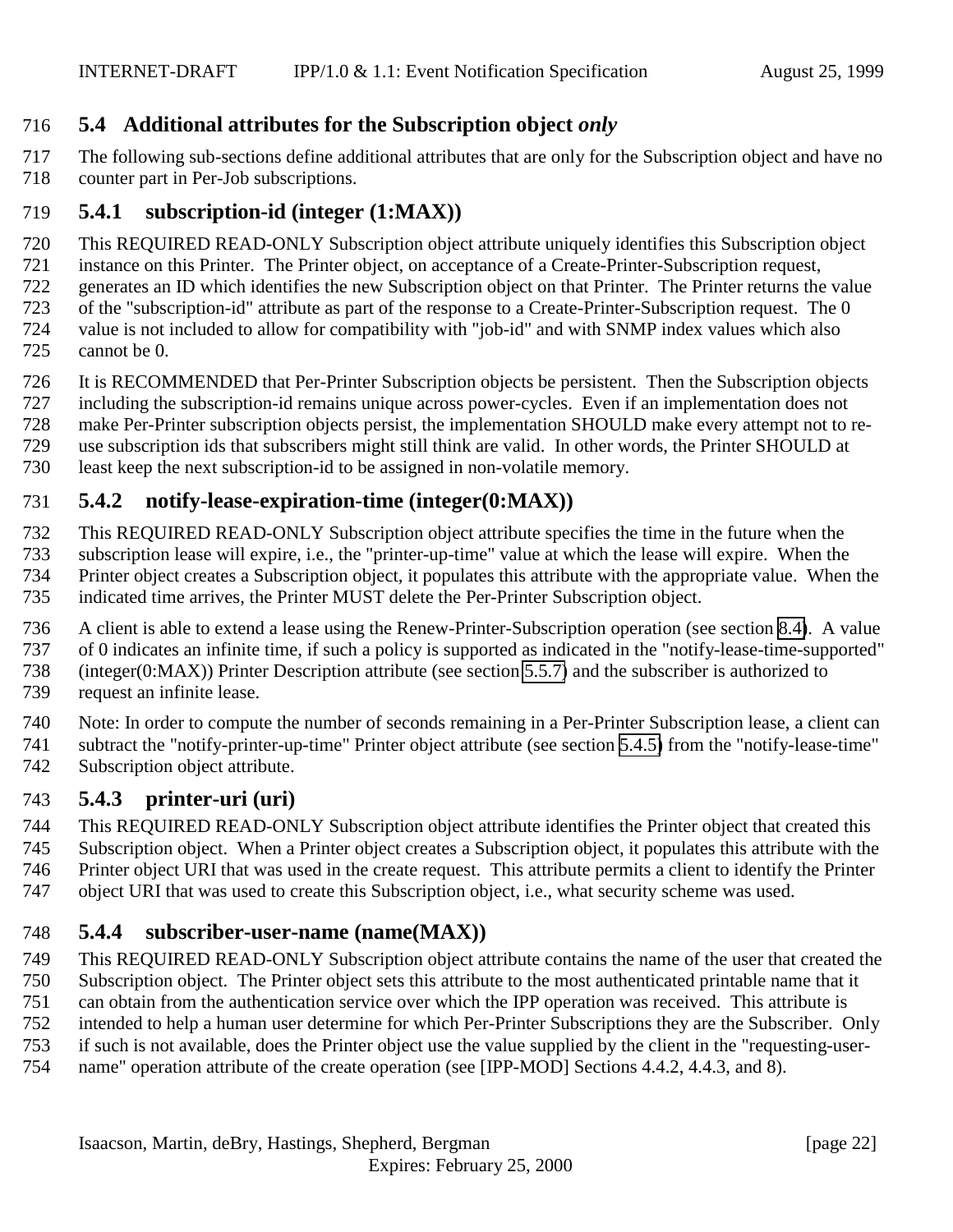## 5.4 Additional attributes for the Subscription object *only*

The following sub-sections define additional attributes that are only for the Subscription object and have no counter part in Per-Job subscriptions.

### 5.4.1 subscription-id (integer (1:MAX))

This REQUIRED READ-ONLY Subscription object attribute uniquely identifies this Subscription object instance on this Printer. The Printer object, on acceptance of a Create-Printer-Subscription request, generates an ID which identifies the new Subscription object on that Printer. The Printer returns the value of the "subscription-id" attribute as part of the response to a Create-Printer-Subscription request. The 0 value is not included to allow for compatibility with "job-id" and with SNMP index values which also cannot be 0.

It is RECOMMENDED that Per-Printer Subscription objects be persistent. Then the Subscription objects including the subscription-id remains unique across power-cycles. Even if an implementation does not make Per-Printer subscription objects persist, the implementation SHOULD make every attempt not to re-use subscription ids that subscribers might still think are valid. In other words, the Printer SHOULD at least keep the next subscription-id to be assigned in non-volatile memory.

### 5.4.2 notify-lease-expiration-time (integer(0:MAX))

This REQUIRED READ-ONLY Subscription object attribute specifies the time in the future when the subscription lease will expire, i.e., the "printer-up-time" value at which the lease will expire. When the Printer object creates a Subscription object, it populates this attribute with the appropriate value. When the indicated time arrives, the Printer MUST delete the Per-Printer Subscription object.

A client is able to extend a lease using the Renew-Printer-Subscription operation (see section 8.4). A value of 0 indicates an infinite time, if such a policy is supported as indicated in the "notify-lease-time-supported" (integer(0:MAX)) Printer Description attribute (see section 5.5.7) and the subscriber is authorized to request an infinite lease.

Note: In order to compute the number of seconds remaining in a Per-Printer Subscription lease, a client can subtract the "notify-printer-up-time" Printer object attribute (see section 5.4.5) from the "notify-lease-time" Subscription object attribute.

### 5.4.3 printer-uri (uri)

This REQUIRED READ-ONLY Subscription object attribute identifies the Printer object that created this Subscription object. When a Printer object creates a Subscription object, it populates this attribute with the Printer object URI that was used in the create request. This attribute permits a client to identify the Printer object URI that was used to create this Subscription object, i.e., what security scheme was used.

### 5.4.4 subscriber-user-name (name(MAX))

This REQUIRED READ-ONLY Subscription object attribute contains the name of the user that created the Subscription object. The Printer object sets this attribute to the most authenticated printable name that it can obtain from the authentication service over which the IPP operation was received. This attribute is intended to help a human user determine for which Per-Printer Subscriptions they are the Subscriber. Only if such is not available, does the Printer object use the value supplied by the client in the "requesting-user-name" operation attribute of the create operation (see [IPP-MOD] Sections 4.4.2, 4.4.3, and 8).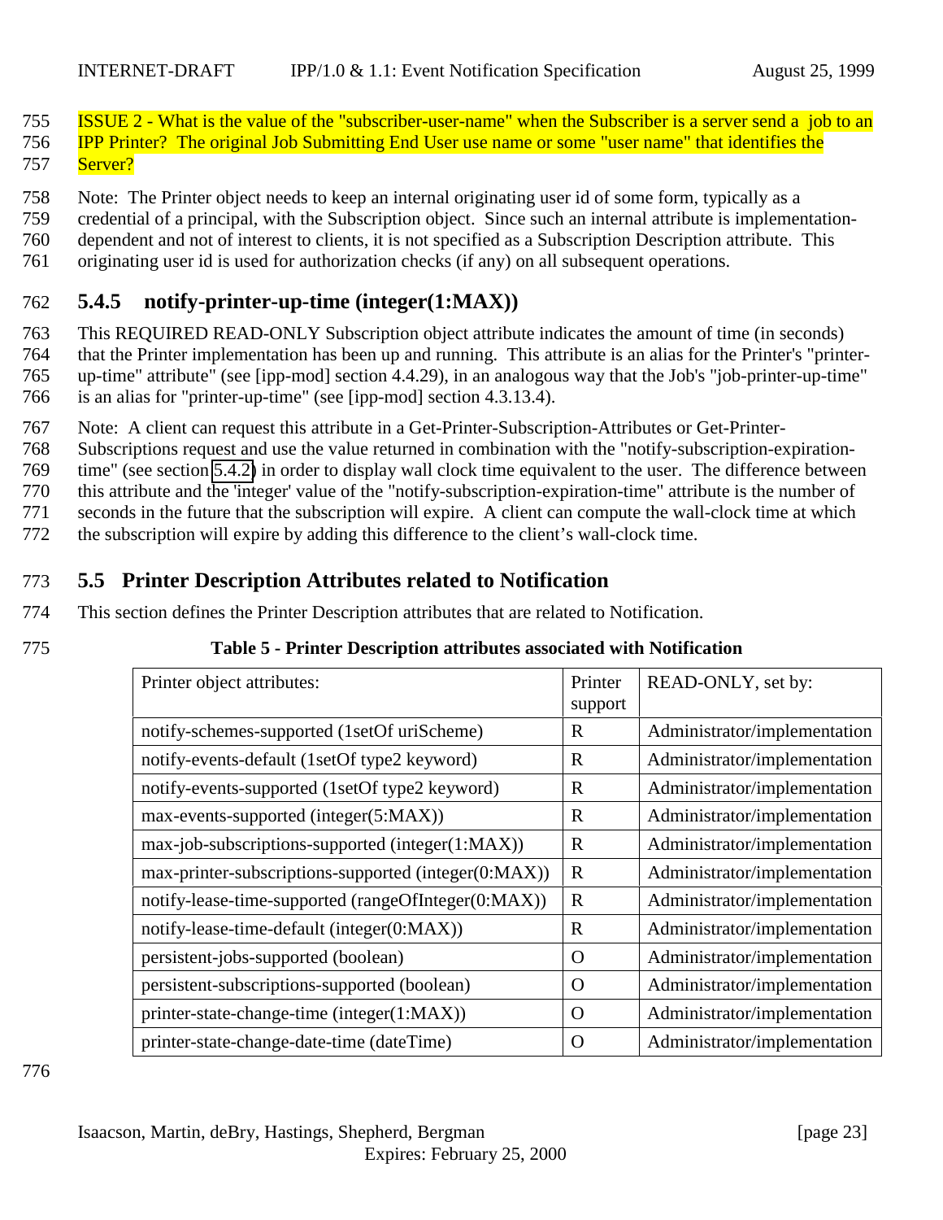ISSUE 2 - What is the value of the "subscriber-user-name" when the Subscriber is a server send a job to an IPP Printer? The original Job Submitting End User use name or some "user name" that identifies the Server?

Note: The Printer object needs to keep an internal originating user id of some form, typically as a credential of a principal, with the Subscription object. Since such an internal attribute is implementation-dependent and not of interest to clients, it is not specified as a Subscription Description attribute. This originating user id is used for authorization checks (if any) on all subsequent operations.

### 5.4.5 notify-printer-up-time (integer(1:MAX))

This REQUIRED READ-ONLY Subscription object attribute indicates the amount of time (in seconds) that the Printer implementation has been up and running. This attribute is an alias for the Printer's "printer-up-time" attribute" (see [ipp-mod] section 4.4.29), in an analogous way that the Job's "job-printer-up-time" is an alias for "printer-up-time" (see [ipp-mod] section 4.3.13.4).

Note: A client can request this attribute in a Get-Printer-Subscription-Attributes or Get-Printer-Subscriptions request and use the value returned in combination with the "notify-subscription-expiration-time" (see section 5.4.2) in order to display wall clock time equivalent to the user. The difference between this attribute and the 'integer' value of the "notify-subscription-expiration-time" attribute is the number of seconds in the future that the subscription will expire. A client can compute the wall-clock time at which the subscription will expire by adding this difference to the client's wall-clock time.

## 5.5 Printer Description Attributes related to Notification

This section defines the Printer Description attributes that are related to Notification.

**Table 5 - Printer Description attributes associated with Notification**

| Printer object attributes: | Printer support | READ-ONLY, set by: |
|---|---|---|
| notify-schemes-supported (1setOf uriScheme) | R | Administrator/implementation |
| notify-events-default (1setOf type2 keyword) | R | Administrator/implementation |
| notify-events-supported (1setOf type2 keyword) | R | Administrator/implementation |
| max-events-supported (integer(5:MAX)) | R | Administrator/implementation |
| max-job-subscriptions-supported (integer(1:MAX)) | R | Administrator/implementation |
| max-printer-subscriptions-supported (integer(0:MAX)) | R | Administrator/implementation |
| notify-lease-time-supported (rangeOfInteger(0:MAX)) | R | Administrator/implementation |
| notify-lease-time-default (integer(0:MAX)) | R | Administrator/implementation |
| persistent-jobs-supported (boolean) | O | Administrator/implementation |
| persistent-subscriptions-supported (boolean) | O | Administrator/implementation |
| printer-state-change-time (integer(1:MAX)) | O | Administrator/implementation |
| printer-state-change-date-time (dateTime) | O | Administrator/implementation |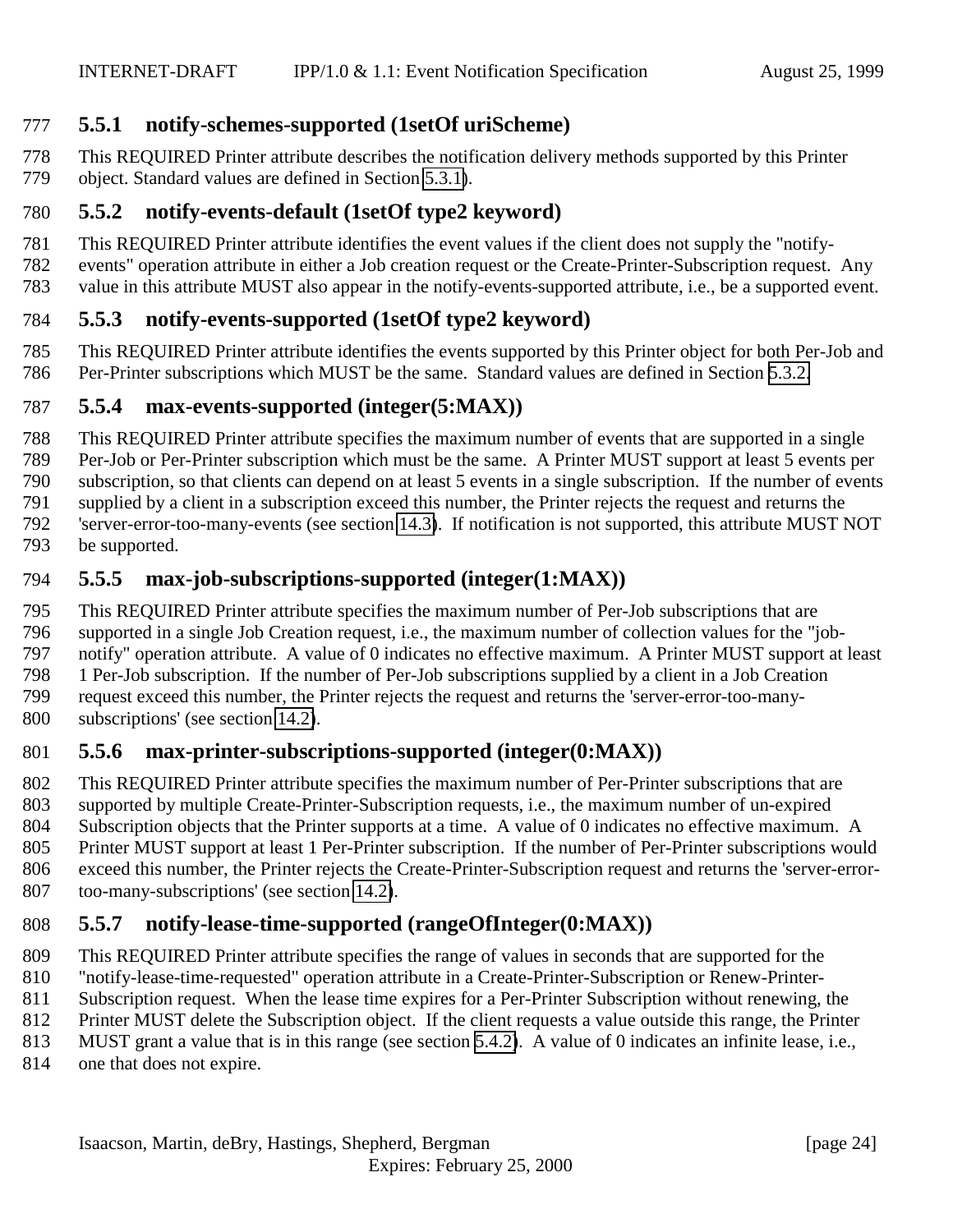### 5.5.1 notify-schemes-supported (1setOf uriScheme)

This REQUIRED Printer attribute describes the notification delivery methods supported by this Printer object. Standard values are defined in Section 5.3.1).

### 5.5.2 notify-events-default (1setOf type2 keyword)

This REQUIRED Printer attribute identifies the event values if the client does not supply the "notify-events" operation attribute in either a Job creation request or the Create-Printer-Subscription request. Any value in this attribute MUST also appear in the notify-events-supported attribute, i.e., be a supported event.

### 5.5.3 notify-events-supported (1setOf type2 keyword)

This REQUIRED Printer attribute identifies the events supported by this Printer object for both Per-Job and Per-Printer subscriptions which MUST be the same. Standard values are defined in Section 5.3.2.

### 5.5.4 max-events-supported (integer(5:MAX))

This REQUIRED Printer attribute specifies the maximum number of events that are supported in a single Per-Job or Per-Printer subscription which must be the same. A Printer MUST support at least 5 events per subscription, so that clients can depend on at least 5 events in a single subscription. If the number of events supplied by a client in a subscription exceed this number, the Printer rejects the request and returns the 'server-error-too-many-events (see section 14.3). If notification is not supported, this attribute MUST NOT be supported.

### 5.5.5 max-job-subscriptions-supported (integer(1:MAX))

This REQUIRED Printer attribute specifies the maximum number of Per-Job subscriptions that are supported in a single Job Creation request, i.e., the maximum number of collection values for the "job-notify" operation attribute. A value of 0 indicates no effective maximum. A Printer MUST support at least 1 Per-Job subscription. If the number of Per-Job subscriptions supplied by a client in a Job Creation request exceed this number, the Printer rejects the request and returns the 'server-error-too-many-subscriptions' (see section 14.2).

### 5.5.6 max-printer-subscriptions-supported (integer(0:MAX))

This REQUIRED Printer attribute specifies the maximum number of Per-Printer subscriptions that are supported by multiple Create-Printer-Subscription requests, i.e., the maximum number of un-expired Subscription objects that the Printer supports at a time. A value of 0 indicates no effective maximum. A Printer MUST support at least 1 Per-Printer subscription. If the number of Per-Printer subscriptions would exceed this number, the Printer rejects the Create-Printer-Subscription request and returns the 'server-error-too-many-subscriptions' (see section 14.2).

### 5.5.7 notify-lease-time-supported (rangeOfInteger(0:MAX))

This REQUIRED Printer attribute specifies the range of values in seconds that are supported for the "notify-lease-time-requested" operation attribute in a Create-Printer-Subscription or Renew-Printer-Subscription request. When the lease time expires for a Per-Printer Subscription without renewing, the Printer MUST delete the Subscription object. If the client requests a value outside this range, the Printer MUST grant a value that is in this range (see section 5.4.2). A value of 0 indicates an infinite lease, i.e., one that does not expire.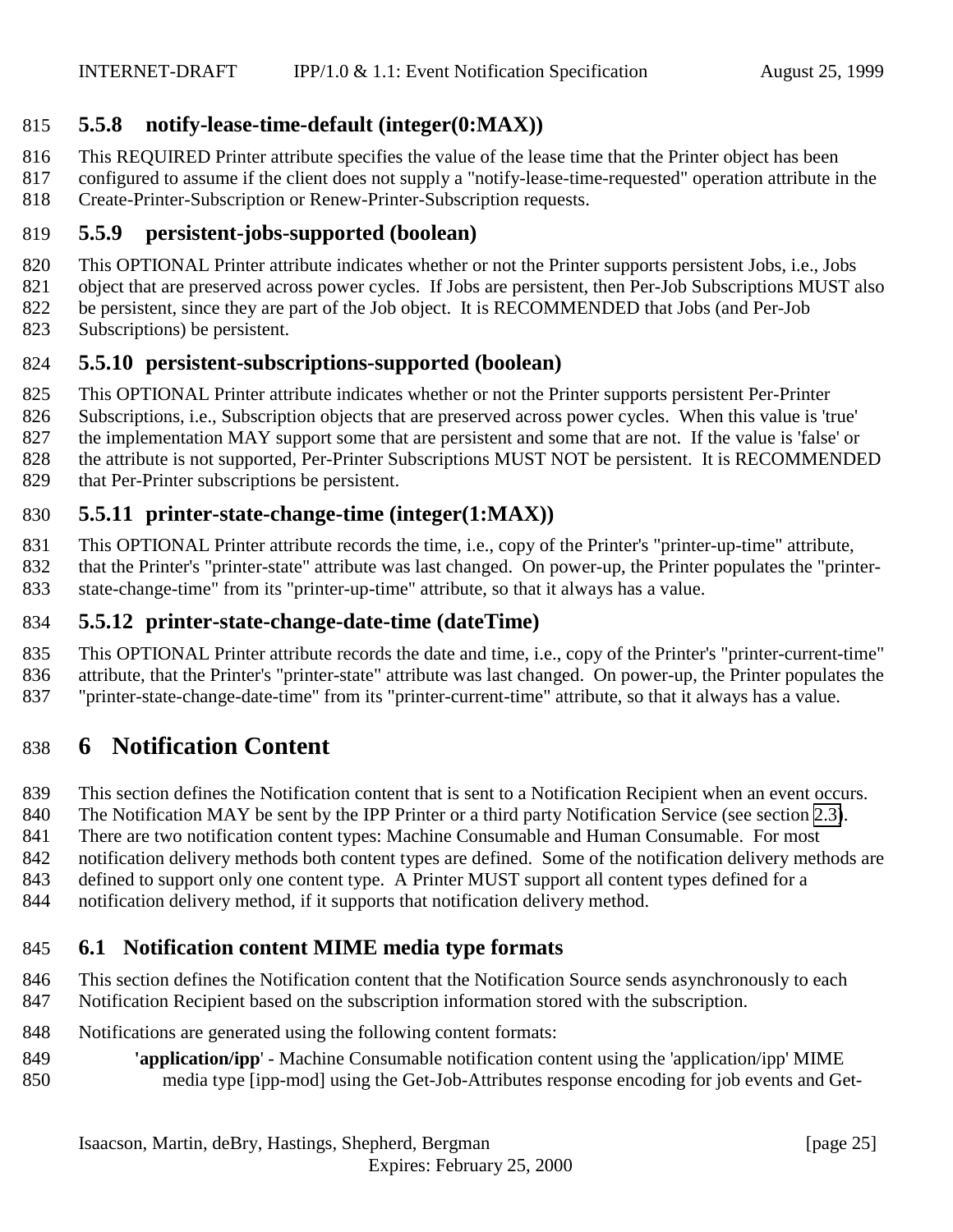### 5.5.8 notify-lease-time-default (integer(0:MAX))

This REQUIRED Printer attribute specifies the value of the lease time that the Printer object has been configured to assume if the client does not supply a "notify-lease-time-requested" operation attribute in the Create-Printer-Subscription or Renew-Printer-Subscription requests.

### 5.5.9 persistent-jobs-supported (boolean)

This OPTIONAL Printer attribute indicates whether or not the Printer supports persistent Jobs, i.e., Jobs object that are preserved across power cycles. If Jobs are persistent, then Per-Job Subscriptions MUST also be persistent, since they are part of the Job object. It is RECOMMENDED that Jobs (and Per-Job Subscriptions) be persistent.

### 5.5.10 persistent-subscriptions-supported (boolean)

This OPTIONAL Printer attribute indicates whether or not the Printer supports persistent Per-Printer Subscriptions, i.e., Subscription objects that are preserved across power cycles. When this value is 'true' the implementation MAY support some that are persistent and some that are not. If the value is 'false' or the attribute is not supported, Per-Printer Subscriptions MUST NOT be persistent. It is RECOMMENDED that Per-Printer subscriptions be persistent.

### 5.5.11 printer-state-change-time (integer(1:MAX))

This OPTIONAL Printer attribute records the time, i.e., copy of the Printer's "printer-up-time" attribute, that the Printer's "printer-state" attribute was last changed. On power-up, the Printer populates the "printer-state-change-time" from its "printer-up-time" attribute, so that it always has a value.

### 5.5.12 printer-state-change-date-time (dateTime)

This OPTIONAL Printer attribute records the date and time, i.e., copy of the Printer's "printer-current-time" attribute, that the Printer's "printer-state" attribute was last changed. On power-up, the Printer populates the "printer-state-change-date-time" from its "printer-current-time" attribute, so that it always has a value.

# 6 Notification Content

This section defines the Notification content that is sent to a Notification Recipient when an event occurs. The Notification MAY be sent by the IPP Printer or a third party Notification Service (see section 2.3). There are two notification content types: Machine Consumable and Human Consumable. For most notification delivery methods both content types are defined. Some of the notification delivery methods are defined to support only one content type. A Printer MUST support all content types defined for a notification delivery method, if it supports that notification delivery method.

## 6.1 Notification content MIME media type formats

This section defines the Notification content that the Notification Source sends asynchronously to each Notification Recipient based on the subscription information stored with the subscription.

Notifications are generated using the following content formats:

**'application/ipp**' - Machine Consumable notification content using the 'application/ipp' MIME media type [ipp-mod] using the Get-Job-Attributes response encoding for job events and Get-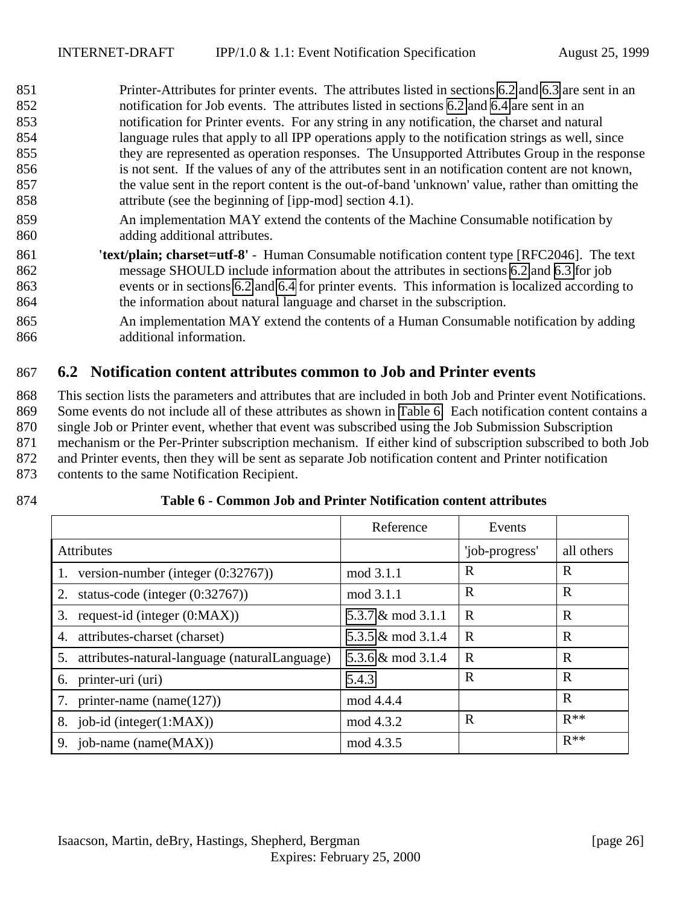Printer-Attributes for printer events. The attributes listed in sections 6.2 and 6.3 are sent in an notification for Job events. The attributes listed in sections 6.2 and 6.4 are sent in an notification for Printer events. For any string in any notification, the charset and natural language rules that apply to all IPP operations apply to the notification strings as well, since they are represented as operation responses. The Unsupported Attributes Group in the response is not sent. If the values of any of the attributes sent in an notification content are not known, the value sent in the report content is the out-of-band 'unknown' value, rather than omitting the attribute (see the beginning of [ipp-mod] section 4.1).

An implementation MAY extend the contents of the Machine Consumable notification by adding additional attributes.

**'text/plain; charset=utf-8'** - Human Consumable notification content type [RFC2046]. The text message SHOULD include information about the attributes in sections 6.2 and 6.3 for job events or in sections 6.2 and 6.4 for printer events. This information is localized according to the information about natural language and charset in the subscription.

An implementation MAY extend the contents of a Human Consumable notification by adding additional information.

## 6.2 Notification content attributes common to Job and Printer events

This section lists the parameters and attributes that are included in both Job and Printer event Notifications. Some events do not include all of these attributes as shown in Table 6. Each notification content contains a single Job or Printer event, whether that event was subscribed using the Job Submission Subscription mechanism or the Per-Printer subscription mechanism. If either kind of subscription subscribed to both Job and Printer events, then they will be sent as separate Job notification content and Printer notification contents to the same Notification Recipient.

**Table 6 - Common Job and Printer Notification content attributes**

| | Reference | Events | |
|---|---|---|---|
| Attributes | | 'job-progress' | all others |
| 1. version-number (integer (0:32767)) | mod 3.1.1 | R | R |
| 2. status-code (integer (0:32767)) | mod 3.1.1 | R | R |
| 3. request-id (integer (0:MAX)) | 5.3.7 & mod 3.1.1 | R | R |
| 4. attributes-charset (charset) | 5.3.5 & mod 3.1.4 | R | R |
| 5. attributes-natural-language (naturalLanguage) | 5.3.6 & mod 3.1.4 | R | R |
| 6. printer-uri (uri) | 5.4.3 | R | R |
| 7. printer-name (name(127)) | mod 4.4.4 | | R |
| 8. job-id (integer(1:MAX)) | mod 4.3.2 | R | R** |
| 9. job-name (name(MAX)) | mod 4.3.5 | | R** |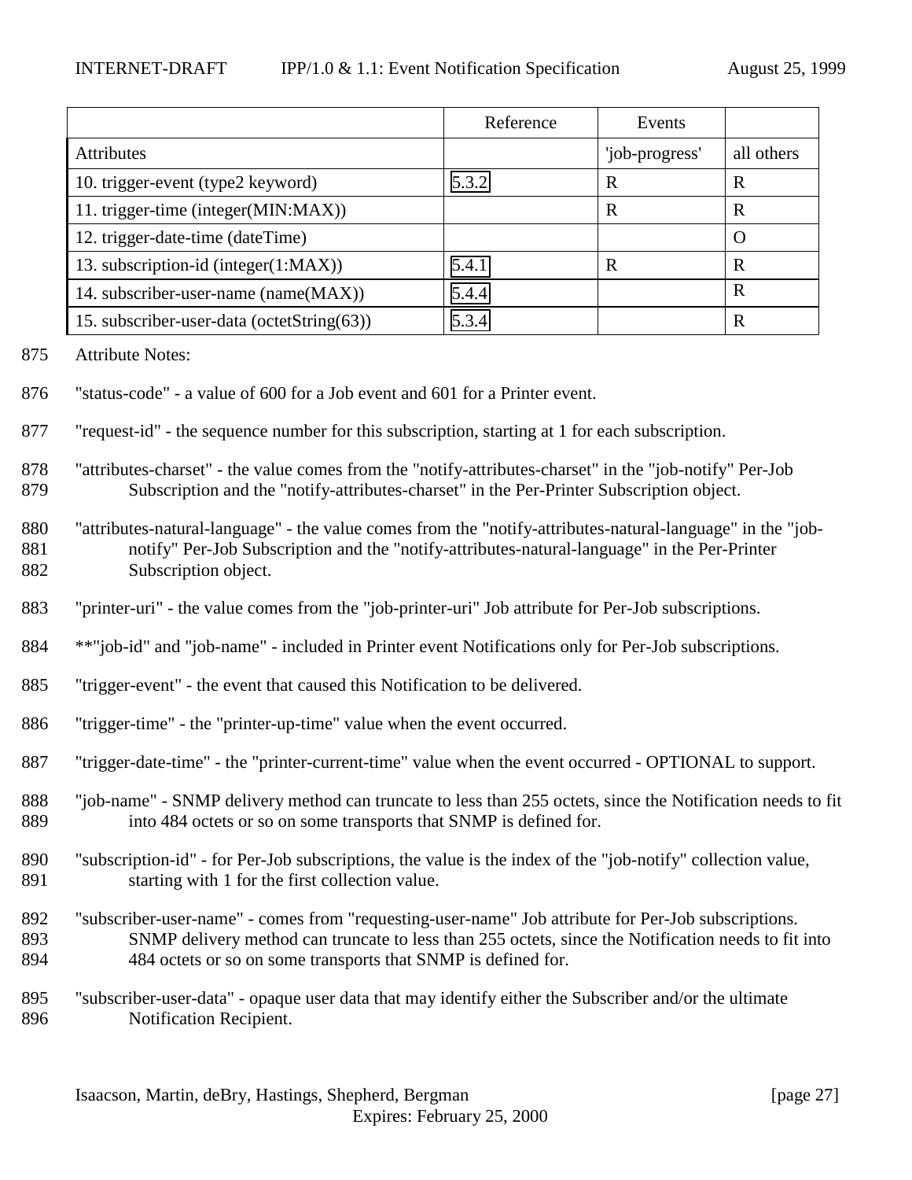| | Reference | Events | |
|---|---|---|---|
| Attributes | | 'job-progress' | all others |
| 10. trigger-event (type2 keyword) | 5.3.2 | R | R |
| 11. trigger-time (integer(MIN:MAX)) | | R | R |
| 12. trigger-date-time (dateTime) | | | O |
| 13. subscription-id (integer(1:MAX)) | 5.4.1 | R | R |
| 14. subscriber-user-name (name(MAX)) | 5.4.4 | | R |
| 15. subscriber-user-data (octetString(63)) | 5.3.4 | | R |

875 Attribute Notes:

876 "status-code" - a value of 600 for a Job event and 601 for a Printer event.

877 "request-id" - the sequence number for this subscription, starting at 1 for each subscription.

878 "attributes-charset" - the value comes from the "notify-attributes-charset" in the "job-notify" Per-Job
879 Subscription and the "notify-attributes-charset" in the Per-Printer Subscription object.

880 "attributes-natural-language" - the value comes from the "notify-attributes-natural-language" in the "job-
881 notify" Per-Job Subscription and the "notify-attributes-natural-language" in the Per-Printer
882 Subscription object.

883 "printer-uri" - the value comes from the "job-printer-uri" Job attribute for Per-Job subscriptions.

884 **"job-id" and "job-name" - included in Printer event Notifications only for Per-Job subscriptions.

885 "trigger-event" - the event that caused this Notification to be delivered.

886 "trigger-time" - the "printer-up-time" value when the event occurred.

887 "trigger-date-time" - the "printer-current-time" value when the event occurred - OPTIONAL to support.

888 "job-name" - SNMP delivery method can truncate to less than 255 octets, since the Notification needs to fit
889 into 484 octets or so on some transports that SNMP is defined for.

890 "subscription-id" - for Per-Job subscriptions, the value is the index of the "job-notify" collection value,
891 starting with 1 for the first collection value.

892 "subscriber-user-name" - comes from "requesting-user-name" Job attribute for Per-Job subscriptions.
893 SNMP delivery method can truncate to less than 255 octets, since the Notification needs to fit into
894 484 octets or so on some transports that SNMP is defined for.

895 "subscriber-user-data" - opaque user data that may identify either the Subscriber and/or the ultimate
896 Notification Recipient.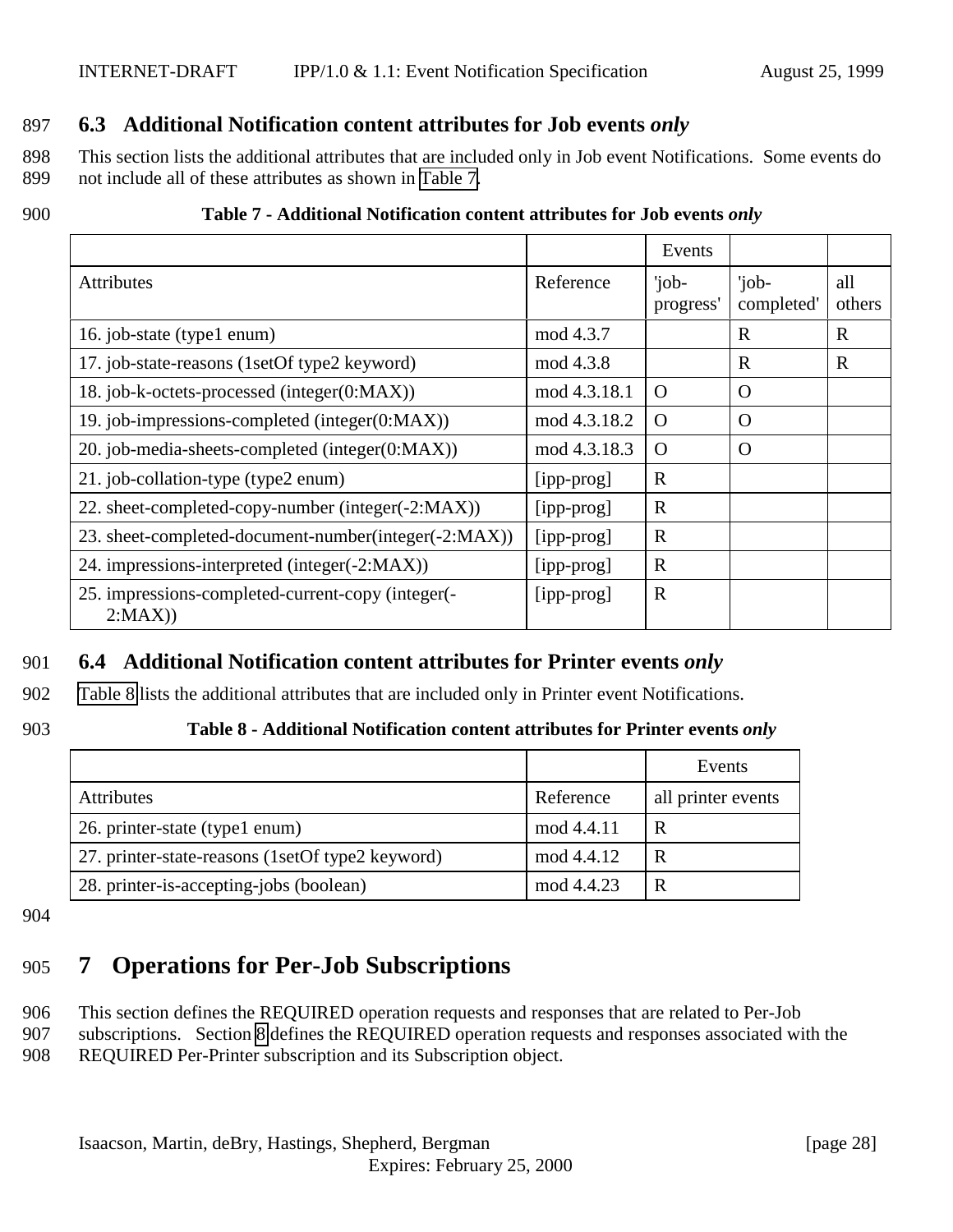## 6.3 Additional Notification content attributes for Job events *only*

This section lists the additional attributes that are included only in Job event Notifications. Some events do not include all of these attributes as shown in Table 7.

**Table 7 - Additional Notification content attributes for Job events *only***

| | | Events | | |
|---|---|---|---|---|
| Attributes | Reference | 'job-progress' | 'job-completed' | all others |
| 16. job-state (type1 enum) | mod 4.3.7 | | R | R |
| 17. job-state-reasons (1setOf type2 keyword) | mod 4.3.8 | | R | R |
| 18. job-k-octets-processed (integer(0:MAX)) | mod 4.3.18.1 | O | O | |
| 19. job-impressions-completed (integer(0:MAX)) | mod 4.3.18.2 | O | O | |
| 20. job-media-sheets-completed (integer(0:MAX)) | mod 4.3.18.3 | O | O | |
| 21. job-collation-type (type2 enum) | [ipp-prog] | R | | |
| 22. sheet-completed-copy-number (integer(-2:MAX)) | [ipp-prog] | R | | |
| 23. sheet-completed-document-number(integer(-2:MAX)) | [ipp-prog] | R | | |
| 24. impressions-interpreted (integer(-2:MAX)) | [ipp-prog] | R | | |
| 25. impressions-completed-current-copy (integer(-2:MAX)) | [ipp-prog] | R | | |

## 6.4 Additional Notification content attributes for Printer events *only*

Table 8 lists the additional attributes that are included only in Printer event Notifications.

**Table 8 - Additional Notification content attributes for Printer events *only***

| | | Events |
|---|---|---|
| Attributes | Reference | all printer events |
| 26. printer-state (type1 enum) | mod 4.4.11 | R |
| 27. printer-state-reasons (1setOf type2 keyword) | mod 4.4.12 | R |
| 28. printer-is-accepting-jobs (boolean) | mod 4.4.23 | R |

# 7 Operations for Per-Job Subscriptions

This section defines the REQUIRED operation requests and responses that are related to Per-Job subscriptions. Section 8 defines the REQUIRED operation requests and responses associated with the REQUIRED Per-Printer subscription and its Subscription object.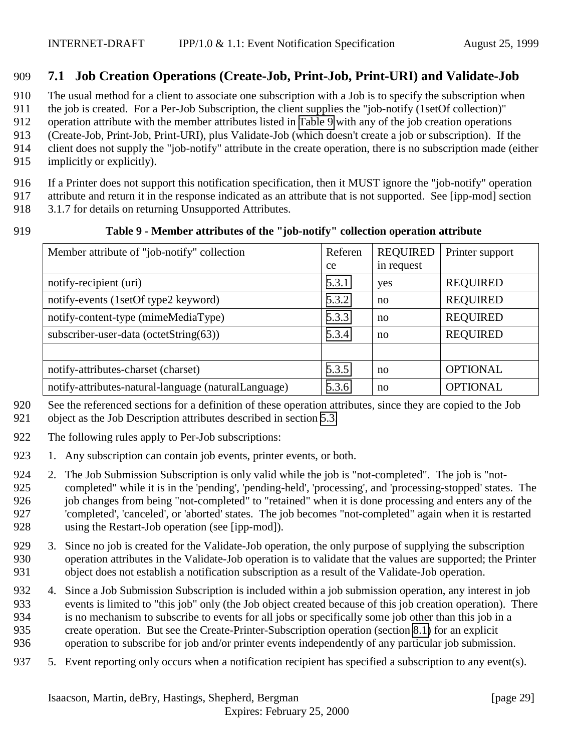## 7.1 Job Creation Operations (Create-Job, Print-Job, Print-URI) and Validate-Job

The usual method for a client to associate one subscription with a Job is to specify the subscription when the job is created. For a Per-Job Subscription, the client supplies the "job-notify (1setOf collection)" operation attribute with the member attributes listed in Table 9 with any of the job creation operations (Create-Job, Print-Job, Print-URI), plus Validate-Job (which doesn't create a job or subscription). If the client does not supply the "job-notify" attribute in the create operation, there is no subscription made (either implicitly or explicitly).

If a Printer does not support this notification specification, then it MUST ignore the "job-notify" operation attribute and return it in the response indicated as an attribute that is not supported. See [ipp-mod] section 3.1.7 for details on returning Unsupported Attributes.

**Table 9 - Member attributes of the "job-notify" collection operation attribute**

| Member attribute of "job-notify" collection | Reference | REQUIRED in request | Printer support |
|---|---|---|---|
| notify-recipient (uri) | 5.3.1 | yes | REQUIRED |
| notify-events (1setOf type2 keyword) | 5.3.2 | no | REQUIRED |
| notify-content-type (mimeMediaType) | 5.3.3 | no | REQUIRED |
| subscriber-user-data (octetString(63)) | 5.3.4 | no | REQUIRED |
| | | | |
| notify-attributes-charset (charset) | 5.3.5 | no | OPTIONAL |
| notify-attributes-natural-language (naturalLanguage) | 5.3.6 | no | OPTIONAL |

See the referenced sections for a definition of these operation attributes, since they are copied to the Job object as the Job Description attributes described in section 5.3.

The following rules apply to Per-Job subscriptions:

1. Any subscription can contain job events, printer events, or both.
2. The Job Submission Subscription is only valid while the job is "not-completed". The job is "not-completed" while it is in the 'pending', 'pending-held', 'processing', and 'processing-stopped' states. The job changes from being "not-completed" to "retained" when it is done processing and enters any of the 'completed', 'canceled', or 'aborted' states. The job becomes "not-completed" again when it is restarted using the Restart-Job operation (see [ipp-mod]).
3. Since no job is created for the Validate-Job operation, the only purpose of supplying the subscription operation attributes in the Validate-Job operation is to validate that the values are supported; the Printer object does not establish a notification subscription as a result of the Validate-Job operation.
4. Since a Job Submission Subscription is included within a job submission operation, any interest in job events is limited to "this job" only (the Job object created because of this job creation operation). There is no mechanism to subscribe to events for all jobs or specifically some job other than this job in a create operation. But see the Create-Printer-Subscription operation (section 8.1) for an explicit operation to subscribe for job and/or printer events independently of any particular job submission.
5. Event reporting only occurs when a notification recipient has specified a subscription to any event(s).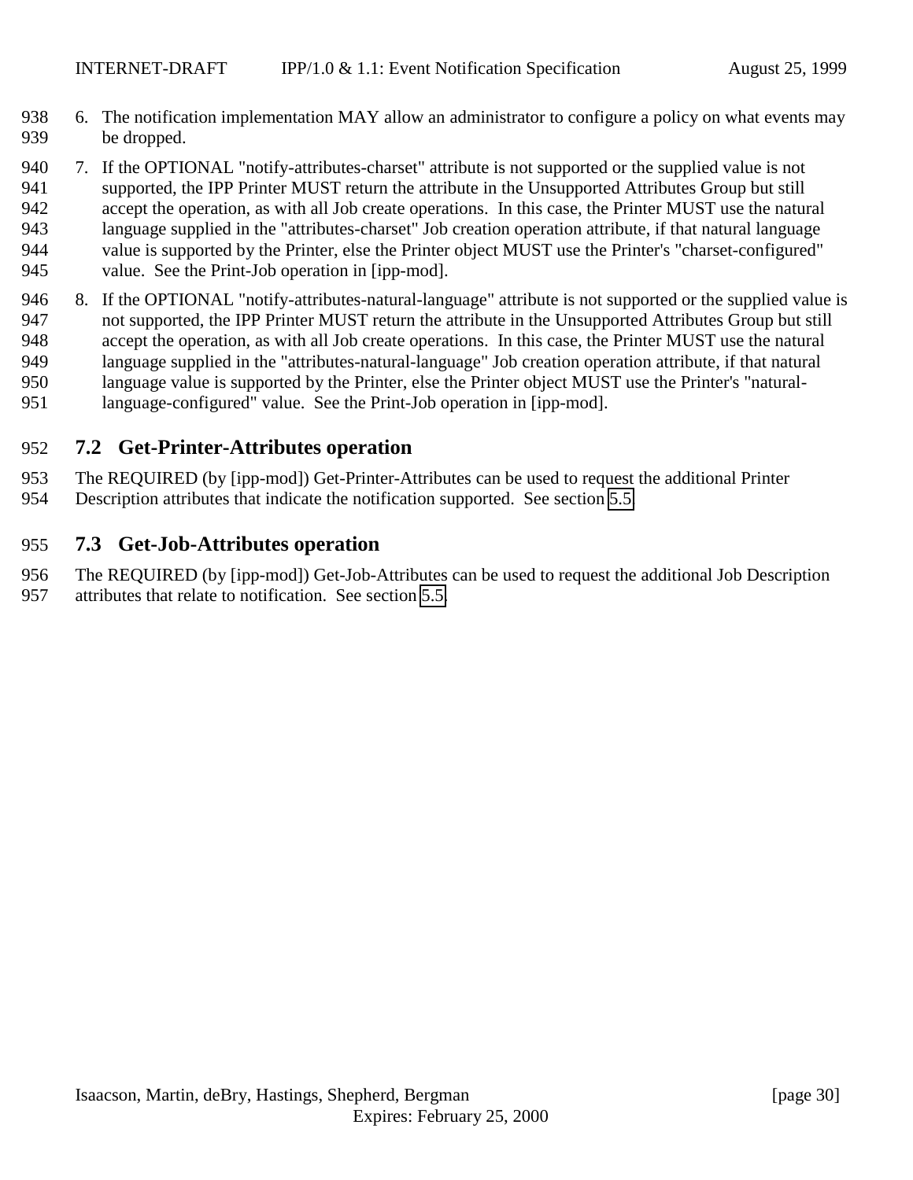6. The notification implementation MAY allow an administrator to configure a policy on what events may be dropped.

7. If the OPTIONAL "notify-attributes-charset" attribute is not supported or the supplied value is not supported, the IPP Printer MUST return the attribute in the Unsupported Attributes Group but still accept the operation, as with all Job create operations. In this case, the Printer MUST use the natural language supplied in the "attributes-charset" Job creation operation attribute, if that natural language value is supported by the Printer, else the Printer object MUST use the Printer's "charset-configured" value. See the Print-Job operation in [ipp-mod].

8. If the OPTIONAL "notify-attributes-natural-language" attribute is not supported or the supplied value is not supported, the IPP Printer MUST return the attribute in the Unsupported Attributes Group but still accept the operation, as with all Job create operations. In this case, the Printer MUST use the natural language supplied in the "attributes-natural-language" Job creation operation attribute, if that natural language value is supported by the Printer, else the Printer object MUST use the Printer's "natural-language-configured" value. See the Print-Job operation in [ipp-mod].

## 7.2 Get-Printer-Attributes operation

The REQUIRED (by [ipp-mod]) Get-Printer-Attributes can be used to request the additional Printer Description attributes that indicate the notification supported. See section 5.5.

## 7.3 Get-Job-Attributes operation

The REQUIRED (by [ipp-mod]) Get-Job-Attributes can be used to request the additional Job Description attributes that relate to notification. See section 5.5.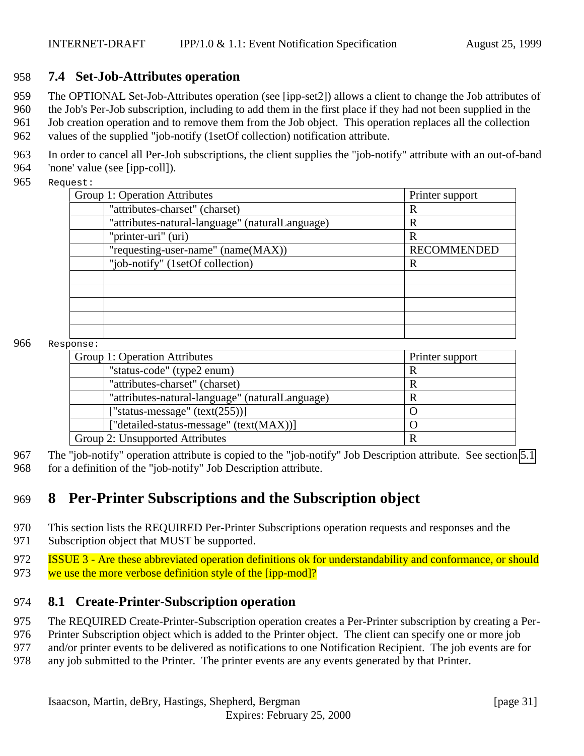### 7.4 Set-Job-Attributes operation

The OPTIONAL Set-Job-Attributes operation (see [ipp-set2]) allows a client to change the Job attributes of the Job's Per-Job subscription, including to add them in the first place if they had not been supplied in the Job creation operation and to remove them from the Job object. This operation replaces all the collection values of the supplied "job-notify (1setOf collection) notification attribute.

In order to cancel all Per-Job subscriptions, the client supplies the "job-notify" attribute with an out-of-band 'none' value (see [ipp-coll]).

Request:

| Group 1: Operation Attributes | | Printer support |
|---|---|---|
| | "attributes-charset" (charset) | R |
| | "attributes-natural-language" (naturalLanguage) | R |
| | "printer-uri" (uri) | R |
| | "requesting-user-name" (name(MAX)) | RECOMMENDED |
| | "job-notify" (1setOf collection) | R |
| | | |
| | | |
| | | |
| | | |
| | | |

Response:

| Group 1: Operation Attributes | | Printer support |
|---|---|---|
| | "status-code" (type2 enum) | R |
| | "attributes-charset" (charset) | R |
| | "attributes-natural-language" (naturalLanguage) | R |
| | ["status-message" (text(255))] | O |
| | ["detailed-status-message" (text(MAX))] | O |
| Group 2: Unsupported Attributes | | R |

The "job-notify" operation attribute is copied to the "job-notify" Job Description attribute. See section 5.1 for a definition of the "job-notify" Job Description attribute.

# 8 Per-Printer Subscriptions and the Subscription object

This section lists the REQUIRED Per-Printer Subscriptions operation requests and responses and the Subscription object that MUST be supported.

ISSUE 3 - Are these abbreviated operation definitions ok for understandability and conformance, or should we use the more verbose definition style of the [ipp-mod]?

### 8.1 Create-Printer-Subscription operation

The REQUIRED Create-Printer-Subscription operation creates a Per-Printer subscription by creating a Per-Printer Subscription object which is added to the Printer object. The client can specify one or more job and/or printer events to be delivered as notifications to one Notification Recipient. The job events are for any job submitted to the Printer. The printer events are any events generated by that Printer.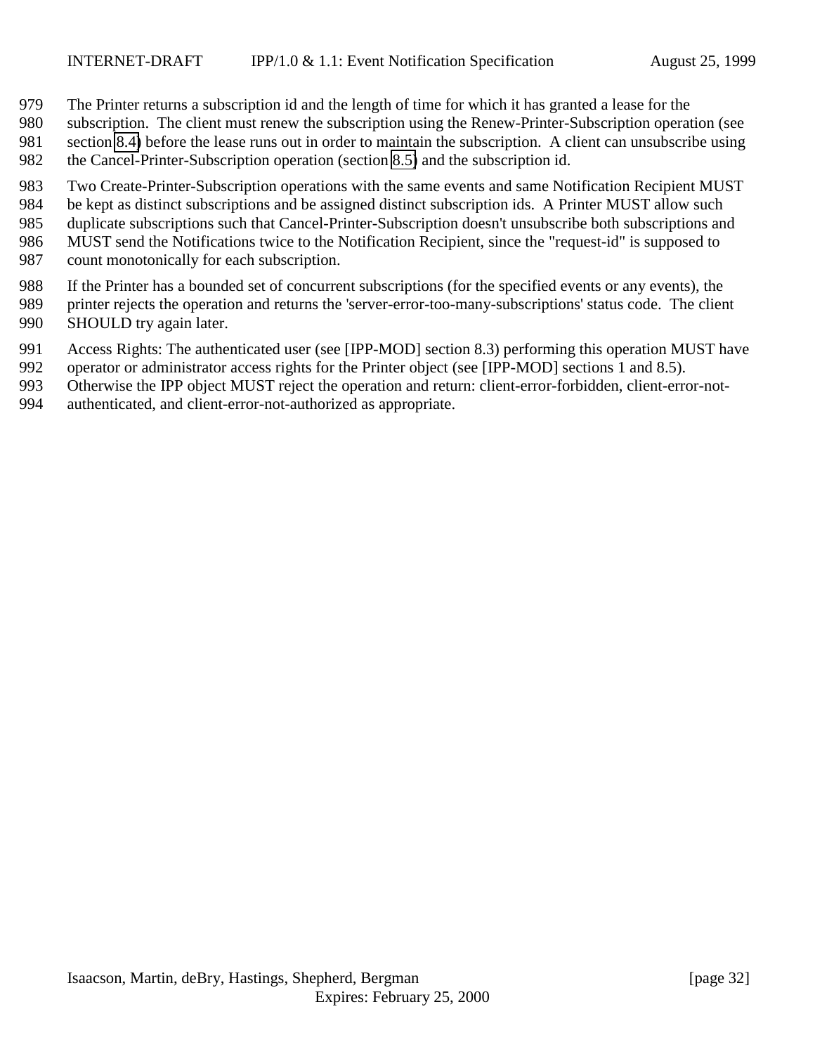The Printer returns a subscription id and the length of time for which it has granted a lease for the subscription. The client must renew the subscription using the Renew-Printer-Subscription operation (see section 8.4) before the lease runs out in order to maintain the subscription. A client can unsubscribe using the Cancel-Printer-Subscription operation (section 8.5) and the subscription id.

Two Create-Printer-Subscription operations with the same events and same Notification Recipient MUST be kept as distinct subscriptions and be assigned distinct subscription ids. A Printer MUST allow such duplicate subscriptions such that Cancel-Printer-Subscription doesn't unsubscribe both subscriptions and MUST send the Notifications twice to the Notification Recipient, since the "request-id" is supposed to count monotonically for each subscription.

If the Printer has a bounded set of concurrent subscriptions (for the specified events or any events), the printer rejects the operation and returns the 'server-error-too-many-subscriptions' status code. The client SHOULD try again later.

Access Rights: The authenticated user (see [IPP-MOD] section 8.3) performing this operation MUST have operator or administrator access rights for the Printer object (see [IPP-MOD] sections 1 and 8.5). Otherwise the IPP object MUST reject the operation and return: client-error-forbidden, client-error-not-authenticated, and client-error-not-authorized as appropriate.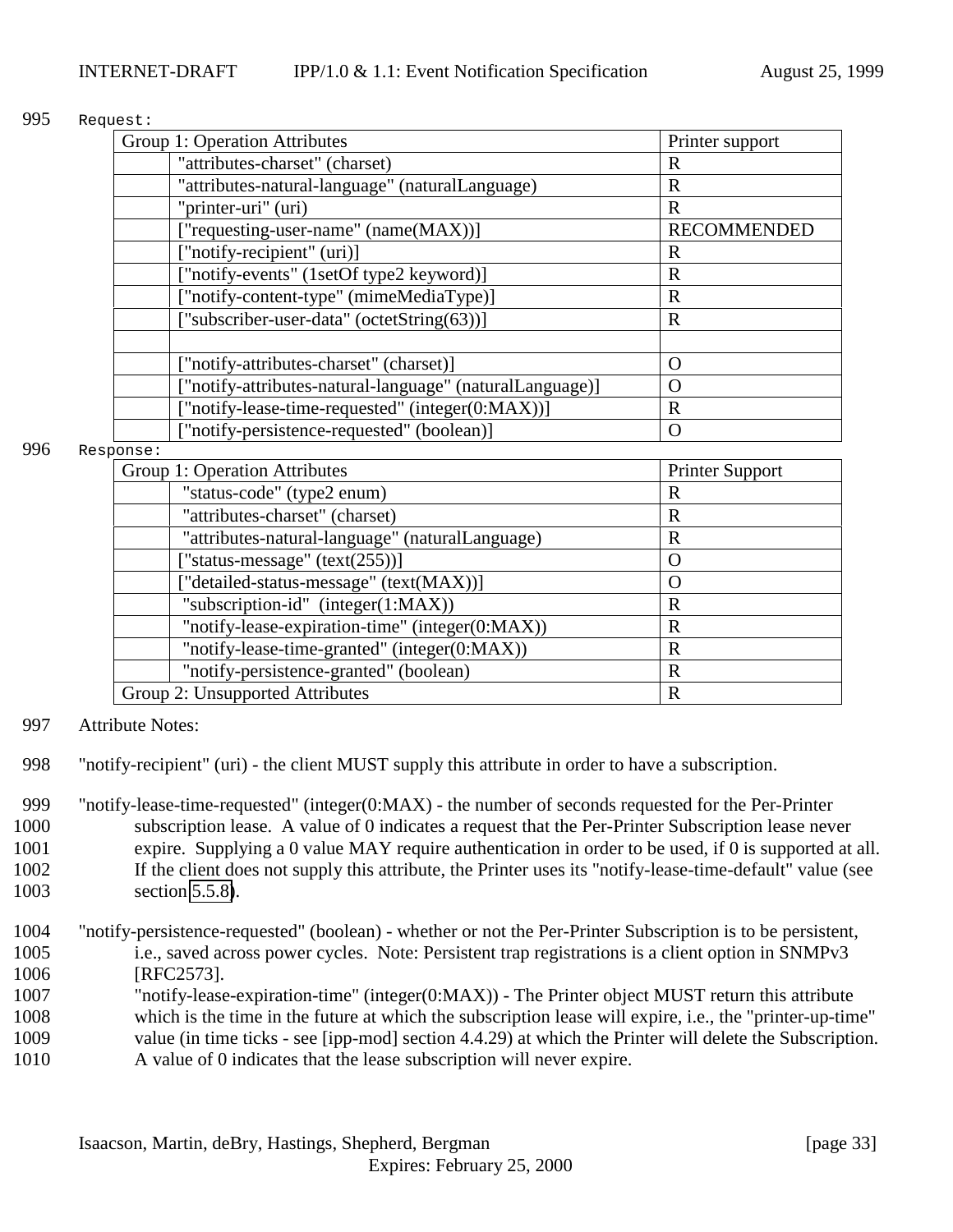Request:

| Group 1: Operation Attributes | | Printer support |
|---|---|---|
| | "attributes-charset" (charset) | R |
| | "attributes-natural-language" (naturalLanguage) | R |
| | "printer-uri" (uri) | R |
| | ["requesting-user-name" (name(MAX))] | RECOMMENDED |
| | ["notify-recipient" (uri)] | R |
| | ["notify-events" (1setOf type2 keyword)] | R |
| | ["notify-content-type" (mimeMediaType)] | R |
| | ["subscriber-user-data" (octetString(63))] | R |
| | | |
| | ["notify-attributes-charset" (charset)] | O |
| | ["notify-attributes-natural-language" (naturalLanguage)] | O |
| | ["notify-lease-time-requested" (integer(0:MAX))] | R |
| | ["notify-persistence-requested" (boolean)] | O |

Response:

| Group 1: Operation Attributes | | Printer Support |
|---|---|---|
| | "status-code" (type2 enum) | R |
| | "attributes-charset" (charset) | R |
| | "attributes-natural-language" (naturalLanguage) | R |
| | ["status-message" (text(255))] | O |
| | ["detailed-status-message" (text(MAX))] | O |
| | "subscription-id" (integer(1:MAX)) | R |
| | "notify-lease-expiration-time" (integer(0:MAX)) | R |
| | "notify-lease-time-granted" (integer(0:MAX)) | R |
| | "notify-persistence-granted" (boolean) | R |
| Group 2: Unsupported Attributes | | R |

Attribute Notes:

"notify-recipient" (uri) - the client MUST supply this attribute in order to have a subscription.

"notify-lease-time-requested" (integer(0:MAX) - the number of seconds requested for the Per-Printer subscription lease. A value of 0 indicates a request that the Per-Printer Subscription lease never expire. Supplying a 0 value MAY require authentication in order to be used, if 0 is supported at all. If the client does not supply this attribute, the Printer uses its "notify-lease-time-default" value (see section 5.5.8).

"notify-persistence-requested" (boolean) - whether or not the Per-Printer Subscription is to be persistent, i.e., saved across power cycles. Note: Persistent trap registrations is a client option in SNMPv3 [RFC2573].

"notify-lease-expiration-time" (integer(0:MAX)) - The Printer object MUST return this attribute which is the time in the future at which the subscription lease will expire, i.e., the "printer-up-time" value (in time ticks - see [ipp-mod] section 4.4.29) at which the Printer will delete the Subscription. A value of 0 indicates that the lease subscription will never expire.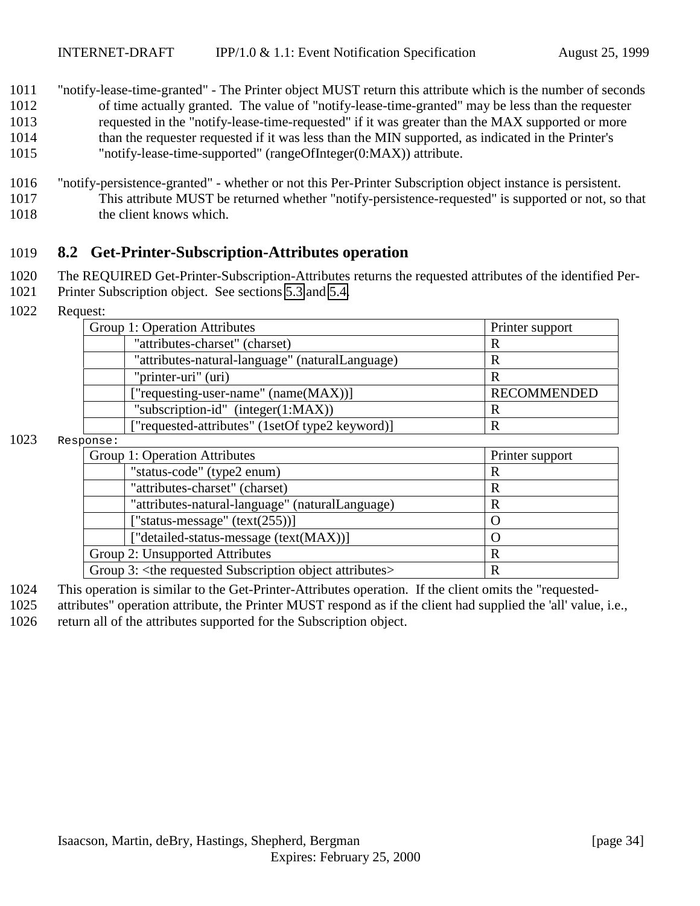"notify-lease-time-granted" - The Printer object MUST return this attribute which is the number of seconds of time actually granted. The value of "notify-lease-time-granted" may be less than the requester requested in the "notify-lease-time-requested" if it was greater than the MAX supported or more than the requester requested if it was less than the MIN supported, as indicated in the Printer's "notify-lease-time-supported" (rangeOfInteger(0:MAX)) attribute.

"notify-persistence-granted" - whether or not this Per-Printer Subscription object instance is persistent. This attribute MUST be returned whether "notify-persistence-requested" is supported or not, so that the client knows which.

## 8.2 Get-Printer-Subscription-Attributes operation

The REQUIRED Get-Printer-Subscription-Attributes returns the requested attributes of the identified Per-Printer Subscription object. See sections 5.3 and 5.4.

Request:

| Group 1: Operation Attributes | | Printer support |
|---|---|---|
| | "attributes-charset" (charset) | R |
| | "attributes-natural-language" (naturalLanguage) | R |
| | "printer-uri" (uri) | R |
| | ["requesting-user-name" (name(MAX))] | RECOMMENDED |
| | "subscription-id" (integer(1:MAX)) | R |
| | ["requested-attributes" (1setOf type2 keyword)] | R |

Response:

| Group 1: Operation Attributes | | Printer support |
|---|---|---|
| | "status-code" (type2 enum) | R |
| | "attributes-charset" (charset) | R |
| | "attributes-natural-language" (naturalLanguage) | R |
| | ["status-message" (text(255))] | O |
| | ["detailed-status-message (text(MAX))] | O |
| Group 2: Unsupported Attributes | | R |
| Group 3: <the requested Subscription object attributes> | | R |

This operation is similar to the Get-Printer-Attributes operation. If the client omits the "requested-attributes" operation attribute, the Printer MUST respond as if the client had supplied the 'all' value, i.e., return all of the attributes supported for the Subscription object.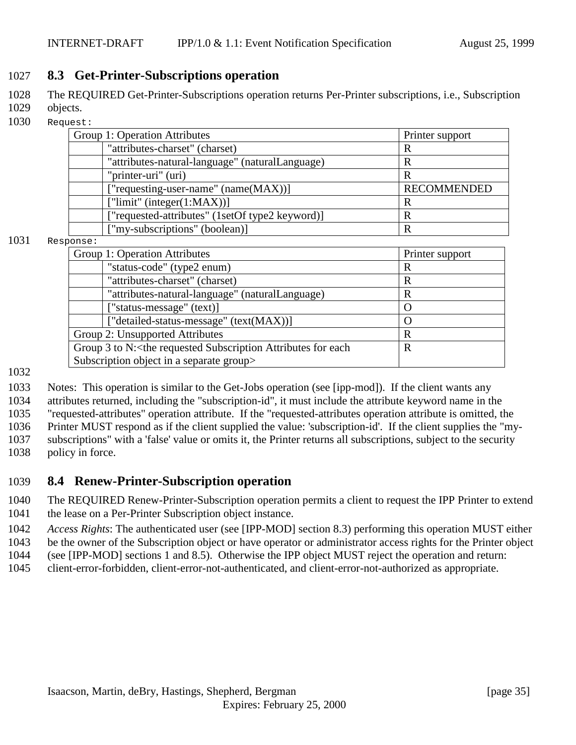## 8.3 Get-Printer-Subscriptions operation

The REQUIRED Get-Printer-Subscriptions operation returns Per-Printer subscriptions, i.e., Subscription objects.

Request:

| Group 1: Operation Attributes | | Printer support |
|---|---|---|
| | "attributes-charset" (charset) | R |
| | "attributes-natural-language" (naturalLanguage) | R |
| | "printer-uri" (uri) | R |
| | ["requesting-user-name" (name(MAX))] | RECOMMENDED |
| | ["limit" (integer(1:MAX))] | R |
| | ["requested-attributes" (1setOf type2 keyword)] | R |
| | ["my-subscriptions" (boolean)] | R |

Response:

| Group 1: Operation Attributes | | Printer support |
|---|---|---|
| | "status-code" (type2 enum) | R |
| | "attributes-charset" (charset) | R |
| | "attributes-natural-language" (naturalLanguage) | R |
| | ["status-message" (text)] | O |
| | ["detailed-status-message" (text(MAX))] | O |
| Group 2: Unsupported Attributes | | R |
| Group 3 to N:<the requested Subscription Attributes for each Subscription object in a separate group> | | R |

Notes: This operation is similar to the Get-Jobs operation (see [ipp-mod]). If the client wants any attributes returned, including the "subscription-id", it must include the attribute keyword name in the "requested-attributes" operation attribute. If the "requested-attributes operation attribute is omitted, the Printer MUST respond as if the client supplied the value: 'subscription-id'. If the client supplies the "my-subscriptions" with a 'false' value or omits it, the Printer returns all subscriptions, subject to the security policy in force.

## 8.4 Renew-Printer-Subscription operation

The REQUIRED Renew-Printer-Subscription operation permits a client to request the IPP Printer to extend the lease on a Per-Printer Subscription object instance.

*Access Rights*: The authenticated user (see [IPP-MOD] section 8.3) performing this operation MUST either be the owner of the Subscription object or have operator or administrator access rights for the Printer object (see [IPP-MOD] sections 1 and 8.5). Otherwise the IPP object MUST reject the operation and return: client-error-forbidden, client-error-not-authenticated, and client-error-not-authorized as appropriate.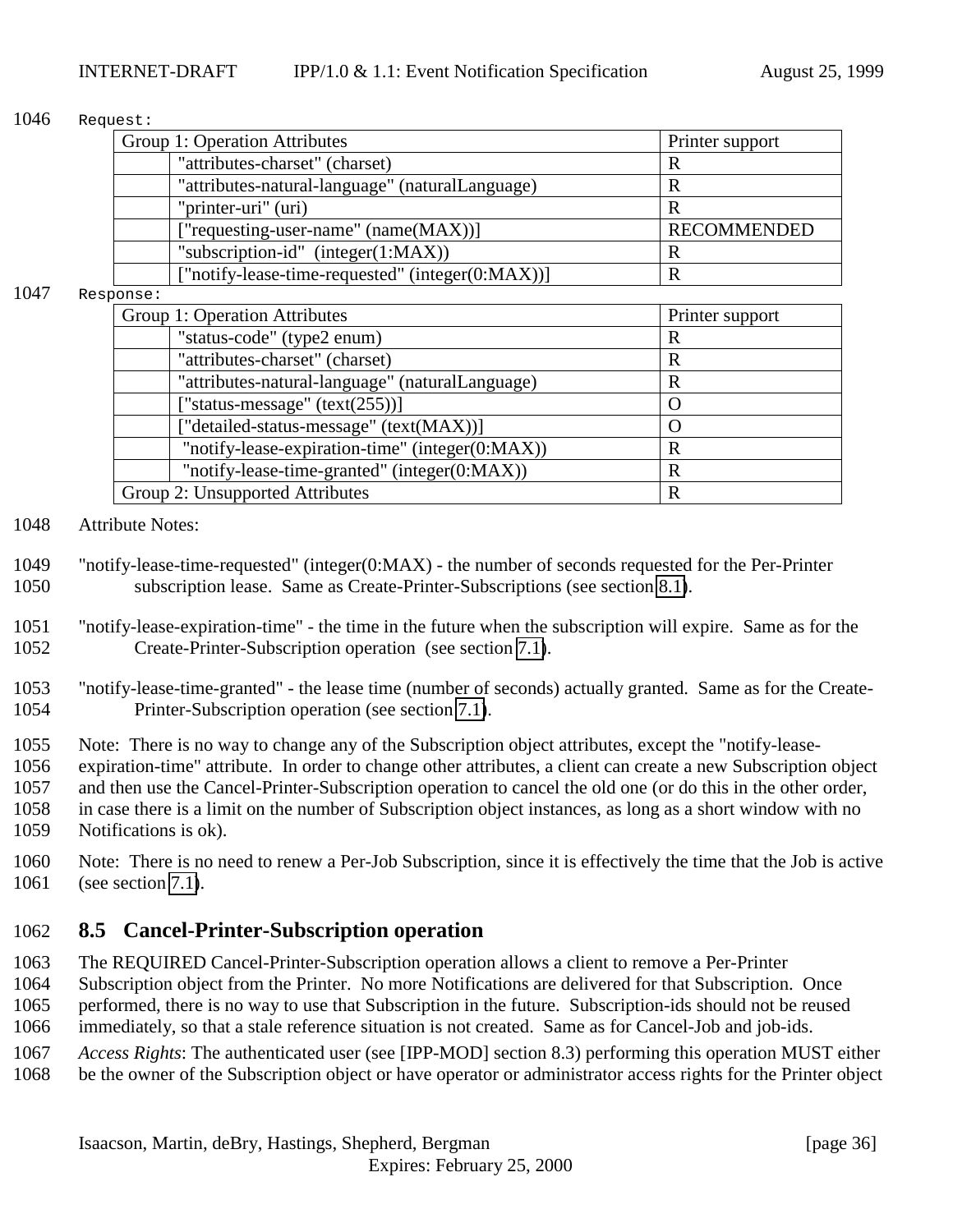Request:

| Group 1: Operation Attributes | | Printer support |
|---|---|---|
| | "attributes-charset" (charset) | R |
| | "attributes-natural-language" (naturalLanguage) | R |
| | "printer-uri" (uri) | R |
| | ["requesting-user-name" (name(MAX))] | RECOMMENDED |
| | "subscription-id" (integer(1:MAX)) | R |
| | ["notify-lease-time-requested" (integer(0:MAX))] | R |

Response:

| Group 1: Operation Attributes | | Printer support |
|---|---|---|
| | "status-code" (type2 enum) | R |
| | "attributes-charset" (charset) | R |
| | "attributes-natural-language" (naturalLanguage) | R |
| | ["status-message" (text(255))] | O |
| | ["detailed-status-message" (text(MAX))] | O |
| | "notify-lease-expiration-time" (integer(0:MAX)) | R |
| | "notify-lease-time-granted" (integer(0:MAX)) | R |
| Group 2: Unsupported Attributes | | R |

Attribute Notes:

"notify-lease-time-requested" (integer(0:MAX) - the number of seconds requested for the Per-Printer subscription lease. Same as Create-Printer-Subscriptions (see section 8.1).

"notify-lease-expiration-time" - the time in the future when the subscription will expire. Same as for the Create-Printer-Subscription operation (see section 7.1).

"notify-lease-time-granted" - the lease time (number of seconds) actually granted. Same as for the Create-Printer-Subscription operation (see section 7.1).

Note: There is no way to change any of the Subscription object attributes, except the "notify-lease-expiration-time" attribute. In order to change other attributes, a client can create a new Subscription object and then use the Cancel-Printer-Subscription operation to cancel the old one (or do this in the other order, in case there is a limit on the number of Subscription object instances, as long as a short window with no Notifications is ok).

Note: There is no need to renew a Per-Job Subscription, since it is effectively the time that the Job is active (see section 7.1).

## 8.5 Cancel-Printer-Subscription operation

The REQUIRED Cancel-Printer-Subscription operation allows a client to remove a Per-Printer Subscription object from the Printer. No more Notifications are delivered for that Subscription. Once performed, there is no way to use that Subscription in the future. Subscription-ids should not be reused immediately, so that a stale reference situation is not created. Same as for Cancel-Job and job-ids.

*Access Rights*: The authenticated user (see [IPP-MOD] section 8.3) performing this operation MUST either be the owner of the Subscription object or have operator or administrator access rights for the Printer object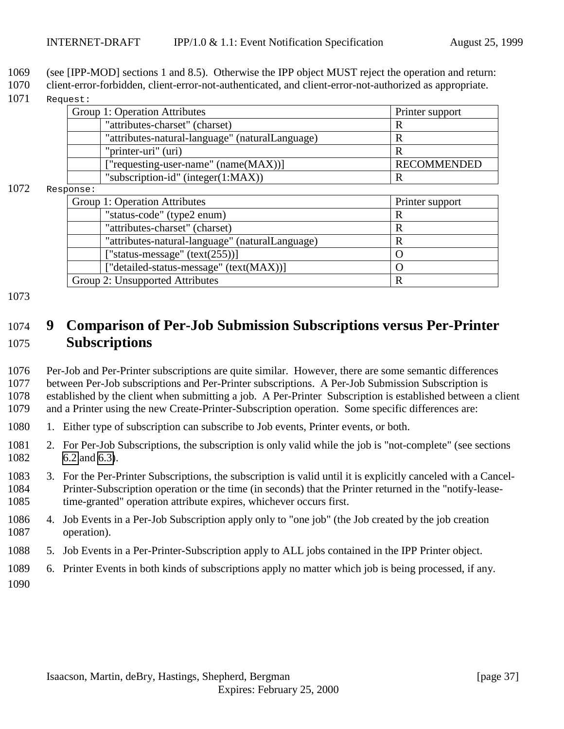(see [IPP-MOD] sections 1 and 8.5). Otherwise the IPP object MUST reject the operation and return: client-error-forbidden, client-error-not-authenticated, and client-error-not-authorized as appropriate.

Request:

| Group 1: Operation Attributes | | Printer support |
|---|---|---|
| | "attributes-charset" (charset) | R |
| | "attributes-natural-language" (naturalLanguage) | R |
| | "printer-uri" (uri) | R |
| | ["requesting-user-name" (name(MAX))] | RECOMMENDED |
| | "subscription-id" (integer(1:MAX)) | R |

Response:

| Group 1: Operation Attributes | | Printer support |
|---|---|---|
| | "status-code" (type2 enum) | R |
| | "attributes-charset" (charset) | R |
| | "attributes-natural-language" (naturalLanguage) | R |
| | ["status-message" (text(255))] | O |
| | ["detailed-status-message" (text(MAX))] | O |
| Group 2: Unsupported Attributes | | R |

# 9 Comparison of Per-Job Submission Subscriptions versus Per-Printer Subscriptions

Per-Job and Per-Printer subscriptions are quite similar. However, there are some semantic differences between Per-Job subscriptions and Per-Printer subscriptions. A Per-Job Submission Subscription is established by the client when submitting a job. A Per-Printer Subscription is established between a client and a Printer using the new Create-Printer-Subscription operation. Some specific differences are:

1. Either type of subscription can subscribe to Job events, Printer events, or both.
2. For Per-Job Subscriptions, the subscription is only valid while the job is "not-complete" (see sections 6.2 and 6.3).
3. For the Per-Printer Subscriptions, the subscription is valid until it is explicitly canceled with a Cancel-Printer-Subscription operation or the time (in seconds) that the Printer returned in the "notify-lease-time-granted" operation attribute expires, whichever occurs first.
4. Job Events in a Per-Job Subscription apply only to "one job" (the Job created by the job creation operation).
5. Job Events in a Per-Printer-Subscription apply to ALL jobs contained in the IPP Printer object.
6. Printer Events in both kinds of subscriptions apply no matter which job is being processed, if any.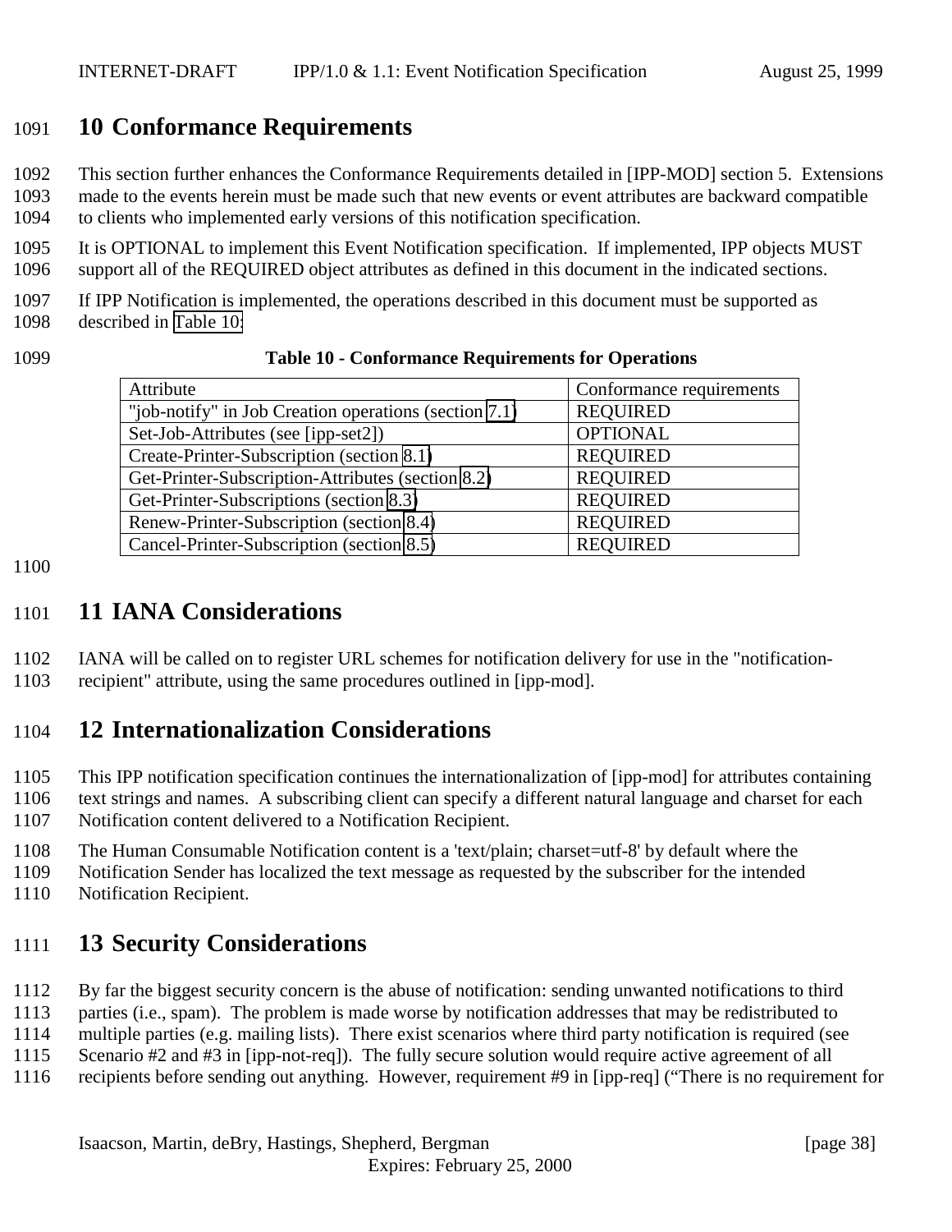# 10 Conformance Requirements

This section further enhances the Conformance Requirements detailed in [IPP-MOD] section 5. Extensions made to the events herein must be made such that new events or event attributes are backward compatible to clients who implemented early versions of this notification specification.

It is OPTIONAL to implement this Event Notification specification. If implemented, IPP objects MUST support all of the REQUIRED object attributes as defined in this document in the indicated sections.

If IPP Notification is implemented, the operations described in this document must be supported as described in Table 10:

**Table 10 - Conformance Requirements for Operations**

| Attribute | Conformance requirements |
|---|---|
| "job-notify" in Job Creation operations (section 7.1) | REQUIRED |
| Set-Job-Attributes (see [ipp-set2]) | OPTIONAL |
| Create-Printer-Subscription (section 8.1) | REQUIRED |
| Get-Printer-Subscription-Attributes (section 8.2) | REQUIRED |
| Get-Printer-Subscriptions (section 8.3) | REQUIRED |
| Renew-Printer-Subscription (section 8.4) | REQUIRED |
| Cancel-Printer-Subscription (section 8.5) | REQUIRED |

# 11 IANA Considerations

IANA will be called on to register URL schemes for notification delivery for use in the "notification-recipient" attribute, using the same procedures outlined in [ipp-mod].

# 12 Internationalization Considerations

This IPP notification specification continues the internationalization of [ipp-mod] for attributes containing text strings and names. A subscribing client can specify a different natural language and charset for each Notification content delivered to a Notification Recipient.

The Human Consumable Notification content is a 'text/plain; charset=utf-8' by default where the Notification Sender has localized the text message as requested by the subscriber for the intended Notification Recipient.

# 13 Security Considerations

By far the biggest security concern is the abuse of notification: sending unwanted notifications to third parties (i.e., spam). The problem is made worse by notification addresses that may be redistributed to multiple parties (e.g. mailing lists). There exist scenarios where third party notification is required (see Scenario #2 and #3 in [ipp-not-req]). The fully secure solution would require active agreement of all recipients before sending out anything. However, requirement #9 in [ipp-req] ("There is no requirement for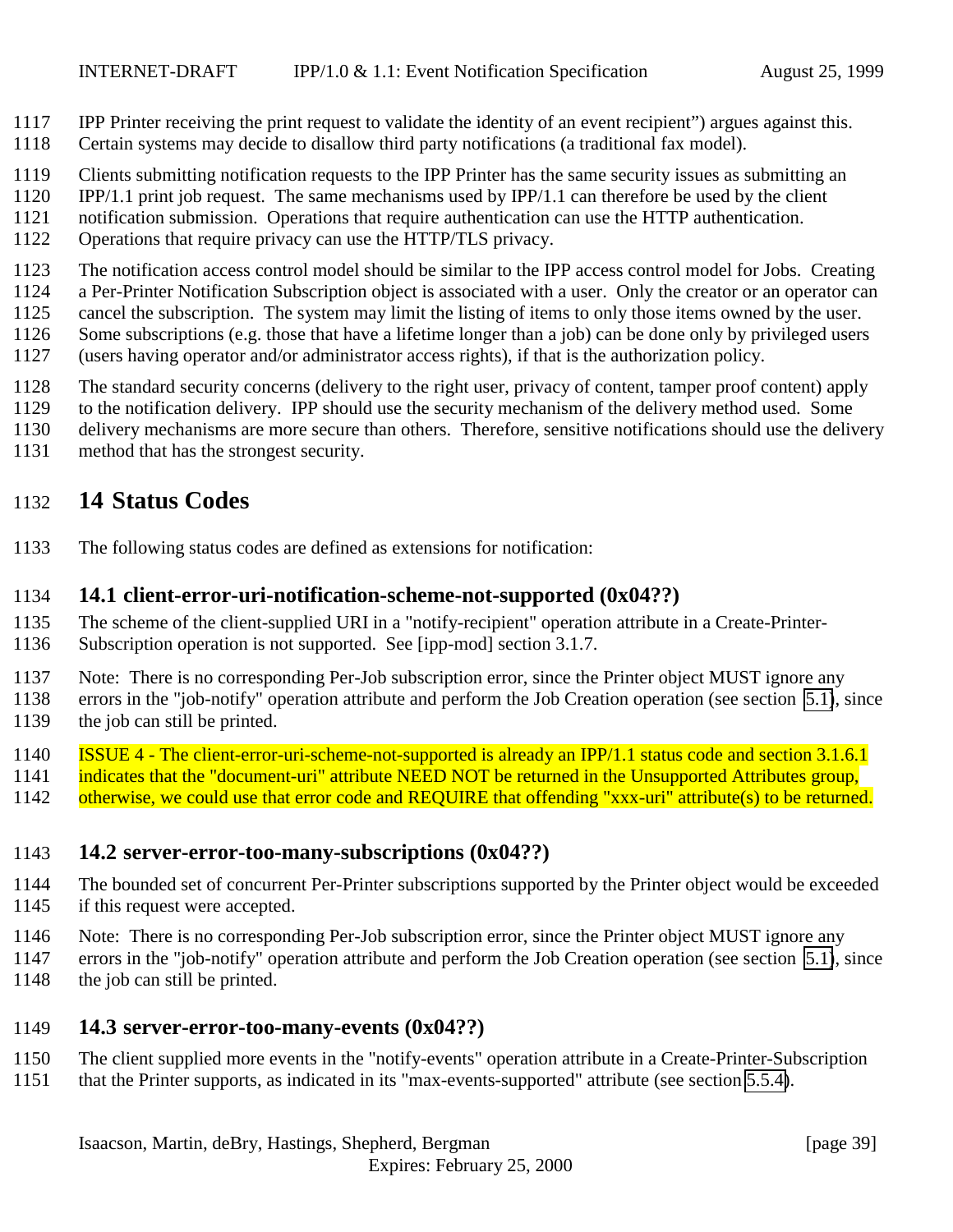IPP Printer receiving the print request to validate the identity of an event recipient") argues against this. Certain systems may decide to disallow third party notifications (a traditional fax model).

Clients submitting notification requests to the IPP Printer has the same security issues as submitting an IPP/1.1 print job request. The same mechanisms used by IPP/1.1 can therefore be used by the client notification submission. Operations that require authentication can use the HTTP authentication. Operations that require privacy can use the HTTP/TLS privacy.

The notification access control model should be similar to the IPP access control model for Jobs. Creating a Per-Printer Notification Subscription object is associated with a user. Only the creator or an operator can cancel the subscription. The system may limit the listing of items to only those items owned by the user. Some subscriptions (e.g. those that have a lifetime longer than a job) can be done only by privileged users (users having operator and/or administrator access rights), if that is the authorization policy.

The standard security concerns (delivery to the right user, privacy of content, tamper proof content) apply to the notification delivery. IPP should use the security mechanism of the delivery method used. Some delivery mechanisms are more secure than others. Therefore, sensitive notifications should use the delivery method that has the strongest security.

# 14 Status Codes

The following status codes are defined as extensions for notification:

## 14.1 client-error-uri-notification-scheme-not-supported (0x04??)

The scheme of the client-supplied URI in a "notify-recipient" operation attribute in a Create-Printer-Subscription operation is not supported. See [ipp-mod] section 3.1.7.

Note: There is no corresponding Per-Job subscription error, since the Printer object MUST ignore any errors in the "job-notify" operation attribute and perform the Job Creation operation (see section 5.1), since the job can still be printed.

ISSUE 4 - The client-error-uri-scheme-not-supported is already an IPP/1.1 status code and section 3.1.6.1 indicates that the "document-uri" attribute NEED NOT be returned in the Unsupported Attributes group, otherwise, we could use that error code and REQUIRE that offending "xxx-uri" attribute(s) to be returned.

## 14.2 server-error-too-many-subscriptions (0x04??)

The bounded set of concurrent Per-Printer subscriptions supported by the Printer object would be exceeded if this request were accepted.

Note: There is no corresponding Per-Job subscription error, since the Printer object MUST ignore any errors in the "job-notify" operation attribute and perform the Job Creation operation (see section 5.1), since the job can still be printed.

## 14.3 server-error-too-many-events (0x04??)

The client supplied more events in the "notify-events" operation attribute in a Create-Printer-Subscription that the Printer supports, as indicated in its "max-events-supported" attribute (see section 5.5.4).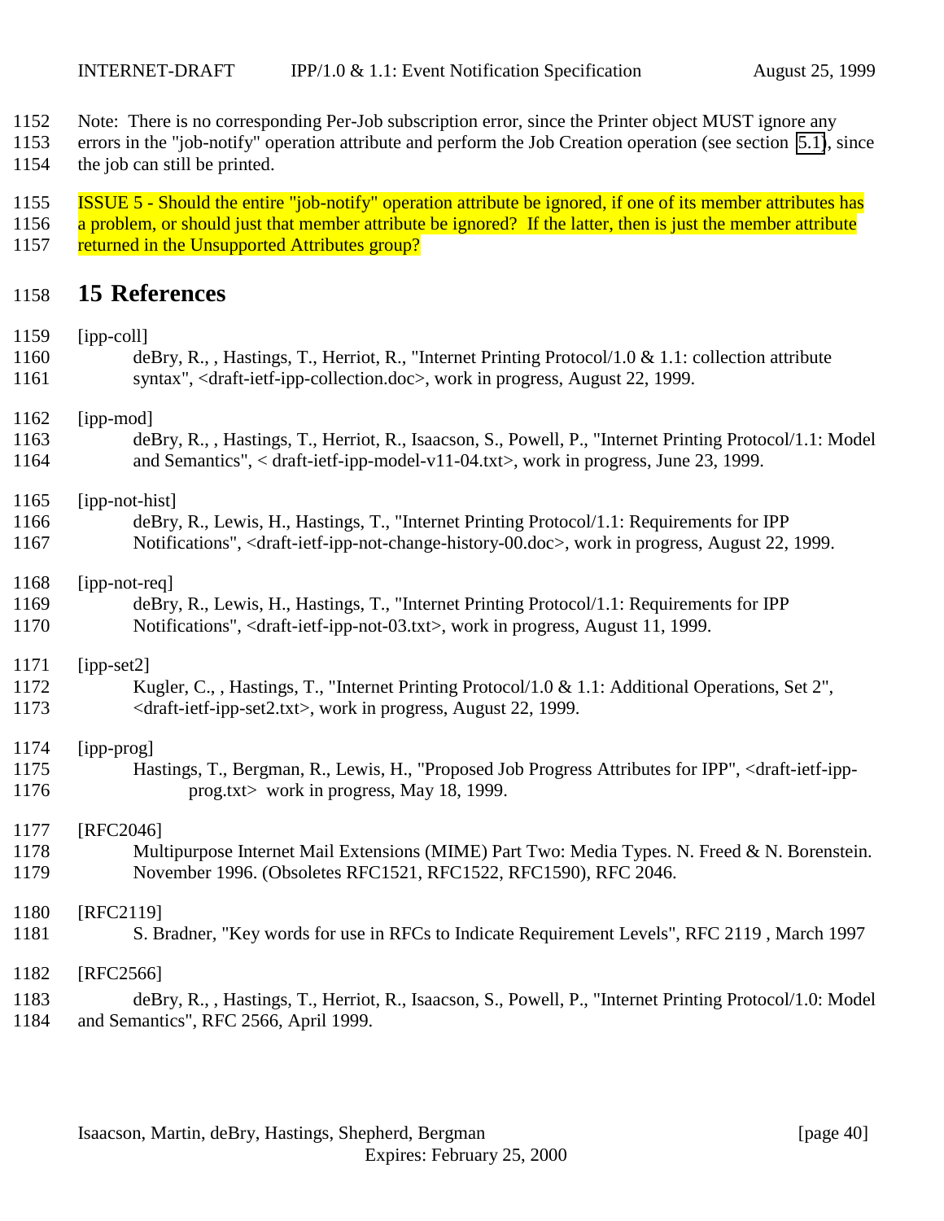Note: There is no corresponding Per-Job subscription error, since the Printer object MUST ignore any errors in the "job-notify" operation attribute and perform the Job Creation operation (see section 5.1), since the job can still be printed.

ISSUE 5 - Should the entire "job-notify" operation attribute be ignored, if one of its member attributes has a problem, or should just that member attribute be ignored? If the latter, then is just the member attribute returned in the Unsupported Attributes group?

# 15 References

[ipp-coll]
deBry, R., , Hastings, T., Herriot, R., "Internet Printing Protocol/1.0 & 1.1: collection attribute syntax", <draft-ietf-ipp-collection.doc>, work in progress, August 22, 1999.

[ipp-mod]
deBry, R., , Hastings, T., Herriot, R., Isaacson, S., Powell, P., "Internet Printing Protocol/1.1: Model and Semantics", < draft-ietf-ipp-model-v11-04.txt>, work in progress, June 23, 1999.

[ipp-not-hist]
deBry, R., Lewis, H., Hastings, T., "Internet Printing Protocol/1.1: Requirements for IPP Notifications", <draft-ietf-ipp-not-change-history-00.doc>, work in progress, August 22, 1999.

[ipp-not-req]
deBry, R., Lewis, H., Hastings, T., "Internet Printing Protocol/1.1: Requirements for IPP Notifications", <draft-ietf-ipp-not-03.txt>, work in progress, August 11, 1999.

[ipp-set2]
Kugler, C., , Hastings, T., "Internet Printing Protocol/1.0 & 1.1: Additional Operations, Set 2", <draft-ietf-ipp-set2.txt>, work in progress, August 22, 1999.

[ipp-prog]
Hastings, T., Bergman, R., Lewis, H., "Proposed Job Progress Attributes for IPP", <draft-ietf-ipp-prog.txt> work in progress, May 18, 1999.

[RFC2046]
Multipurpose Internet Mail Extensions (MIME) Part Two: Media Types. N. Freed & N. Borenstein. November 1996. (Obsoletes RFC1521, RFC1522, RFC1590), RFC 2046.

[RFC2119]
S. Bradner, "Key words for use in RFCs to Indicate Requirement Levels", RFC 2119 , March 1997

[RFC2566]
deBry, R., , Hastings, T., Herriot, R., Isaacson, S., Powell, P., "Internet Printing Protocol/1.0: Model and Semantics", RFC 2566, April 1999.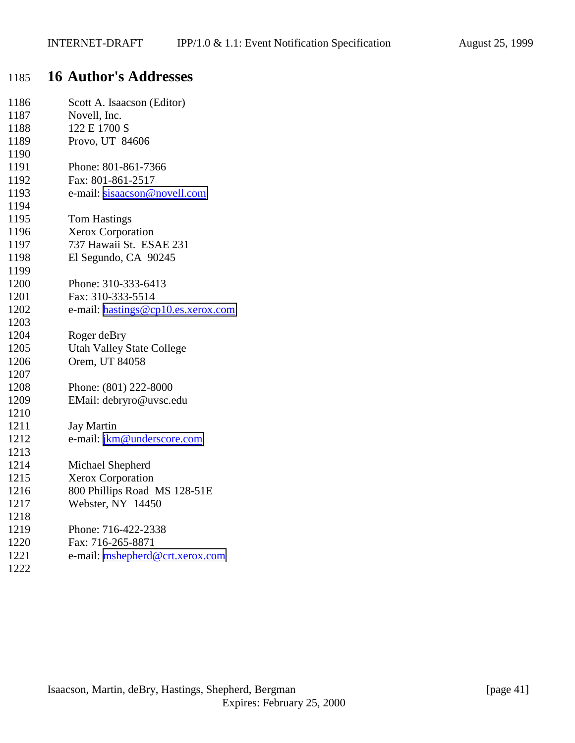# 16 Author's Addresses

Scott A. Isaacson (Editor)
Novell, Inc.
122 E 1700 S
Provo, UT  84606

Phone: 801-861-7366
Fax: 801-861-2517
e-mail: sisaacson@novell.com

Tom Hastings
Xerox Corporation
737 Hawaii St.  ESAE 231
El Segundo, CA  90245

Phone: 310-333-6413
Fax: 310-333-5514
e-mail: hastings@cp10.es.xerox.com

Roger deBry
Utah Valley State College
Orem, UT 84058

Phone: (801) 222-8000
EMail: debryro@uvsc.edu

Jay Martin
e-mail: jkm@underscore.com

Michael Shepherd
Xerox Corporation
800 Phillips Road  MS 128-51E
Webster, NY  14450

Phone: 716-422-2338
Fax: 716-265-8871
e-mail: mshepherd@crt.xerox.com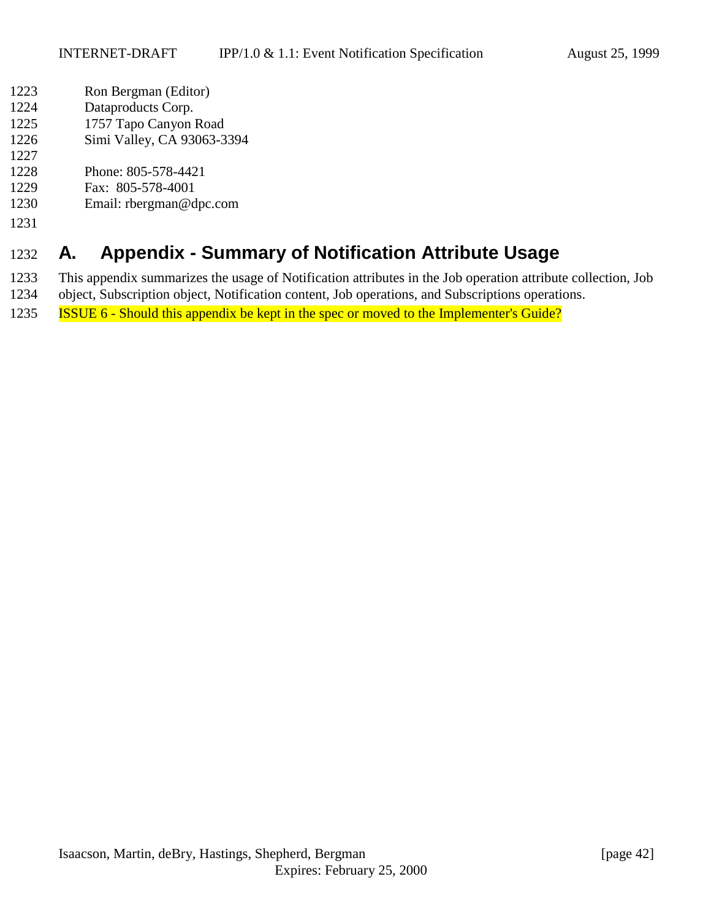Ron Bergman (Editor)
Dataproducts Corp.
1757 Tapo Canyon Road
Simi Valley, CA 93063-3394

Phone: 805-578-4421
Fax: 805-578-4001
Email: rbergman@dpc.com

# A. Appendix - Summary of Notification Attribute Usage

This appendix summarizes the usage of Notification attributes in the Job operation attribute collection, Job object, Subscription object, Notification content, Job operations, and Subscriptions operations.

ISSUE 6 - Should this appendix be kept in the spec or moved to the Implementer's Guide?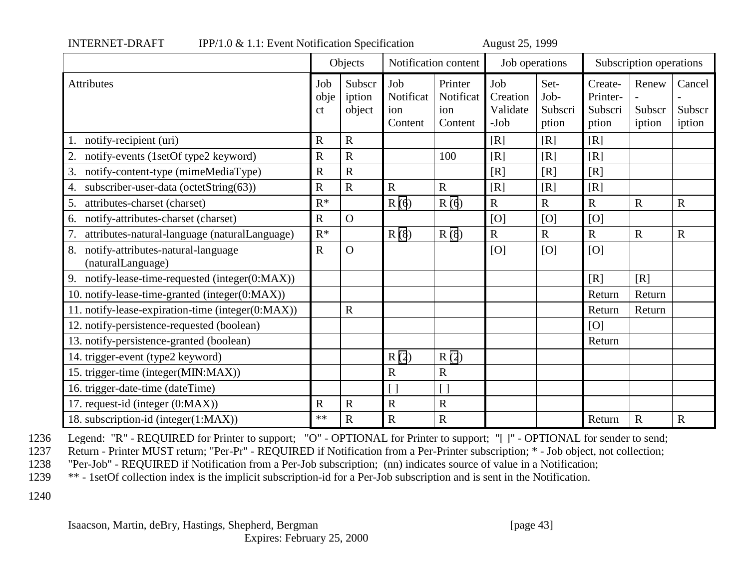| | Objects | | Notification content | | Job operations | | Subscription operations | | |
|---|---|---|---|---|---|---|---|---|---|
| Attributes | Job object | Subscription object | Job Notification Content | Printer Notification Content | Job Creation Validate-Job | Set-Job-Subscription | Create-Printer-Subscription | Renew-Subscription | Cancel-Subscription |
| 1. notify-recipient (uri) | R | R | | | [R] | [R] | [R] | | |
| 2. notify-events (1setOf type2 keyword) | R | R | | 100 | [R] | [R] | [R] | | |
| 3. notify-content-type (mimeMediaType) | R | R | | | [R] | [R] | [R] | | |
| 4. subscriber-user-data (octetString(63)) | R | R | R | R | [R] | [R] | [R] | | |
| 5. attributes-charset (charset) | R* | | R (6) | R (6) | R | R | R | R | R |
| 6. notify-attributes-charset (charset) | R | O | | | [O] | [O] | [O] | | |
| 7. attributes-natural-language (naturalLanguage) | R* | | R (8) | R (8) | R | R | R | R | R |
| 8. notify-attributes-natural-language (naturalLanguage) | R | O | | | [O] | [O] | [O] | | |
| 9. notify-lease-time-requested (integer(0:MAX)) | | | | | | | [R] | [R] | |
| 10. notify-lease-time-granted (integer(0:MAX)) | | | | | | | Return | Return | |
| 11. notify-lease-expiration-time (integer(0:MAX)) | | R | | | | | Return | Return | |
| 12. notify-persistence-requested (boolean) | | | | | | | [O] | | |
| 13. notify-persistence-granted (boolean) | | | | | | | Return | | |
| 14. trigger-event (type2 keyword) | | | R (2) | R (2) | | | | | |
| 15. trigger-time (integer(MIN:MAX)) | | | R | R | | | | | |
| 16. trigger-date-time (dateTime) | | | [ ] | [ ] | | | | | |
| 17. request-id (integer (0:MAX)) | R | R | R | R | | | | | |
| 18. subscription-id (integer(1:MAX)) | ** | R | R | R | | | Return | R | R |

1236 Legend: "R" - REQUIRED for Printer to support; "O" - OPTIONAL for Printer to support; "[ ]" - OPTIONAL for sender to send;
1237 Return - Printer MUST return; "Per-Pr" - REQUIRED if Notification from a Per-Printer subscription; * - Job object, not collection;
1238 "Per-Job" - REQUIRED if Notification from a Per-Job subscription; (nn) indicates source of value in a Notification;
1239 ** - 1setOf collection index is the implicit subscription-id for a Per-Job subscription and is sent in the Notification.

1240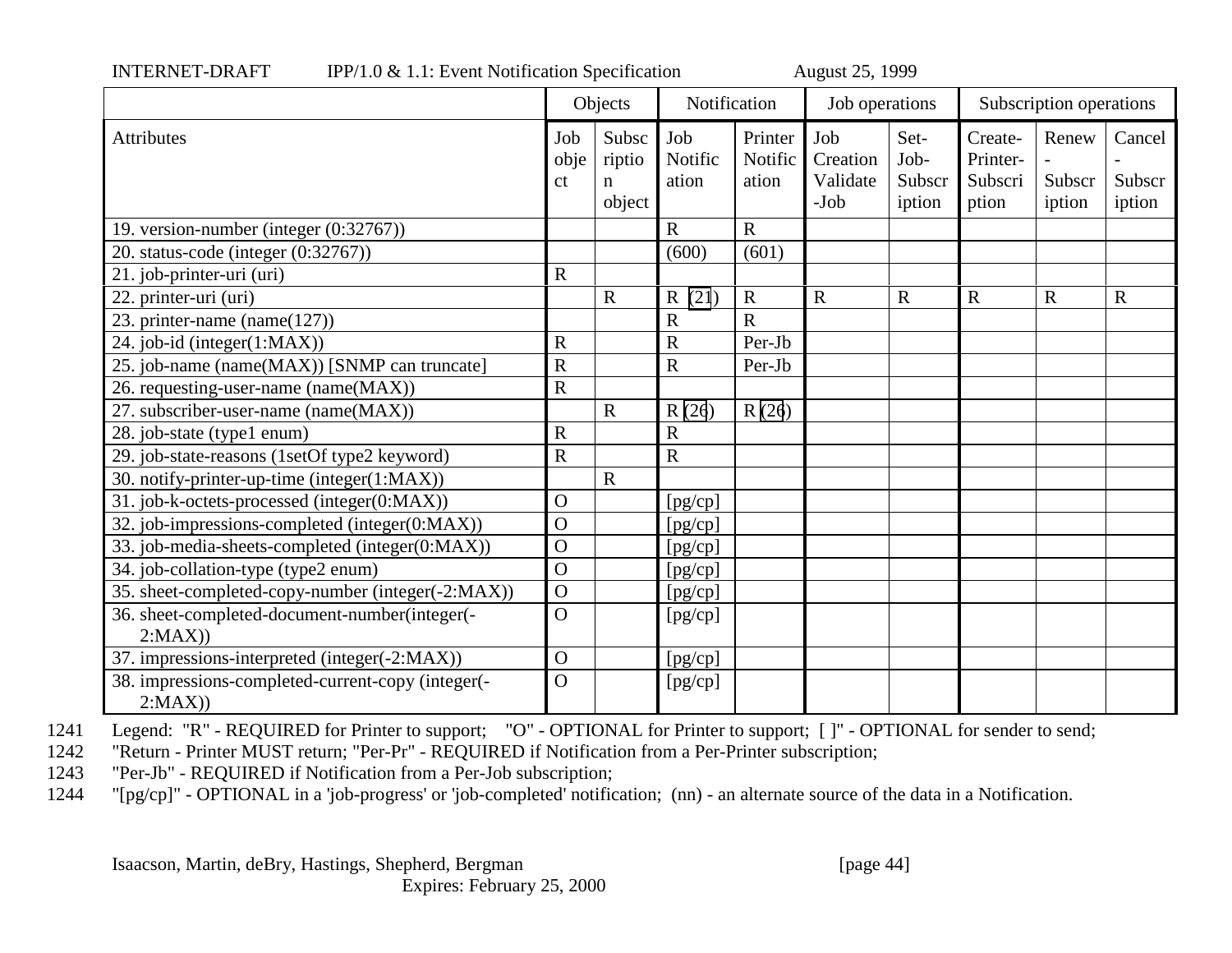| | Objects | | Notification | | Job operations | | Subscription operations | | |
|---|---|---|---|---|---|---|---|---|---|
| Attributes | Job object | Subscription object | Job Notification | Printer Notification | Job Creation Validate-Job | Set-Job-Subscription | Create-Printer-Subscription | Renew-Subscription | Cancel-Subscription |
| 19. version-number (integer (0:32767)) | | | R | R | | | | | |
| 20. status-code (integer (0:32767)) | | | (600) | (601) | | | | | |
| 21. job-printer-uri (uri) | R | | | | | | | | |
| 22. printer-uri (uri) | | R | R (21) | R | R | R | R | R | R |
| 23. printer-name (name(127)) | | | R | R | | | | | |
| 24. job-id (integer(1:MAX)) | R | | R | Per-Jb | | | | | |
| 25. job-name (name(MAX)) [SNMP can truncate] | R | | R | Per-Jb | | | | | |
| 26. requesting-user-name (name(MAX)) | R | | | | | | | | |
| 27. subscriber-user-name (name(MAX)) | | R | R (26) | R (26) | | | | | |
| 28. job-state (type1 enum) | R | | R | | | | | | |
| 29. job-state-reasons (1setOf type2 keyword) | R | | R | | | | | | |
| 30. notify-printer-up-time (integer(1:MAX)) | | R | | | | | | | |
| 31. job-k-octets-processed (integer(0:MAX)) | O | | [pg/cp] | | | | | | |
| 32. job-impressions-completed (integer(0:MAX)) | O | | [pg/cp] | | | | | | |
| 33. job-media-sheets-completed (integer(0:MAX)) | O | | [pg/cp] | | | | | | |
| 34. job-collation-type (type2 enum) | O | | [pg/cp] | | | | | | |
| 35. sheet-completed-copy-number (integer(-2:MAX)) | O | | [pg/cp] | | | | | | |
| 36. sheet-completed-document-number(integer(-2:MAX)) | O | | [pg/cp] | | | | | | |
| 37. impressions-interpreted (integer(-2:MAX)) | O | | [pg/cp] | | | | | | |
| 38. impressions-completed-current-copy (integer(-2:MAX)) | O | | [pg/cp] | | | | | | |

1241 Legend: "R" - REQUIRED for Printer to support; "O" - OPTIONAL for Printer to support; [ ]" - OPTIONAL for sender to send;
1242 "Return - Printer MUST return; "Per-Pr" - REQUIRED if Notification from a Per-Printer subscription;
1243 "Per-Jb" - REQUIRED if Notification from a Per-Job subscription;
1244 "[pg/cp]" - OPTIONAL in a 'job-progress' or 'job-completed' notification; (nn) - an alternate source of the data in a Notification.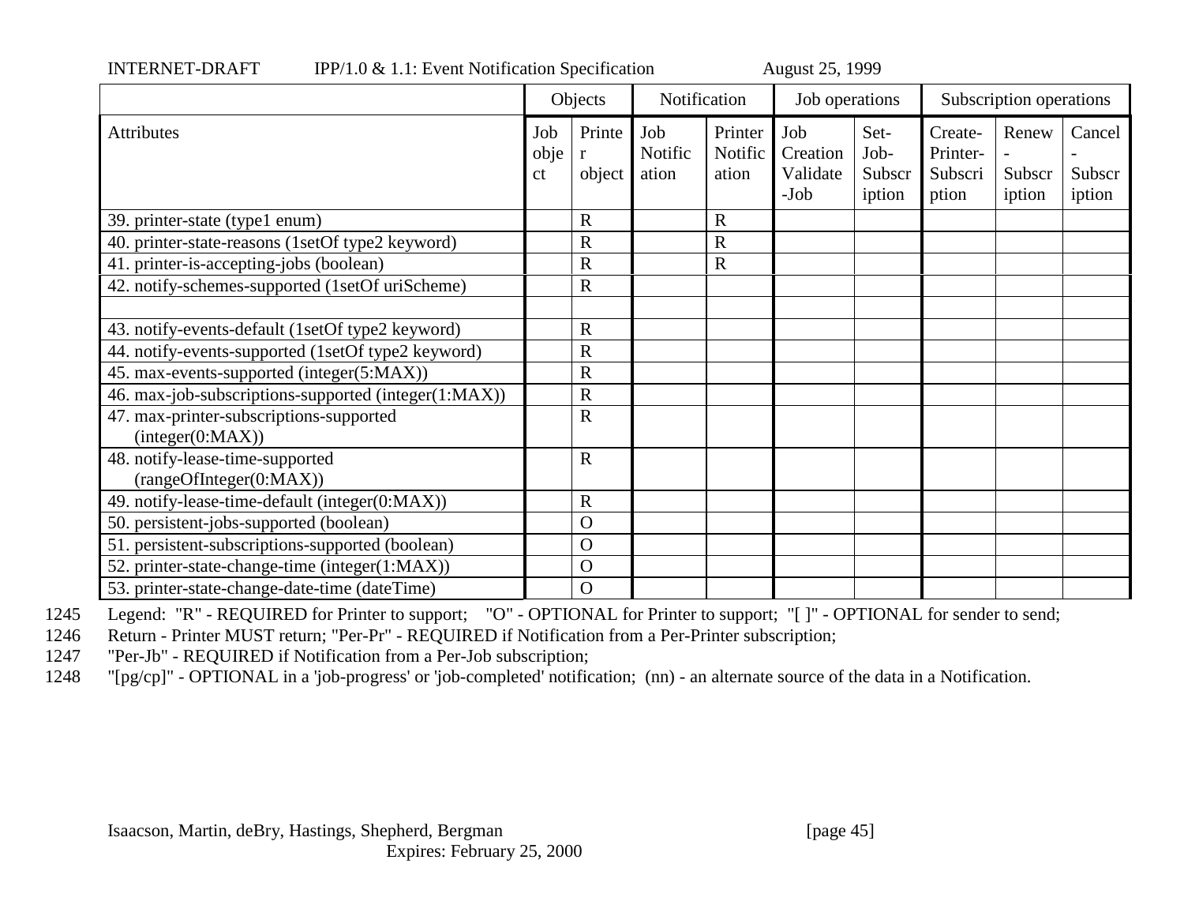| | Objects | | Notification | | Job operations | | Subscription operations | | |
|---|---|---|---|---|---|---|---|---|---|
| Attributes | Job object | Printer object | Job Notification | Printer Notification | Job Creation Validate-Job | Set-Job-Subscription | Create-Printer-Subscription | Renew-Subscription | Cancel-Subscription |
| 39. printer-state (type1 enum) | | R | | R | | | | | |
| 40. printer-state-reasons (1setOf type2 keyword) | | R | | R | | | | | |
| 41. printer-is-accepting-jobs (boolean) | | R | | R | | | | | |
| 42. notify-schemes-supported (1setOf uriScheme) | | R | | | | | | | |
| | | | | | | | | | |
| 43. notify-events-default (1setOf type2 keyword) | | R | | | | | | | |
| 44. notify-events-supported (1setOf type2 keyword) | | R | | | | | | | |
| 45. max-events-supported (integer(5:MAX)) | | R | | | | | | | |
| 46. max-job-subscriptions-supported (integer(1:MAX)) | | R | | | | | | | |
| 47. max-printer-subscriptions-supported (integer(0:MAX)) | | R | | | | | | | |
| 48. notify-lease-time-supported (rangeOfInteger(0:MAX)) | | R | | | | | | | |
| 49. notify-lease-time-default (integer(0:MAX)) | | R | | | | | | | |
| 50. persistent-jobs-supported (boolean) | | O | | | | | | | |
| 51. persistent-subscriptions-supported (boolean) | | O | | | | | | | |
| 52. printer-state-change-time (integer(1:MAX)) | | O | | | | | | | |
| 53. printer-state-change-date-time (dateTime) | | O | | | | | | | |

1245 Legend: "R" - REQUIRED for Printer to support; "O" - OPTIONAL for Printer to support; "[ ]" - OPTIONAL for sender to send;
1246 Return - Printer MUST return; "Per-Pr" - REQUIRED if Notification from a Per-Printer subscription;
1247 "Per-Jb" - REQUIRED if Notification from a Per-Job subscription;
1248 "[pg/cp]" - OPTIONAL in a 'job-progress' or 'job-completed' notification; (nn) - an alternate source of the data in a Notification.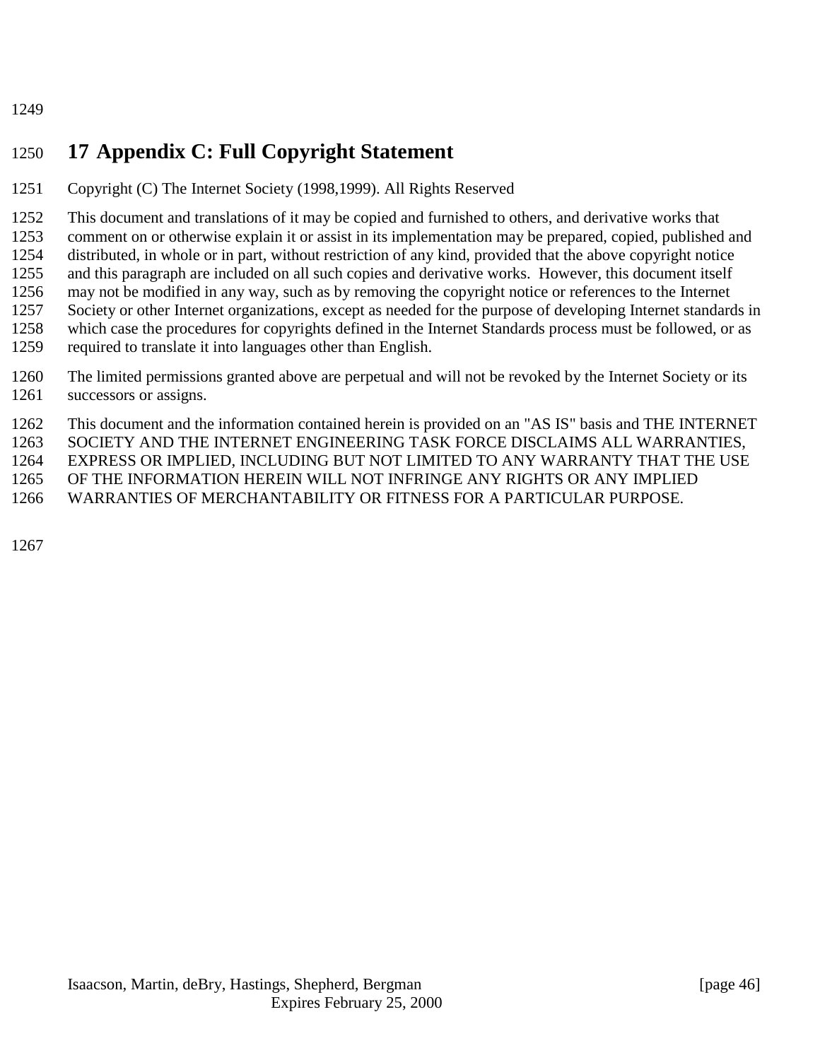# 17 Appendix C: Full Copyright Statement

Copyright (C) The Internet Society (1998,1999). All Rights Reserved

This document and translations of it may be copied and furnished to others, and derivative works that comment on or otherwise explain it or assist in its implementation may be prepared, copied, published and distributed, in whole or in part, without restriction of any kind, provided that the above copyright notice and this paragraph are included on all such copies and derivative works. However, this document itself may not be modified in any way, such as by removing the copyright notice or references to the Internet Society or other Internet organizations, except as needed for the purpose of developing Internet standards in which case the procedures for copyrights defined in the Internet Standards process must be followed, or as required to translate it into languages other than English.

The limited permissions granted above are perpetual and will not be revoked by the Internet Society or its successors or assigns.

This document and the information contained herein is provided on an "AS IS" basis and THE INTERNET SOCIETY AND THE INTERNET ENGINEERING TASK FORCE DISCLAIMS ALL WARRANTIES, EXPRESS OR IMPLIED, INCLUDING BUT NOT LIMITED TO ANY WARRANTY THAT THE USE OF THE INFORMATION HEREIN WILL NOT INFRINGE ANY RIGHTS OR ANY IMPLIED WARRANTIES OF MERCHANTABILITY OR FITNESS FOR A PARTICULAR PURPOSE.